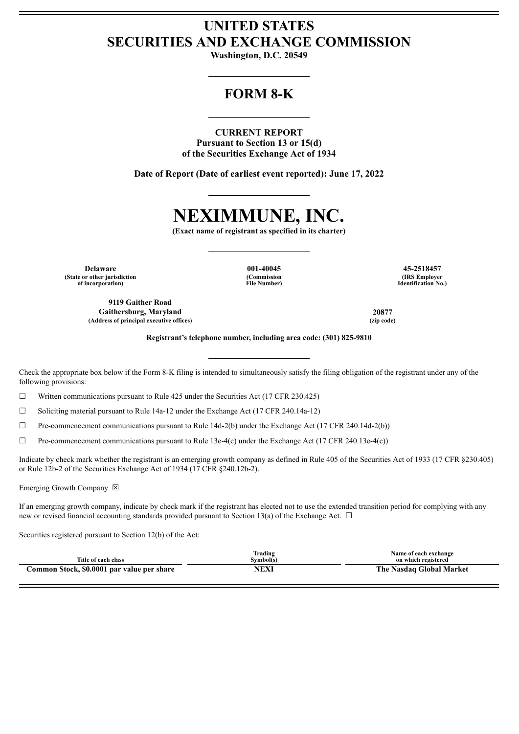# UNITED STATES
# SECURITIES AND EXCHANGE COMMISSION

**Washington, D.C. 20549**

## FORM 8-K

**CURRENT REPORT**
**Pursuant to Section 13 or 15(d)**
**of the Securities Exchange Act of 1934**

**Date of Report (Date of earliest event reported): June 17, 2022**

# NEXIMMUNE, INC.

**(Exact name of registrant as specified in its charter)**

| Delaware | 001-40045 | 45-2518457 |
|---|---|---|
| (State or other jurisdiction of incorporation) | (Commission File Number) | (IRS Employer Identification No.) |

| 9119 Gaither Road Gaithersburg, Maryland | 20877 |
|---|---|
| (Address of principal executive offices) | (zip code) |

**Registrant's telephone number, including area code: (301) 825-9810**

Check the appropriate box below if the Form 8-K filing is intended to simultaneously satisfy the filing obligation of the registrant under any of the following provisions:

☐ Written communications pursuant to Rule 425 under the Securities Act (17 CFR 230.425)

☐ Soliciting material pursuant to Rule 14a-12 under the Exchange Act (17 CFR 240.14a-12)

☐ Pre-commencement communications pursuant to Rule 14d-2(b) under the Exchange Act (17 CFR 240.14d-2(b))

☐ Pre-commencement communications pursuant to Rule 13e-4(c) under the Exchange Act (17 CFR 240.13e-4(c))

Indicate by check mark whether the registrant is an emerging growth company as defined in Rule 405 of the Securities Act of 1933 (17 CFR §230.405) or Rule 12b-2 of the Securities Exchange Act of 1934 (17 CFR §240.12b-2).

Emerging Growth Company ☒

If an emerging growth company, indicate by check mark if the registrant has elected not to use the extended transition period for complying with any new or revised financial accounting standards provided pursuant to Section 13(a) of the Exchange Act. ☐

Securities registered pursuant to Section 12(b) of the Act:

| Title of each class | Trading Symbol(s) | Name of each exchange on which registered |
|---|---|---|
| **Common Stock, $0.0001 par value per share** | **NEXI** | **The Nasdaq Global Market** |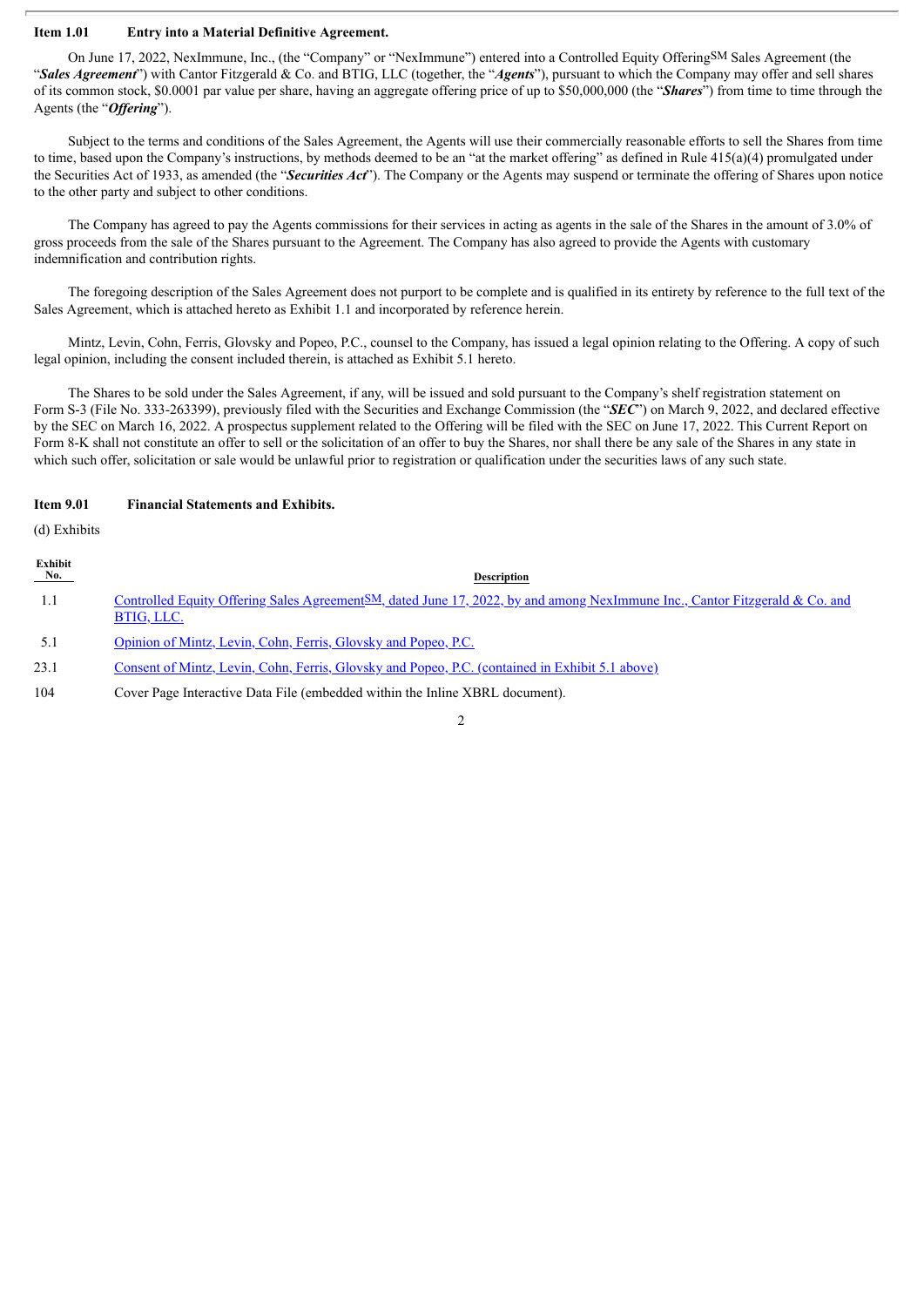**Item 1.01 Entry into a Material Definitive Agreement.**

On June 17, 2022, NexImmune, Inc., (the "Company" or "NexImmune") entered into a Controlled Equity Offering[SM] Sales Agreement (the "***Sales Agreement***") with Cantor Fitzgerald & Co. and BTIG, LLC (together, the "***Agents***"), pursuant to which the Company may offer and sell shares of its common stock, $0.0001 par value per share, having an aggregate offering price of up to $50,000,000 (the "***Shares***") from time to time through the Agents (the "***Offering***").

Subject to the terms and conditions of the Sales Agreement, the Agents will use their commercially reasonable efforts to sell the Shares from time to time, based upon the Company's instructions, by methods deemed to be an "at the market offering" as defined in Rule 415(a)(4) promulgated under the Securities Act of 1933, as amended (the "***Securities Act***"). The Company or the Agents may suspend or terminate the offering of Shares upon notice to the other party and subject to other conditions.

The Company has agreed to pay the Agents commissions for their services in acting as agents in the sale of the Shares in the amount of 3.0% of gross proceeds from the sale of the Shares pursuant to the Agreement. The Company has also agreed to provide the Agents with customary indemnification and contribution rights.

The foregoing description of the Sales Agreement does not purport to be complete and is qualified in its entirety by reference to the full text of the Sales Agreement, which is attached hereto as Exhibit 1.1 and incorporated by reference herein.

Mintz, Levin, Cohn, Ferris, Glovsky and Popeo, P.C., counsel to the Company, has issued a legal opinion relating to the Offering. A copy of such legal opinion, including the consent included therein, is attached as Exhibit 5.1 hereto.

The Shares to be sold under the Sales Agreement, if any, will be issued and sold pursuant to the Company's shelf registration statement on Form S-3 (File No. 333-263399), previously filed with the Securities and Exchange Commission (the "***SEC***") on March 9, 2022, and declared effective by the SEC on March 16, 2022. A prospectus supplement related to the Offering will be filed with the SEC on June 17, 2022. This Current Report on Form 8-K shall not constitute an offer to sell or the solicitation of an offer to buy the Shares, nor shall there be any sale of the Shares in any state in which such offer, solicitation or sale would be unlawful prior to registration or qualification under the securities laws of any such state.

**Item 9.01 Financial Statements and Exhibits.**

(d) Exhibits

| Exhibit No. | Description |
|---|---|
| 1.1 | Controlled Equity Offering Sales Agreement[SM], dated June 17, 2022, by and among NexImmune Inc., Cantor Fitzgerald & Co. and BTIG, LLC. |
| 5.1 | Opinion of Mintz, Levin, Cohn, Ferris, Glovsky and Popeo, P.C. |
| 23.1 | Consent of Mintz, Levin, Cohn, Ferris, Glovsky and Popeo, P.C. (contained in Exhibit 5.1 above) |
| 104 | Cover Page Interactive Data File (embedded within the Inline XBRL document). |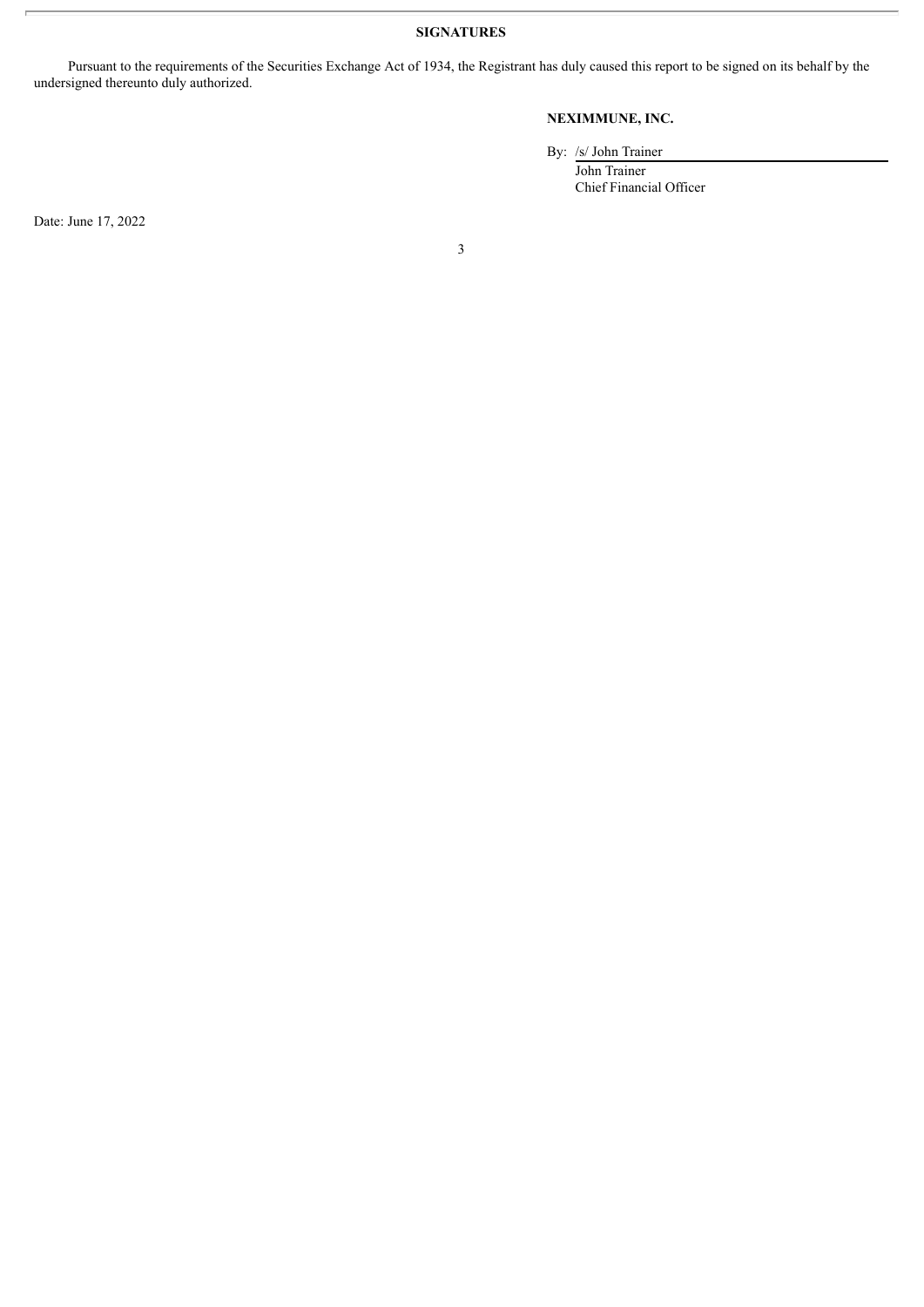**SIGNATURES**

Pursuant to the requirements of the Securities Exchange Act of 1934, the Registrant has duly caused this report to be signed on its behalf by the undersigned thereunto duly authorized.

**NEXIMMUNE, INC.**

By: /s/ John Trainer

John Trainer

Chief Financial Officer

Date: June 17, 2022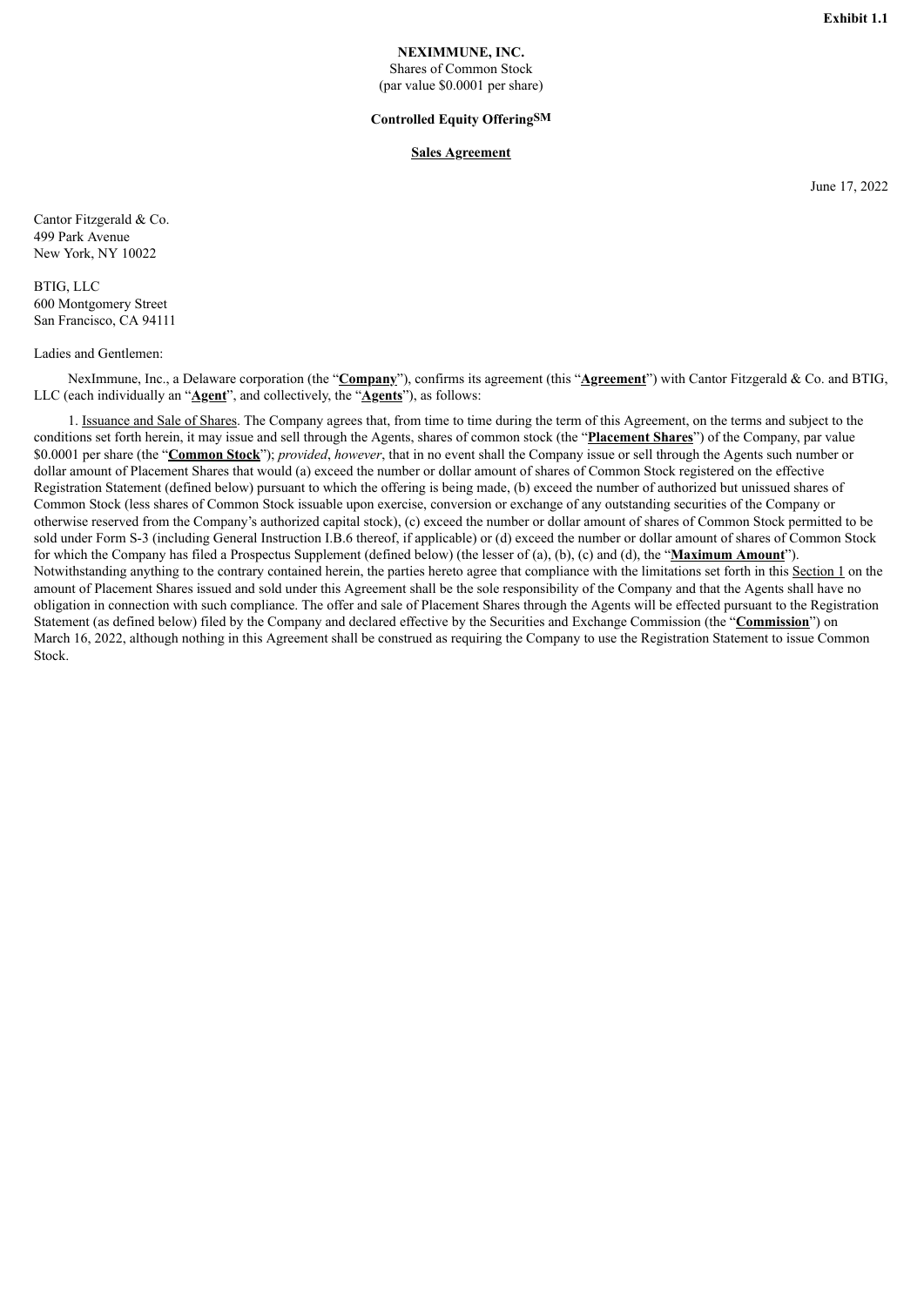**Exhibit 1.1**

**NEXIMMUNE, INC.**
Shares of Common Stock
(par value $0.0001 per share)

**Controlled Equity Offering**SM

**Sales Agreement**

June 17, 2022

Cantor Fitzgerald & Co.
499 Park Avenue
New York, NY 10022

BTIG, LLC
600 Montgomery Street
San Francisco, CA 94111

Ladies and Gentlemen:

NexImmune, Inc., a Delaware corporation (the "**Company**"), confirms its agreement (this "**Agreement**") with Cantor Fitzgerald & Co. and BTIG, LLC (each individually an "**Agent**", and collectively, the "**Agents**"), as follows:

1. Issuance and Sale of Shares. The Company agrees that, from time to time during the term of this Agreement, on the terms and subject to the conditions set forth herein, it may issue and sell through the Agents, shares of common stock (the "**Placement Shares**") of the Company, par value $0.0001 per share (the "**Common Stock**"); *provided*, *however*, that in no event shall the Company issue or sell through the Agents such number or dollar amount of Placement Shares that would (a) exceed the number or dollar amount of shares of Common Stock registered on the effective Registration Statement (defined below) pursuant to which the offering is being made, (b) exceed the number of authorized but unissued shares of Common Stock (less shares of Common Stock issuable upon exercise, conversion or exchange of any outstanding securities of the Company or otherwise reserved from the Company's authorized capital stock), (c) exceed the number or dollar amount of shares of Common Stock permitted to be sold under Form S-3 (including General Instruction I.B.6 thereof, if applicable) or (d) exceed the number or dollar amount of shares of Common Stock for which the Company has filed a Prospectus Supplement (defined below) (the lesser of (a), (b), (c) and (d), the "**Maximum Amount**"). Notwithstanding anything to the contrary contained herein, the parties hereto agree that compliance with the limitations set forth in this Section 1 on the amount of Placement Shares issued and sold under this Agreement shall be the sole responsibility of the Company and that the Agents shall have no obligation in connection with such compliance. The offer and sale of Placement Shares through the Agents will be effected pursuant to the Registration Statement (as defined below) filed by the Company and declared effective by the Securities and Exchange Commission (the "**Commission**") on March 16, 2022, although nothing in this Agreement shall be construed as requiring the Company to use the Registration Statement to issue Common Stock.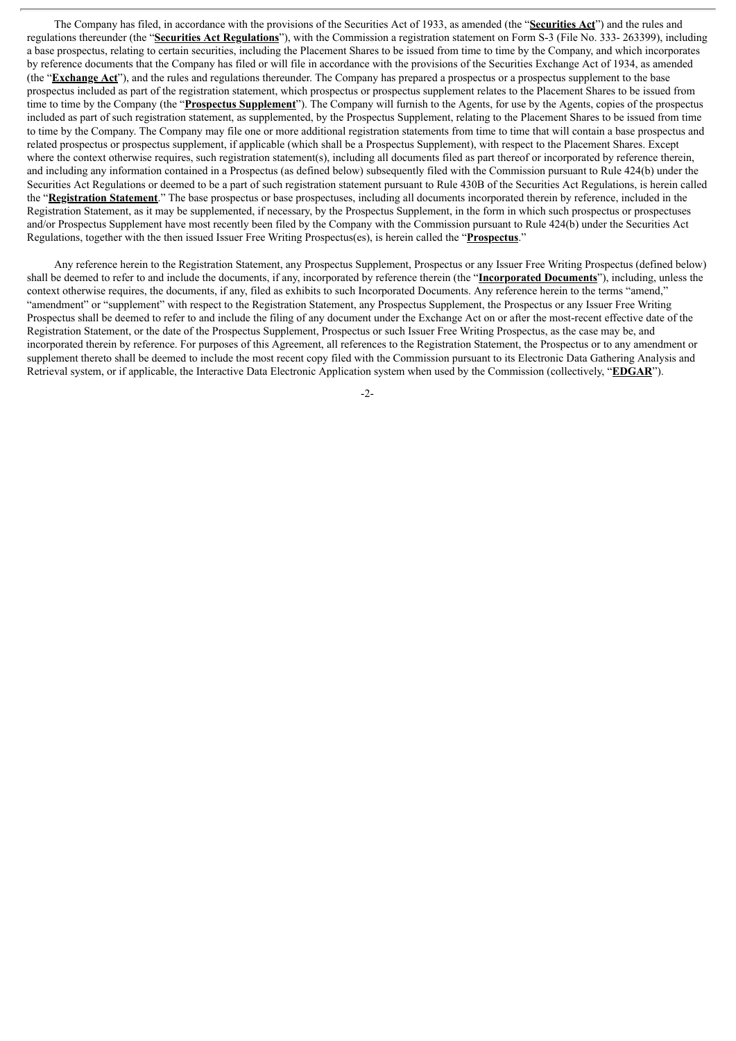The Company has filed, in accordance with the provisions of the Securities Act of 1933, as amended (the "**Securities Act**") and the rules and regulations thereunder (the "**Securities Act Regulations**"), with the Commission a registration statement on Form S-3 (File No. 333- 263399), including a base prospectus, relating to certain securities, including the Placement Shares to be issued from time to time by the Company, and which incorporates by reference documents that the Company has filed or will file in accordance with the provisions of the Securities Exchange Act of 1934, as amended (the "**Exchange Act**"), and the rules and regulations thereunder. The Company has prepared a prospectus or a prospectus supplement to the base prospectus included as part of the registration statement, which prospectus or prospectus supplement relates to the Placement Shares to be issued from time to time by the Company (the "**Prospectus Supplement**"). The Company will furnish to the Agents, for use by the Agents, copies of the prospectus included as part of such registration statement, as supplemented, by the Prospectus Supplement, relating to the Placement Shares to be issued from time to time by the Company. The Company may file one or more additional registration statements from time to time that will contain a base prospectus and related prospectus or prospectus supplement, if applicable (which shall be a Prospectus Supplement), with respect to the Placement Shares. Except where the context otherwise requires, such registration statement(s), including all documents filed as part thereof or incorporated by reference therein, and including any information contained in a Prospectus (as defined below) subsequently filed with the Commission pursuant to Rule 424(b) under the Securities Act Regulations or deemed to be a part of such registration statement pursuant to Rule 430B of the Securities Act Regulations, is herein called the "**Registration Statement**." The base prospectus or base prospectuses, including all documents incorporated therein by reference, included in the Registration Statement, as it may be supplemented, if necessary, by the Prospectus Supplement, in the form in which such prospectus or prospectuses and/or Prospectus Supplement have most recently been filed by the Company with the Commission pursuant to Rule 424(b) under the Securities Act Regulations, together with the then issued Issuer Free Writing Prospectus(es), is herein called the "**Prospectus**."

Any reference herein to the Registration Statement, any Prospectus Supplement, Prospectus or any Issuer Free Writing Prospectus (defined below) shall be deemed to refer to and include the documents, if any, incorporated by reference therein (the "**Incorporated Documents**"), including, unless the context otherwise requires, the documents, if any, filed as exhibits to such Incorporated Documents. Any reference herein to the terms "amend," "amendment" or "supplement" with respect to the Registration Statement, any Prospectus Supplement, the Prospectus or any Issuer Free Writing Prospectus shall be deemed to refer to and include the filing of any document under the Exchange Act on or after the most-recent effective date of the Registration Statement, or the date of the Prospectus Supplement, Prospectus or such Issuer Free Writing Prospectus, as the case may be, and incorporated therein by reference. For purposes of this Agreement, all references to the Registration Statement, the Prospectus or to any amendment or supplement thereto shall be deemed to include the most recent copy filed with the Commission pursuant to its Electronic Data Gathering Analysis and Retrieval system, or if applicable, the Interactive Data Electronic Application system when used by the Commission (collectively, "**EDGAR**").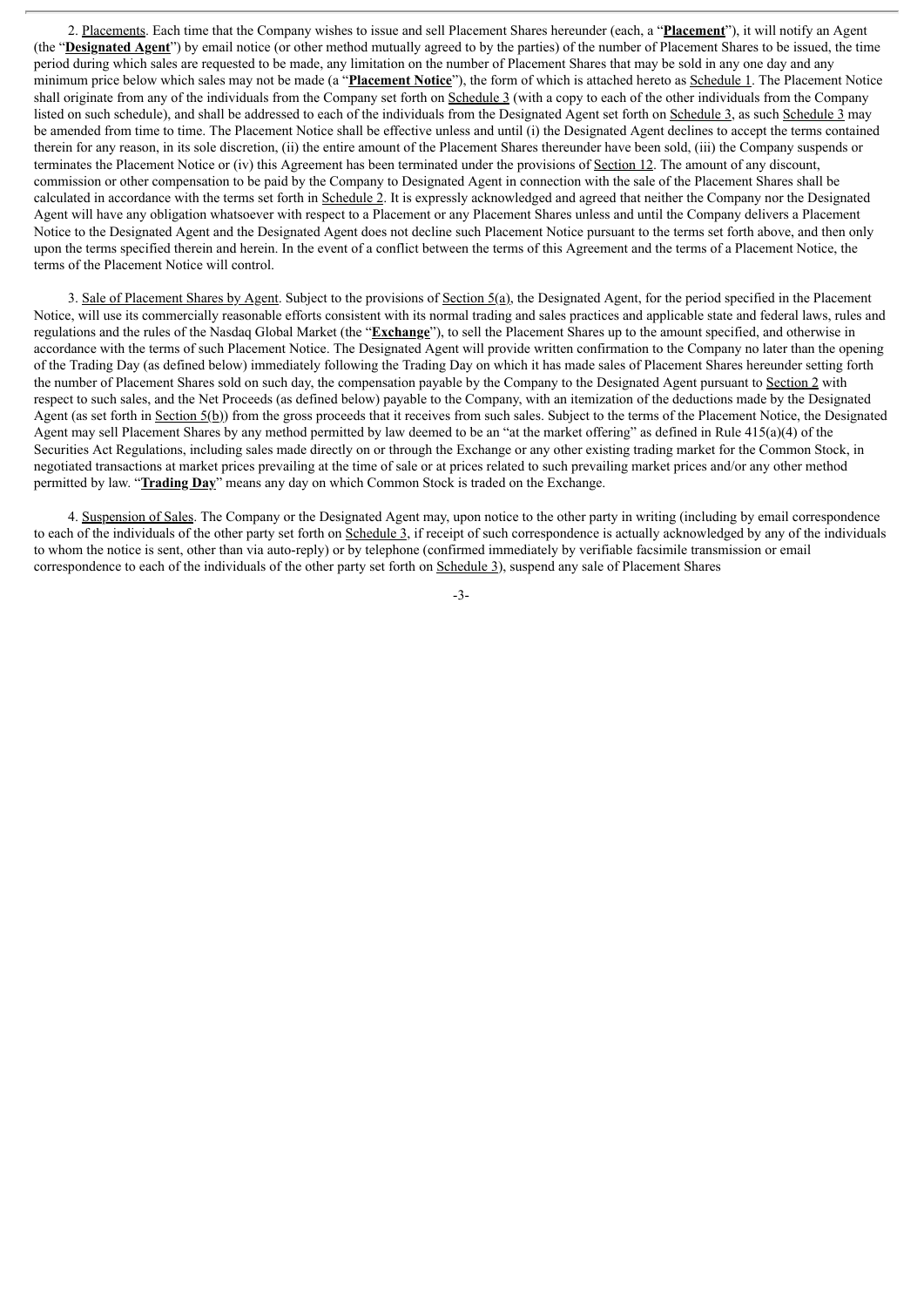2. Placements. Each time that the Company wishes to issue and sell Placement Shares hereunder (each, a "**Placement**"), it will notify an Agent (the "**Designated Agent**") by email notice (or other method mutually agreed to by the parties) of the number of Placement Shares to be issued, the time period during which sales are requested to be made, any limitation on the number of Placement Shares that may be sold in any one day and any minimum price below which sales may not be made (a "**Placement Notice**"), the form of which is attached hereto as Schedule 1. The Placement Notice shall originate from any of the individuals from the Company set forth on Schedule 3 (with a copy to each of the other individuals from the Company listed on such schedule), and shall be addressed to each of the individuals from the Designated Agent set forth on Schedule 3, as such Schedule 3 may be amended from time to time. The Placement Notice shall be effective unless and until (i) the Designated Agent declines to accept the terms contained therein for any reason, in its sole discretion, (ii) the entire amount of the Placement Shares thereunder have been sold, (iii) the Company suspends or terminates the Placement Notice or (iv) this Agreement has been terminated under the provisions of Section 12. The amount of any discount, commission or other compensation to be paid by the Company to Designated Agent in connection with the sale of the Placement Shares shall be calculated in accordance with the terms set forth in Schedule 2. It is expressly acknowledged and agreed that neither the Company nor the Designated Agent will have any obligation whatsoever with respect to a Placement or any Placement Shares unless and until the Company delivers a Placement Notice to the Designated Agent and the Designated Agent does not decline such Placement Notice pursuant to the terms set forth above, and then only upon the terms specified therein and herein. In the event of a conflict between the terms of this Agreement and the terms of a Placement Notice, the terms of the Placement Notice will control.

3. Sale of Placement Shares by Agent. Subject to the provisions of Section 5(a), the Designated Agent, for the period specified in the Placement Notice, will use its commercially reasonable efforts consistent with its normal trading and sales practices and applicable state and federal laws, rules and regulations and the rules of the Nasdaq Global Market (the "**Exchange**"), to sell the Placement Shares up to the amount specified, and otherwise in accordance with the terms of such Placement Notice. The Designated Agent will provide written confirmation to the Company no later than the opening of the Trading Day (as defined below) immediately following the Trading Day on which it has made sales of Placement Shares hereunder setting forth the number of Placement Shares sold on such day, the compensation payable by the Company to the Designated Agent pursuant to Section 2 with respect to such sales, and the Net Proceeds (as defined below) payable to the Company, with an itemization of the deductions made by the Designated Agent (as set forth in Section 5(b)) from the gross proceeds that it receives from such sales. Subject to the terms of the Placement Notice, the Designated Agent may sell Placement Shares by any method permitted by law deemed to be an "at the market offering" as defined in Rule 415(a)(4) of the Securities Act Regulations, including sales made directly on or through the Exchange or any other existing trading market for the Common Stock, in negotiated transactions at market prices prevailing at the time of sale or at prices related to such prevailing market prices and/or any other method permitted by law. "**Trading Day**" means any day on which Common Stock is traded on the Exchange.

4. Suspension of Sales. The Company or the Designated Agent may, upon notice to the other party in writing (including by email correspondence to each of the individuals of the other party set forth on Schedule 3, if receipt of such correspondence is actually acknowledged by any of the individuals to whom the notice is sent, other than via auto-reply) or by telephone (confirmed immediately by verifiable facsimile transmission or email correspondence to each of the individuals of the other party set forth on Schedule 3), suspend any sale of Placement Shares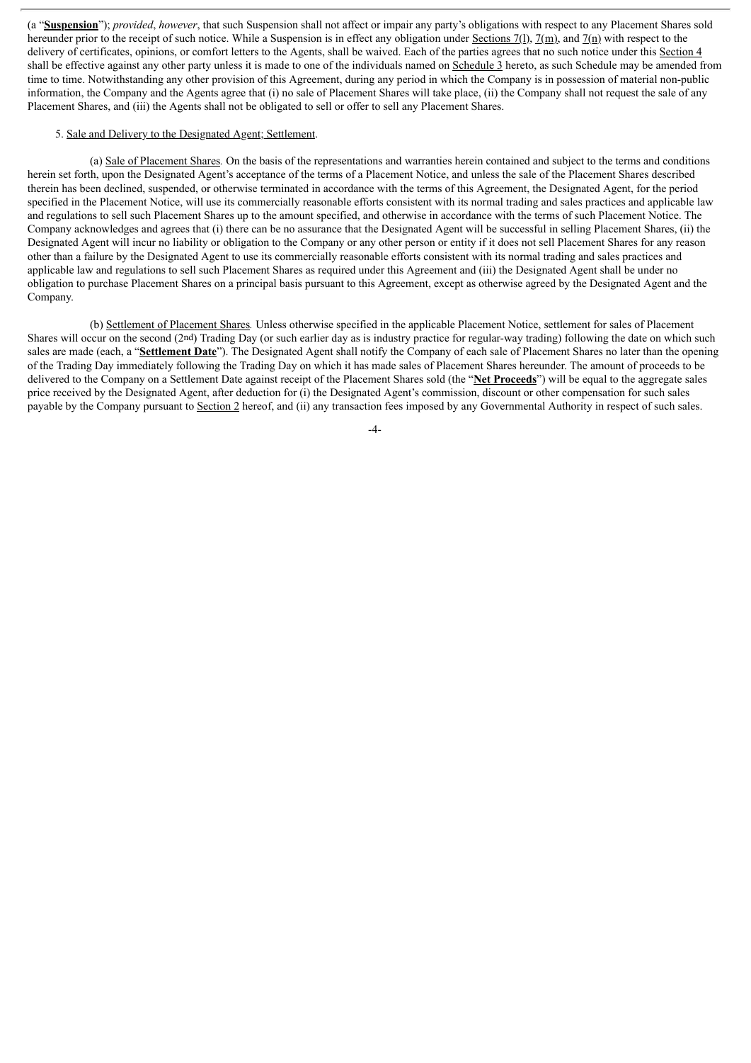(a "**Suspension**"); *provided*, *however*, that such Suspension shall not affect or impair any party's obligations with respect to any Placement Shares sold hereunder prior to the receipt of such notice. While a Suspension is in effect any obligation under Sections 7(l), 7(m), and 7(n) with respect to the delivery of certificates, opinions, or comfort letters to the Agents, shall be waived. Each of the parties agrees that no such notice under this Section 4 shall be effective against any other party unless it is made to one of the individuals named on Schedule 3 hereto, as such Schedule may be amended from time to time. Notwithstanding any other provision of this Agreement, during any period in which the Company is in possession of material non-public information, the Company and the Agents agree that (i) no sale of Placement Shares will take place, (ii) the Company shall not request the sale of any Placement Shares, and (iii) the Agents shall not be obligated to sell or offer to sell any Placement Shares.

5. Sale and Delivery to the Designated Agent; Settlement.

(a) Sale of Placement Shares*.* On the basis of the representations and warranties herein contained and subject to the terms and conditions herein set forth, upon the Designated Agent's acceptance of the terms of a Placement Notice, and unless the sale of the Placement Shares described therein has been declined, suspended, or otherwise terminated in accordance with the terms of this Agreement, the Designated Agent, for the period specified in the Placement Notice, will use its commercially reasonable efforts consistent with its normal trading and sales practices and applicable law and regulations to sell such Placement Shares up to the amount specified, and otherwise in accordance with the terms of such Placement Notice. The Company acknowledges and agrees that (i) there can be no assurance that the Designated Agent will be successful in selling Placement Shares, (ii) the Designated Agent will incur no liability or obligation to the Company or any other person or entity if it does not sell Placement Shares for any reason other than a failure by the Designated Agent to use its commercially reasonable efforts consistent with its normal trading and sales practices and applicable law and regulations to sell such Placement Shares as required under this Agreement and (iii) the Designated Agent shall be under no obligation to purchase Placement Shares on a principal basis pursuant to this Agreement, except as otherwise agreed by the Designated Agent and the Company.

(b) Settlement of Placement Shares*.* Unless otherwise specified in the applicable Placement Notice, settlement for sales of Placement Shares will occur on the second (2nd) Trading Day (or such earlier day as is industry practice for regular-way trading) following the date on which such sales are made (each, a "**Settlement Date**"). The Designated Agent shall notify the Company of each sale of Placement Shares no later than the opening of the Trading Day immediately following the Trading Day on which it has made sales of Placement Shares hereunder. The amount of proceeds to be delivered to the Company on a Settlement Date against receipt of the Placement Shares sold (the "**Net Proceeds**") will be equal to the aggregate sales price received by the Designated Agent, after deduction for (i) the Designated Agent's commission, discount or other compensation for such sales payable by the Company pursuant to Section 2 hereof, and (ii) any transaction fees imposed by any Governmental Authority in respect of such sales.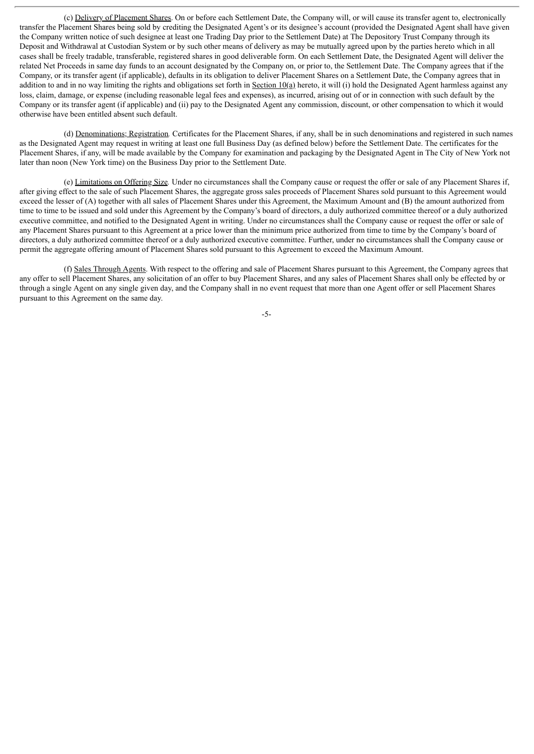(c) Delivery of Placement Shares. On or before each Settlement Date, the Company will, or will cause its transfer agent to, electronically transfer the Placement Shares being sold by crediting the Designated Agent's or its designee's account (provided the Designated Agent shall have given the Company written notice of such designee at least one Trading Day prior to the Settlement Date) at The Depository Trust Company through its Deposit and Withdrawal at Custodian System or by such other means of delivery as may be mutually agreed upon by the parties hereto which in all cases shall be freely tradable, transferable, registered shares in good deliverable form. On each Settlement Date, the Designated Agent will deliver the related Net Proceeds in same day funds to an account designated by the Company on, or prior to, the Settlement Date. The Company agrees that if the Company, or its transfer agent (if applicable), defaults in its obligation to deliver Placement Shares on a Settlement Date, the Company agrees that in addition to and in no way limiting the rights and obligations set forth in Section 10(a) hereto, it will (i) hold the Designated Agent harmless against any loss, claim, damage, or expense (including reasonable legal fees and expenses), as incurred, arising out of or in connection with such default by the Company or its transfer agent (if applicable) and (ii) pay to the Designated Agent any commission, discount, or other compensation to which it would otherwise have been entitled absent such default.

(d) Denominations; Registration. Certificates for the Placement Shares, if any, shall be in such denominations and registered in such names as the Designated Agent may request in writing at least one full Business Day (as defined below) before the Settlement Date. The certificates for the Placement Shares, if any, will be made available by the Company for examination and packaging by the Designated Agent in The City of New York not later than noon (New York time) on the Business Day prior to the Settlement Date.

(e) Limitations on Offering Size. Under no circumstances shall the Company cause or request the offer or sale of any Placement Shares if, after giving effect to the sale of such Placement Shares, the aggregate gross sales proceeds of Placement Shares sold pursuant to this Agreement would exceed the lesser of (A) together with all sales of Placement Shares under this Agreement, the Maximum Amount and (B) the amount authorized from time to time to be issued and sold under this Agreement by the Company's board of directors, a duly authorized committee thereof or a duly authorized executive committee, and notified to the Designated Agent in writing. Under no circumstances shall the Company cause or request the offer or sale of any Placement Shares pursuant to this Agreement at a price lower than the minimum price authorized from time to time by the Company's board of directors, a duly authorized committee thereof or a duly authorized executive committee. Further, under no circumstances shall the Company cause or permit the aggregate offering amount of Placement Shares sold pursuant to this Agreement to exceed the Maximum Amount.

(f) Sales Through Agents. With respect to the offering and sale of Placement Shares pursuant to this Agreement, the Company agrees that any offer to sell Placement Shares, any solicitation of an offer to buy Placement Shares, and any sales of Placement Shares shall only be effected by or through a single Agent on any single given day, and the Company shall in no event request that more than one Agent offer or sell Placement Shares pursuant to this Agreement on the same day.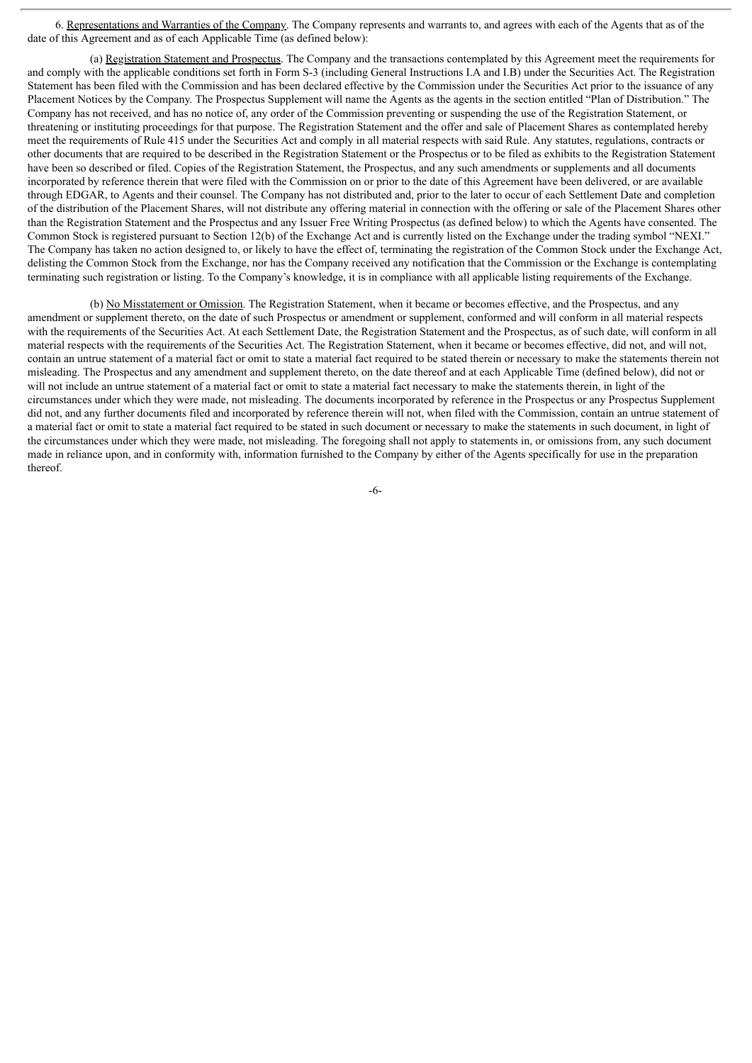6. Representations and Warranties of the Company. The Company represents and warrants to, and agrees with each of the Agents that as of the date of this Agreement and as of each Applicable Time (as defined below):

(a) Registration Statement and Prospectus. The Company and the transactions contemplated by this Agreement meet the requirements for and comply with the applicable conditions set forth in Form S-3 (including General Instructions I.A and I.B) under the Securities Act. The Registration Statement has been filed with the Commission and has been declared effective by the Commission under the Securities Act prior to the issuance of any Placement Notices by the Company. The Prospectus Supplement will name the Agents as the agents in the section entitled "Plan of Distribution." The Company has not received, and has no notice of, any order of the Commission preventing or suspending the use of the Registration Statement, or threatening or instituting proceedings for that purpose. The Registration Statement and the offer and sale of Placement Shares as contemplated hereby meet the requirements of Rule 415 under the Securities Act and comply in all material respects with said Rule. Any statutes, regulations, contracts or other documents that are required to be described in the Registration Statement or the Prospectus or to be filed as exhibits to the Registration Statement have been so described or filed. Copies of the Registration Statement, the Prospectus, and any such amendments or supplements and all documents incorporated by reference therein that were filed with the Commission on or prior to the date of this Agreement have been delivered, or are available through EDGAR, to Agents and their counsel. The Company has not distributed and, prior to the later to occur of each Settlement Date and completion of the distribution of the Placement Shares, will not distribute any offering material in connection with the offering or sale of the Placement Shares other than the Registration Statement and the Prospectus and any Issuer Free Writing Prospectus (as defined below) to which the Agents have consented. The Common Stock is registered pursuant to Section 12(b) of the Exchange Act and is currently listed on the Exchange under the trading symbol "NEXI." The Company has taken no action designed to, or likely to have the effect of, terminating the registration of the Common Stock under the Exchange Act, delisting the Common Stock from the Exchange, nor has the Company received any notification that the Commission or the Exchange is contemplating terminating such registration or listing. To the Company's knowledge, it is in compliance with all applicable listing requirements of the Exchange.

(b) No Misstatement or Omission. The Registration Statement, when it became or becomes effective, and the Prospectus, and any amendment or supplement thereto, on the date of such Prospectus or amendment or supplement, conformed and will conform in all material respects with the requirements of the Securities Act. At each Settlement Date, the Registration Statement and the Prospectus, as of such date, will conform in all material respects with the requirements of the Securities Act. The Registration Statement, when it became or becomes effective, did not, and will not, contain an untrue statement of a material fact or omit to state a material fact required to be stated therein or necessary to make the statements therein not misleading. The Prospectus and any amendment and supplement thereto, on the date thereof and at each Applicable Time (defined below), did not or will not include an untrue statement of a material fact or omit to state a material fact necessary to make the statements therein, in light of the circumstances under which they were made, not misleading. The documents incorporated by reference in the Prospectus or any Prospectus Supplement did not, and any further documents filed and incorporated by reference therein will not, when filed with the Commission, contain an untrue statement of a material fact or omit to state a material fact required to be stated in such document or necessary to make the statements in such document, in light of the circumstances under which they were made, not misleading. The foregoing shall not apply to statements in, or omissions from, any such document made in reliance upon, and in conformity with, information furnished to the Company by either of the Agents specifically for use in the preparation thereof.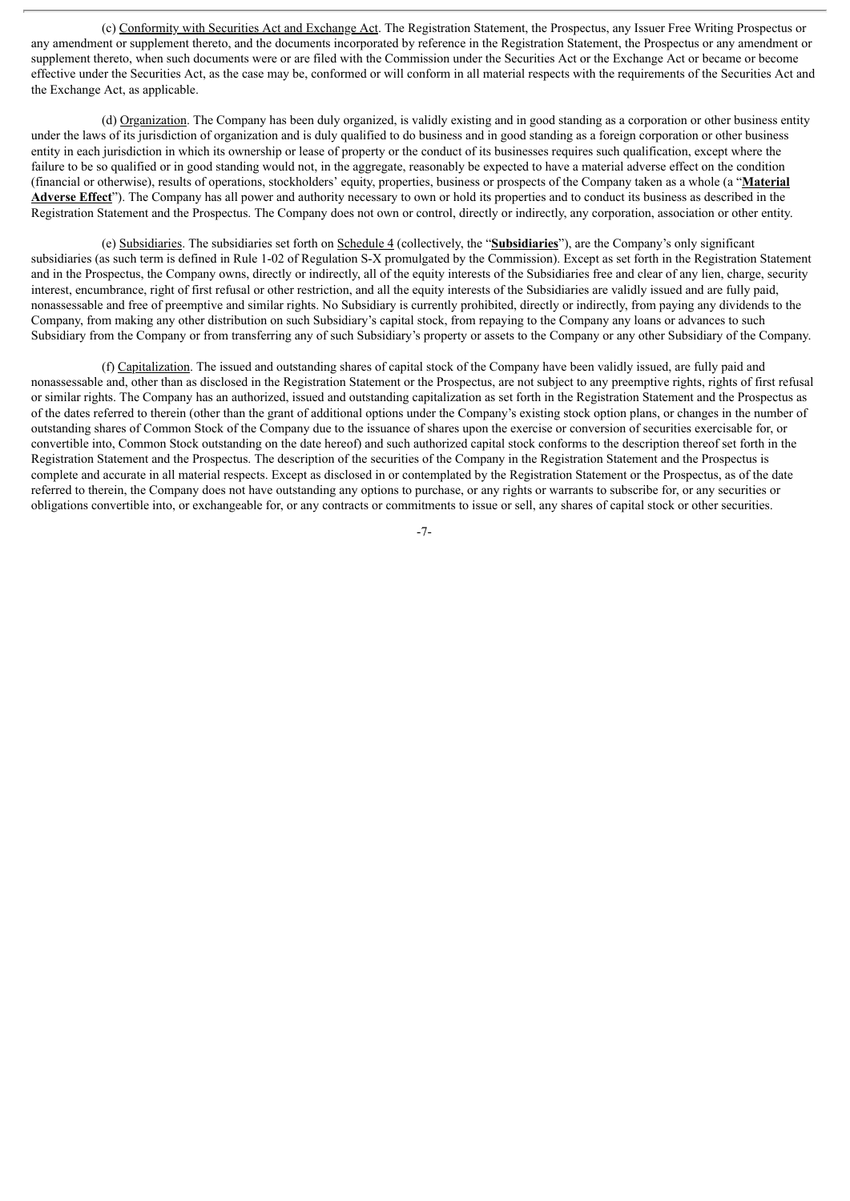(c) Conformity with Securities Act and Exchange Act. The Registration Statement, the Prospectus, any Issuer Free Writing Prospectus or any amendment or supplement thereto, and the documents incorporated by reference in the Registration Statement, the Prospectus or any amendment or supplement thereto, when such documents were or are filed with the Commission under the Securities Act or the Exchange Act or became or become effective under the Securities Act, as the case may be, conformed or will conform in all material respects with the requirements of the Securities Act and the Exchange Act, as applicable.

(d) Organization. The Company has been duly organized, is validly existing and in good standing as a corporation or other business entity under the laws of its jurisdiction of organization and is duly qualified to do business and in good standing as a foreign corporation or other business entity in each jurisdiction in which its ownership or lease of property or the conduct of its businesses requires such qualification, except where the failure to be so qualified or in good standing would not, in the aggregate, reasonably be expected to have a material adverse effect on the condition (financial or otherwise), results of operations, stockholders' equity, properties, business or prospects of the Company taken as a whole (a "**Material Adverse Effect**"). The Company has all power and authority necessary to own or hold its properties and to conduct its business as described in the Registration Statement and the Prospectus. The Company does not own or control, directly or indirectly, any corporation, association or other entity.

(e) Subsidiaries. The subsidiaries set forth on Schedule 4 (collectively, the "**Subsidiaries**"), are the Company's only significant subsidiaries (as such term is defined in Rule 1-02 of Regulation S-X promulgated by the Commission). Except as set forth in the Registration Statement and in the Prospectus, the Company owns, directly or indirectly, all of the equity interests of the Subsidiaries free and clear of any lien, charge, security interest, encumbrance, right of first refusal or other restriction, and all the equity interests of the Subsidiaries are validly issued and are fully paid, nonassessable and free of preemptive and similar rights. No Subsidiary is currently prohibited, directly or indirectly, from paying any dividends to the Company, from making any other distribution on such Subsidiary's capital stock, from repaying to the Company any loans or advances to such Subsidiary from the Company or from transferring any of such Subsidiary's property or assets to the Company or any other Subsidiary of the Company.

(f) Capitalization. The issued and outstanding shares of capital stock of the Company have been validly issued, are fully paid and nonassessable and, other than as disclosed in the Registration Statement or the Prospectus, are not subject to any preemptive rights, rights of first refusal or similar rights. The Company has an authorized, issued and outstanding capitalization as set forth in the Registration Statement and the Prospectus as of the dates referred to therein (other than the grant of additional options under the Company's existing stock option plans, or changes in the number of outstanding shares of Common Stock of the Company due to the issuance of shares upon the exercise or conversion of securities exercisable for, or convertible into, Common Stock outstanding on the date hereof) and such authorized capital stock conforms to the description thereof set forth in the Registration Statement and the Prospectus. The description of the securities of the Company in the Registration Statement and the Prospectus is complete and accurate in all material respects. Except as disclosed in or contemplated by the Registration Statement or the Prospectus, as of the date referred to therein, the Company does not have outstanding any options to purchase, or any rights or warrants to subscribe for, or any securities or obligations convertible into, or exchangeable for, or any contracts or commitments to issue or sell, any shares of capital stock or other securities.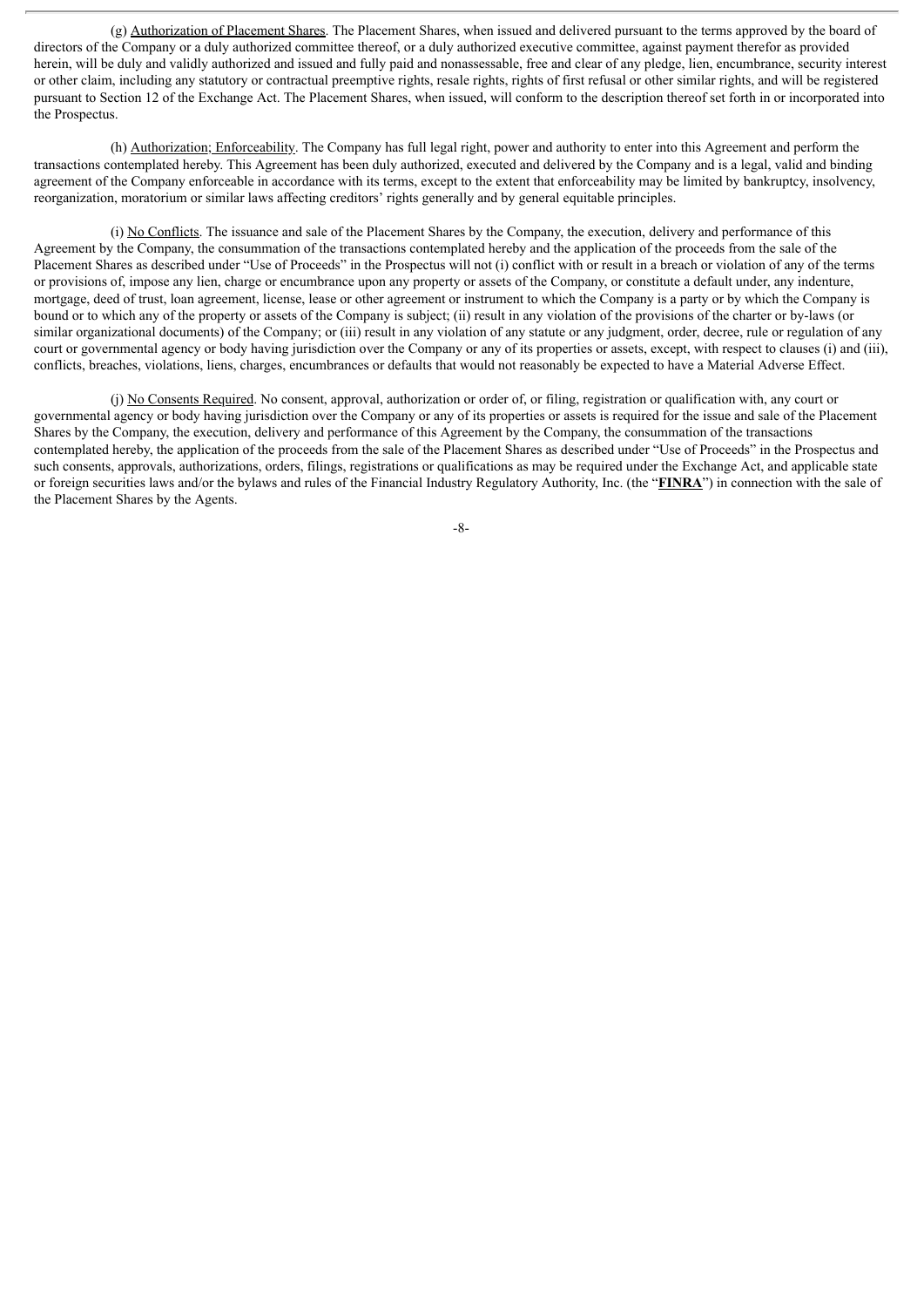(g) Authorization of Placement Shares. The Placement Shares, when issued and delivered pursuant to the terms approved by the board of directors of the Company or a duly authorized committee thereof, or a duly authorized executive committee, against payment therefor as provided herein, will be duly and validly authorized and issued and fully paid and nonassessable, free and clear of any pledge, lien, encumbrance, security interest or other claim, including any statutory or contractual preemptive rights, resale rights, rights of first refusal or other similar rights, and will be registered pursuant to Section 12 of the Exchange Act. The Placement Shares, when issued, will conform to the description thereof set forth in or incorporated into the Prospectus.

(h) Authorization; Enforceability. The Company has full legal right, power and authority to enter into this Agreement and perform the transactions contemplated hereby. This Agreement has been duly authorized, executed and delivered by the Company and is a legal, valid and binding agreement of the Company enforceable in accordance with its terms, except to the extent that enforceability may be limited by bankruptcy, insolvency, reorganization, moratorium or similar laws affecting creditors' rights generally and by general equitable principles.

(i) No Conflicts. The issuance and sale of the Placement Shares by the Company, the execution, delivery and performance of this Agreement by the Company, the consummation of the transactions contemplated hereby and the application of the proceeds from the sale of the Placement Shares as described under "Use of Proceeds" in the Prospectus will not (i) conflict with or result in a breach or violation of any of the terms or provisions of, impose any lien, charge or encumbrance upon any property or assets of the Company, or constitute a default under, any indenture, mortgage, deed of trust, loan agreement, license, lease or other agreement or instrument to which the Company is a party or by which the Company is bound or to which any of the property or assets of the Company is subject; (ii) result in any violation of the provisions of the charter or by-laws (or similar organizational documents) of the Company; or (iii) result in any violation of any statute or any judgment, order, decree, rule or regulation of any court or governmental agency or body having jurisdiction over the Company or any of its properties or assets, except, with respect to clauses (i) and (iii), conflicts, breaches, violations, liens, charges, encumbrances or defaults that would not reasonably be expected to have a Material Adverse Effect.

(j) No Consents Required. No consent, approval, authorization or order of, or filing, registration or qualification with, any court or governmental agency or body having jurisdiction over the Company or any of its properties or assets is required for the issue and sale of the Placement Shares by the Company, the execution, delivery and performance of this Agreement by the Company, the consummation of the transactions contemplated hereby, the application of the proceeds from the sale of the Placement Shares as described under "Use of Proceeds" in the Prospectus and such consents, approvals, authorizations, orders, filings, registrations or qualifications as may be required under the Exchange Act, and applicable state or foreign securities laws and/or the bylaws and rules of the Financial Industry Regulatory Authority, Inc. (the "**FINRA**") in connection with the sale of the Placement Shares by the Agents.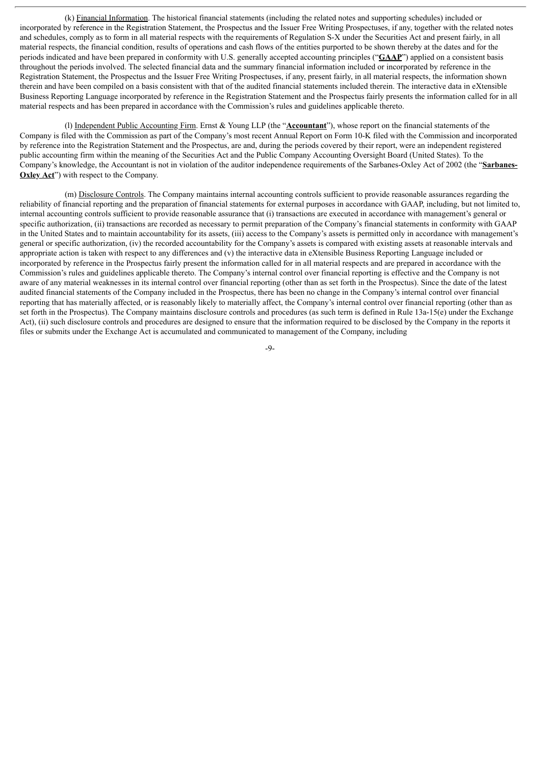(k) <u>Financial Information</u>. The historical financial statements (including the related notes and supporting schedules) included or incorporated by reference in the Registration Statement, the Prospectus and the Issuer Free Writing Prospectuses, if any, together with the related notes and schedules, comply as to form in all material respects with the requirements of Regulation S-X under the Securities Act and present fairly, in all material respects, the financial condition, results of operations and cash flows of the entities purported to be shown thereby at the dates and for the periods indicated and have been prepared in conformity with U.S. generally accepted accounting principles ("**GAAP**") applied on a consistent basis throughout the periods involved. The selected financial data and the summary financial information included or incorporated by reference in the Registration Statement, the Prospectus and the Issuer Free Writing Prospectuses, if any, present fairly, in all material respects, the information shown therein and have been compiled on a basis consistent with that of the audited financial statements included therein. The interactive data in eXtensible Business Reporting Language incorporated by reference in the Registration Statement and the Prospectus fairly presents the information called for in all material respects and has been prepared in accordance with the Commission's rules and guidelines applicable thereto.

(l) <u>Independent Public Accounting Firm</u>. Ernst & Young LLP (the "**Accountant**"), whose report on the financial statements of the Company is filed with the Commission as part of the Company's most recent Annual Report on Form 10-K filed with the Commission and incorporated by reference into the Registration Statement and the Prospectus, are and, during the periods covered by their report, were an independent registered public accounting firm within the meaning of the Securities Act and the Public Company Accounting Oversight Board (United States). To the Company's knowledge, the Accountant is not in violation of the auditor independence requirements of the Sarbanes-Oxley Act of 2002 (the "**Sarbanes-Oxley Act**") with respect to the Company.

(m) <u>Disclosure Controls</u>. The Company maintains internal accounting controls sufficient to provide reasonable assurances regarding the reliability of financial reporting and the preparation of financial statements for external purposes in accordance with GAAP, including, but not limited to, internal accounting controls sufficient to provide reasonable assurance that (i) transactions are executed in accordance with management's general or specific authorization, (ii) transactions are recorded as necessary to permit preparation of the Company's financial statements in conformity with GAAP in the United States and to maintain accountability for its assets, (iii) access to the Company's assets is permitted only in accordance with management's general or specific authorization, (iv) the recorded accountability for the Company's assets is compared with existing assets at reasonable intervals and appropriate action is taken with respect to any differences and (v) the interactive data in eXtensible Business Reporting Language included or incorporated by reference in the Prospectus fairly present the information called for in all material respects and are prepared in accordance with the Commission's rules and guidelines applicable thereto. The Company's internal control over financial reporting is effective and the Company is not aware of any material weaknesses in its internal control over financial reporting (other than as set forth in the Prospectus). Since the date of the latest audited financial statements of the Company included in the Prospectus, there has been no change in the Company's internal control over financial reporting that has materially affected, or is reasonably likely to materially affect, the Company's internal control over financial reporting (other than as set forth in the Prospectus). The Company maintains disclosure controls and procedures (as such term is defined in Rule 13a-15(e) under the Exchange Act), (ii) such disclosure controls and procedures are designed to ensure that the information required to be disclosed by the Company in the reports it files or submits under the Exchange Act is accumulated and communicated to management of the Company, including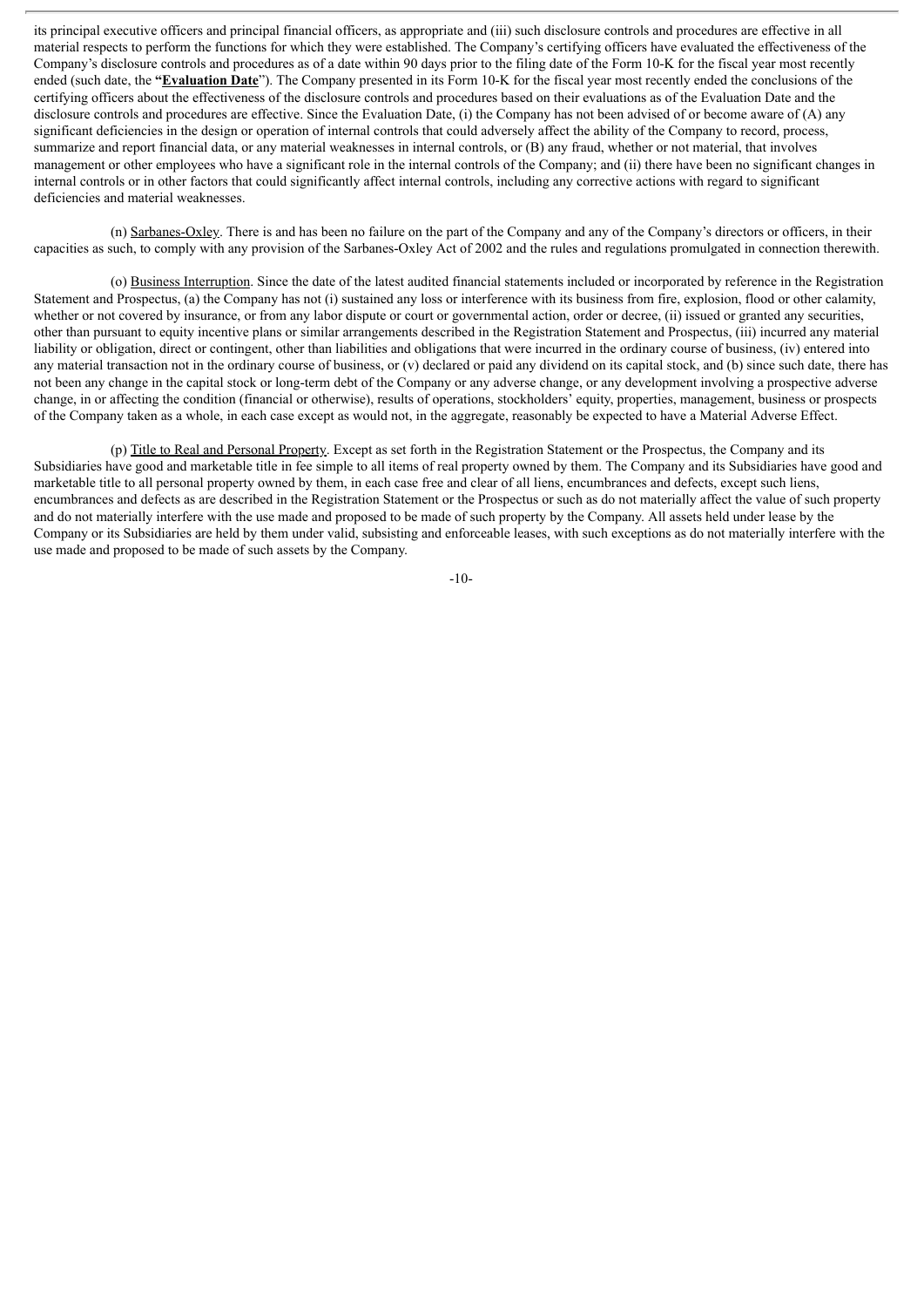its principal executive officers and principal financial officers, as appropriate and (iii) such disclosure controls and procedures are effective in all material respects to perform the functions for which they were established. The Company's certifying officers have evaluated the effectiveness of the Company's disclosure controls and procedures as of a date within 90 days prior to the filing date of the Form 10-K for the fiscal year most recently ended (such date, the "**Evaluation Date**"). The Company presented in its Form 10-K for the fiscal year most recently ended the conclusions of the certifying officers about the effectiveness of the disclosure controls and procedures based on their evaluations as of the Evaluation Date and the disclosure controls and procedures are effective. Since the Evaluation Date, (i) the Company has not been advised of or become aware of (A) any significant deficiencies in the design or operation of internal controls that could adversely affect the ability of the Company to record, process, summarize and report financial data, or any material weaknesses in internal controls, or (B) any fraud, whether or not material, that involves management or other employees who have a significant role in the internal controls of the Company; and (ii) there have been no significant changes in internal controls or in other factors that could significantly affect internal controls, including any corrective actions with regard to significant deficiencies and material weaknesses.

(n) Sarbanes-Oxley. There is and has been no failure on the part of the Company and any of the Company's directors or officers, in their capacities as such, to comply with any provision of the Sarbanes-Oxley Act of 2002 and the rules and regulations promulgated in connection therewith.

(o) Business Interruption. Since the date of the latest audited financial statements included or incorporated by reference in the Registration Statement and Prospectus, (a) the Company has not (i) sustained any loss or interference with its business from fire, explosion, flood or other calamity, whether or not covered by insurance, or from any labor dispute or court or governmental action, order or decree, (ii) issued or granted any securities, other than pursuant to equity incentive plans or similar arrangements described in the Registration Statement and Prospectus, (iii) incurred any material liability or obligation, direct or contingent, other than liabilities and obligations that were incurred in the ordinary course of business, (iv) entered into any material transaction not in the ordinary course of business, or (v) declared or paid any dividend on its capital stock, and (b) since such date, there has not been any change in the capital stock or long-term debt of the Company or any adverse change, or any development involving a prospective adverse change, in or affecting the condition (financial or otherwise), results of operations, stockholders' equity, properties, management, business or prospects of the Company taken as a whole, in each case except as would not, in the aggregate, reasonably be expected to have a Material Adverse Effect.

(p) Title to Real and Personal Property. Except as set forth in the Registration Statement or the Prospectus, the Company and its Subsidiaries have good and marketable title in fee simple to all items of real property owned by them. The Company and its Subsidiaries have good and marketable title to all personal property owned by them, in each case free and clear of all liens, encumbrances and defects, except such liens, encumbrances and defects as are described in the Registration Statement or the Prospectus or such as do not materially affect the value of such property and do not materially interfere with the use made and proposed to be made of such property by the Company. All assets held under lease by the Company or its Subsidiaries are held by them under valid, subsisting and enforceable leases, with such exceptions as do not materially interfere with the use made and proposed to be made of such assets by the Company.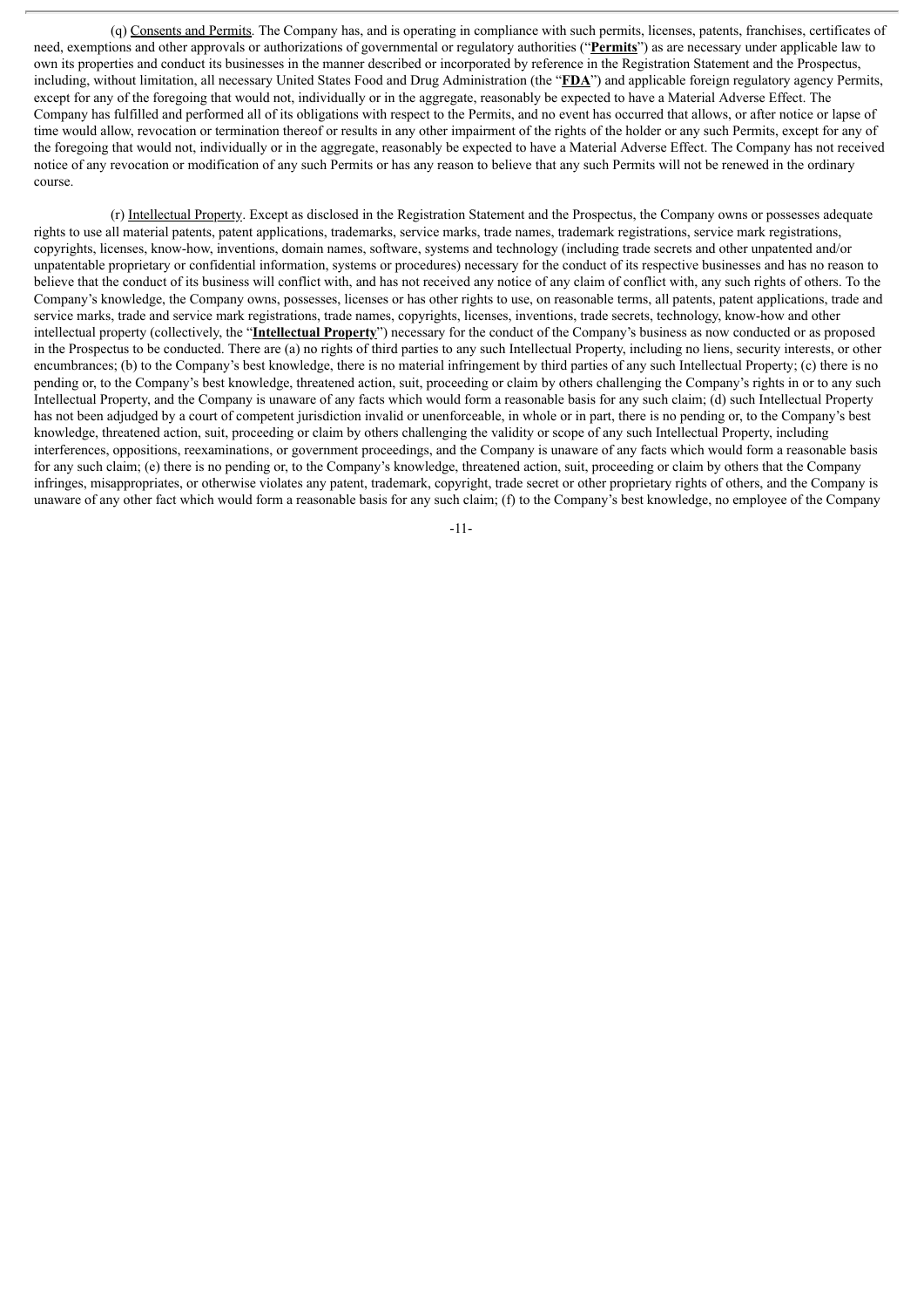(q) Consents and Permits. The Company has, and is operating in compliance with such permits, licenses, patents, franchises, certificates of need, exemptions and other approvals or authorizations of governmental or regulatory authorities ("**Permits**") as are necessary under applicable law to own its properties and conduct its businesses in the manner described or incorporated by reference in the Registration Statement and the Prospectus, including, without limitation, all necessary United States Food and Drug Administration (the "**FDA**") and applicable foreign regulatory agency Permits, except for any of the foregoing that would not, individually or in the aggregate, reasonably be expected to have a Material Adverse Effect. The Company has fulfilled and performed all of its obligations with respect to the Permits, and no event has occurred that allows, or after notice or lapse of time would allow, revocation or termination thereof or results in any other impairment of the rights of the holder or any such Permits, except for any of the foregoing that would not, individually or in the aggregate, reasonably be expected to have a Material Adverse Effect. The Company has not received notice of any revocation or modification of any such Permits or has any reason to believe that any such Permits will not be renewed in the ordinary course.

(r) Intellectual Property. Except as disclosed in the Registration Statement and the Prospectus, the Company owns or possesses adequate rights to use all material patents, patent applications, trademarks, service marks, trade names, trademark registrations, service mark registrations, copyrights, licenses, know-how, inventions, domain names, software, systems and technology (including trade secrets and other unpatented and/or unpatentable proprietary or confidential information, systems or procedures) necessary for the conduct of its respective businesses and has no reason to believe that the conduct of its business will conflict with, and has not received any notice of any claim of conflict with, any such rights of others. To the Company's knowledge, the Company owns, possesses, licenses or has other rights to use, on reasonable terms, all patents, patent applications, trade and service marks, trade and service mark registrations, trade names, copyrights, licenses, inventions, trade secrets, technology, know-how and other intellectual property (collectively, the "**Intellectual Property**") necessary for the conduct of the Company's business as now conducted or as proposed in the Prospectus to be conducted. There are (a) no rights of third parties to any such Intellectual Property, including no liens, security interests, or other encumbrances; (b) to the Company's best knowledge, there is no material infringement by third parties of any such Intellectual Property; (c) there is no pending or, to the Company's best knowledge, threatened action, suit, proceeding or claim by others challenging the Company's rights in or to any such Intellectual Property, and the Company is unaware of any facts which would form a reasonable basis for any such claim; (d) such Intellectual Property has not been adjudged by a court of competent jurisdiction invalid or unenforceable, in whole or in part, there is no pending or, to the Company's best knowledge, threatened action, suit, proceeding or claim by others challenging the validity or scope of any such Intellectual Property, including interferences, oppositions, reexaminations, or government proceedings, and the Company is unaware of any facts which would form a reasonable basis for any such claim; (e) there is no pending or, to the Company's knowledge, threatened action, suit, proceeding or claim by others that the Company infringes, misappropriates, or otherwise violates any patent, trademark, copyright, trade secret or other proprietary rights of others, and the Company is unaware of any other fact which would form a reasonable basis for any such claim; (f) to the Company's best knowledge, no employee of the Company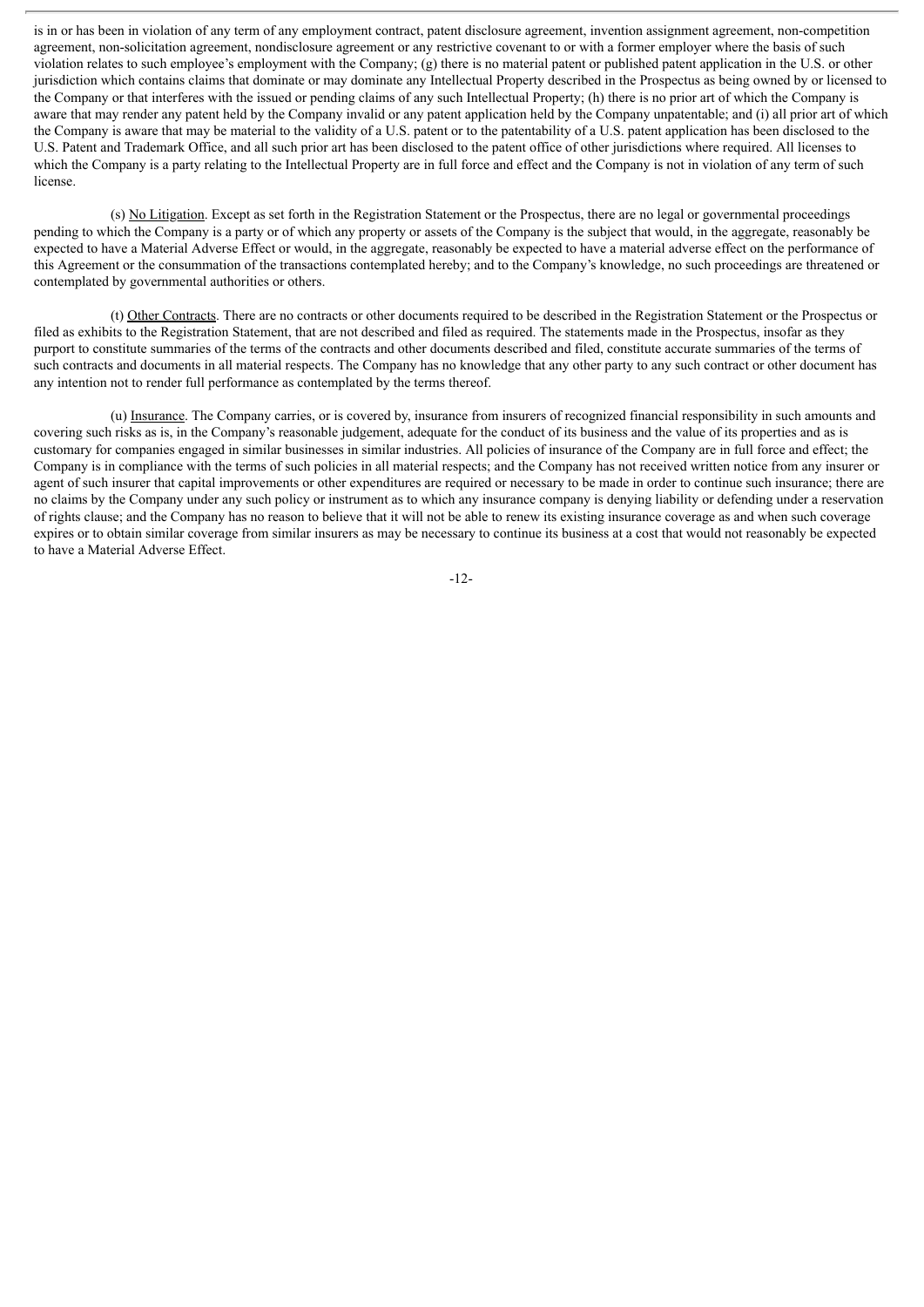is in or has been in violation of any term of any employment contract, patent disclosure agreement, invention assignment agreement, non-competition agreement, non-solicitation agreement, nondisclosure agreement or any restrictive covenant to or with a former employer where the basis of such violation relates to such employee's employment with the Company; (g) there is no material patent or published patent application in the U.S. or other jurisdiction which contains claims that dominate or may dominate any Intellectual Property described in the Prospectus as being owned by or licensed to the Company or that interferes with the issued or pending claims of any such Intellectual Property; (h) there is no prior art of which the Company is aware that may render any patent held by the Company invalid or any patent application held by the Company unpatentable; and (i) all prior art of which the Company is aware that may be material to the validity of a U.S. patent or to the patentability of a U.S. patent application has been disclosed to the U.S. Patent and Trademark Office, and all such prior art has been disclosed to the patent office of other jurisdictions where required. All licenses to which the Company is a party relating to the Intellectual Property are in full force and effect and the Company is not in violation of any term of such license.

(s) No Litigation. Except as set forth in the Registration Statement or the Prospectus, there are no legal or governmental proceedings pending to which the Company is a party or of which any property or assets of the Company is the subject that would, in the aggregate, reasonably be expected to have a Material Adverse Effect or would, in the aggregate, reasonably be expected to have a material adverse effect on the performance of this Agreement or the consummation of the transactions contemplated hereby; and to the Company's knowledge, no such proceedings are threatened or contemplated by governmental authorities or others.

(t) Other Contracts. There are no contracts or other documents required to be described in the Registration Statement or the Prospectus or filed as exhibits to the Registration Statement, that are not described and filed as required. The statements made in the Prospectus, insofar as they purport to constitute summaries of the terms of the contracts and other documents described and filed, constitute accurate summaries of the terms of such contracts and documents in all material respects. The Company has no knowledge that any other party to any such contract or other document has any intention not to render full performance as contemplated by the terms thereof.

(u) Insurance. The Company carries, or is covered by, insurance from insurers of recognized financial responsibility in such amounts and covering such risks as is, in the Company's reasonable judgement, adequate for the conduct of its business and the value of its properties and as is customary for companies engaged in similar businesses in similar industries. All policies of insurance of the Company are in full force and effect; the Company is in compliance with the terms of such policies in all material respects; and the Company has not received written notice from any insurer or agent of such insurer that capital improvements or other expenditures are required or necessary to be made in order to continue such insurance; there are no claims by the Company under any such policy or instrument as to which any insurance company is denying liability or defending under a reservation of rights clause; and the Company has no reason to believe that it will not be able to renew its existing insurance coverage as and when such coverage expires or to obtain similar coverage from similar insurers as may be necessary to continue its business at a cost that would not reasonably be expected to have a Material Adverse Effect.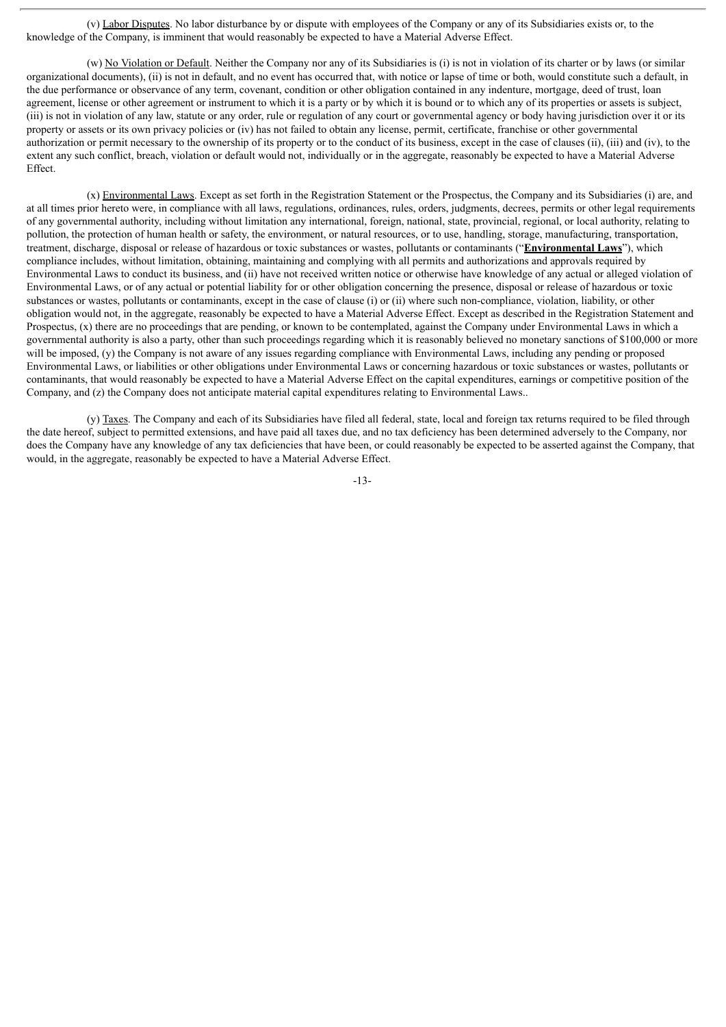(v) Labor Disputes. No labor disturbance by or dispute with employees of the Company or any of its Subsidiaries exists or, to the knowledge of the Company, is imminent that would reasonably be expected to have a Material Adverse Effect.

(w) No Violation or Default. Neither the Company nor any of its Subsidiaries is (i) is not in violation of its charter or by laws (or similar organizational documents), (ii) is not in default, and no event has occurred that, with notice or lapse of time or both, would constitute such a default, in the due performance or observance of any term, covenant, condition or other obligation contained in any indenture, mortgage, deed of trust, loan agreement, license or other agreement or instrument to which it is a party or by which it is bound or to which any of its properties or assets is subject, (iii) is not in violation of any law, statute or any order, rule or regulation of any court or governmental agency or body having jurisdiction over it or its property or assets or its own privacy policies or (iv) has not failed to obtain any license, permit, certificate, franchise or other governmental authorization or permit necessary to the ownership of its property or to the conduct of its business, except in the case of clauses (ii), (iii) and (iv), to the extent any such conflict, breach, violation or default would not, individually or in the aggregate, reasonably be expected to have a Material Adverse Effect.

(x) Environmental Laws. Except as set forth in the Registration Statement or the Prospectus, the Company and its Subsidiaries (i) are, and at all times prior hereto were, in compliance with all laws, regulations, ordinances, rules, orders, judgments, decrees, permits or other legal requirements of any governmental authority, including without limitation any international, foreign, national, state, provincial, regional, or local authority, relating to pollution, the protection of human health or safety, the environment, or natural resources, or to use, handling, storage, manufacturing, transportation, treatment, discharge, disposal or release of hazardous or toxic substances or wastes, pollutants or contaminants ("**Environmental Laws**"), which compliance includes, without limitation, obtaining, maintaining and complying with all permits and authorizations and approvals required by Environmental Laws to conduct its business, and (ii) have not received written notice or otherwise have knowledge of any actual or alleged violation of Environmental Laws, or of any actual or potential liability for or other obligation concerning the presence, disposal or release of hazardous or toxic substances or wastes, pollutants or contaminants, except in the case of clause (i) or (ii) where such non-compliance, violation, liability, or other obligation would not, in the aggregate, reasonably be expected to have a Material Adverse Effect. Except as described in the Registration Statement and Prospectus, (x) there are no proceedings that are pending, or known to be contemplated, against the Company under Environmental Laws in which a governmental authority is also a party, other than such proceedings regarding which it is reasonably believed no monetary sanctions of $100,000 or more will be imposed, (y) the Company is not aware of any issues regarding compliance with Environmental Laws, including any pending or proposed Environmental Laws, or liabilities or other obligations under Environmental Laws or concerning hazardous or toxic substances or wastes, pollutants or contaminants, that would reasonably be expected to have a Material Adverse Effect on the capital expenditures, earnings or competitive position of the Company, and (z) the Company does not anticipate material capital expenditures relating to Environmental Laws..

(y) Taxes. The Company and each of its Subsidiaries have filed all federal, state, local and foreign tax returns required to be filed through the date hereof, subject to permitted extensions, and have paid all taxes due, and no tax deficiency has been determined adversely to the Company, nor does the Company have any knowledge of any tax deficiencies that have been, or could reasonably be expected to be asserted against the Company, that would, in the aggregate, reasonably be expected to have a Material Adverse Effect.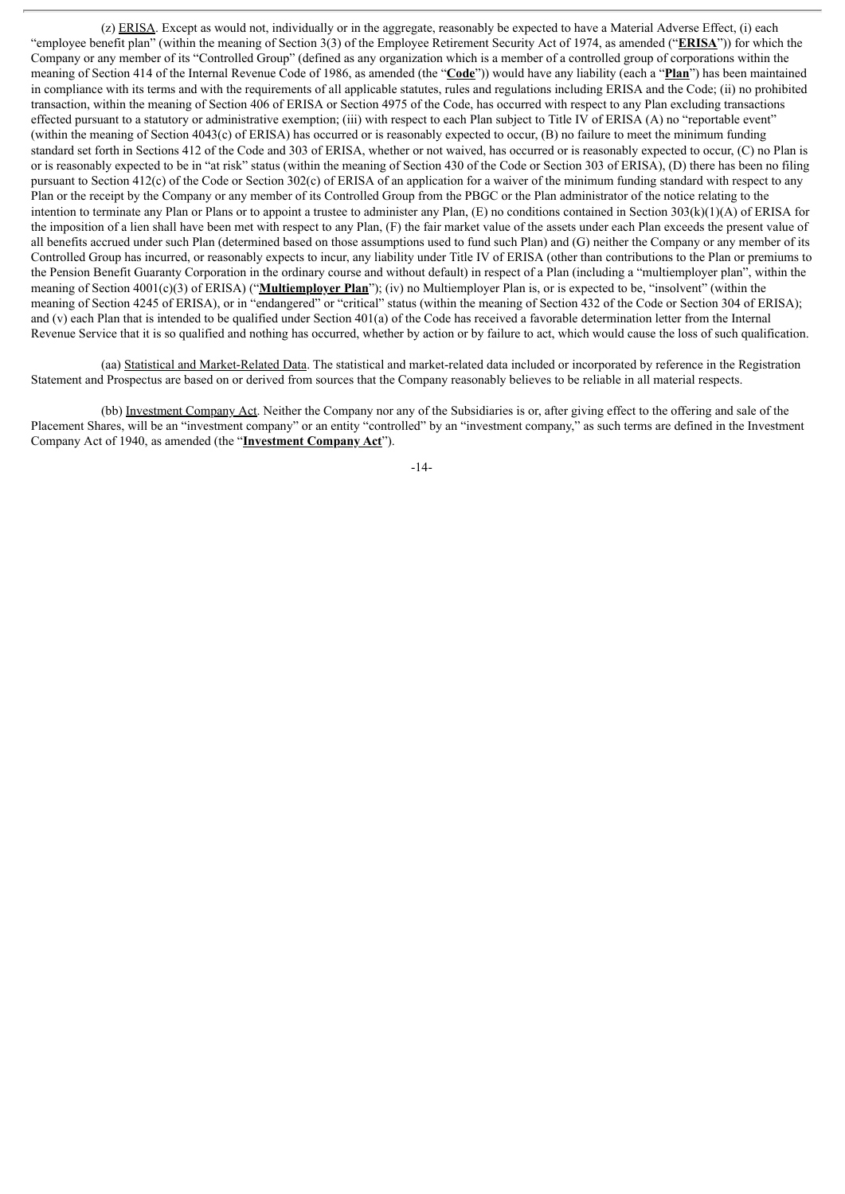(z) <u>ERISA</u>. Except as would not, individually or in the aggregate, reasonably be expected to have a Material Adverse Effect, (i) each "employee benefit plan" (within the meaning of Section 3(3) of the Employee Retirement Security Act of 1974, as amended ("**ERISA**")) for which the Company or any member of its "Controlled Group" (defined as any organization which is a member of a controlled group of corporations within the meaning of Section 414 of the Internal Revenue Code of 1986, as amended (the "**Code**")) would have any liability (each a "**Plan**") has been maintained in compliance with its terms and with the requirements of all applicable statutes, rules and regulations including ERISA and the Code; (ii) no prohibited transaction, within the meaning of Section 406 of ERISA or Section 4975 of the Code, has occurred with respect to any Plan excluding transactions effected pursuant to a statutory or administrative exemption; (iii) with respect to each Plan subject to Title IV of ERISA (A) no "reportable event" (within the meaning of Section 4043(c) of ERISA) has occurred or is reasonably expected to occur, (B) no failure to meet the minimum funding standard set forth in Sections 412 of the Code and 303 of ERISA, whether or not waived, has occurred or is reasonably expected to occur, (C) no Plan is or is reasonably expected to be in "at risk" status (within the meaning of Section 430 of the Code or Section 303 of ERISA), (D) there has been no filing pursuant to Section 412(c) of the Code or Section 302(c) of ERISA of an application for a waiver of the minimum funding standard with respect to any Plan or the receipt by the Company or any member of its Controlled Group from the PBGC or the Plan administrator of the notice relating to the intention to terminate any Plan or Plans or to appoint a trustee to administer any Plan, (E) no conditions contained in Section 303(k)(1)(A) of ERISA for the imposition of a lien shall have been met with respect to any Plan, (F) the fair market value of the assets under each Plan exceeds the present value of all benefits accrued under such Plan (determined based on those assumptions used to fund such Plan) and (G) neither the Company or any member of its Controlled Group has incurred, or reasonably expects to incur, any liability under Title IV of ERISA (other than contributions to the Plan or premiums to the Pension Benefit Guaranty Corporation in the ordinary course and without default) in respect of a Plan (including a "multiemployer plan", within the meaning of Section 4001(c)(3) of ERISA) ("**Multiemployer Plan**"); (iv) no Multiemployer Plan is, or is expected to be, "insolvent" (within the meaning of Section 4245 of ERISA), or in "endangered" or "critical" status (within the meaning of Section 432 of the Code or Section 304 of ERISA); and (v) each Plan that is intended to be qualified under Section 401(a) of the Code has received a favorable determination letter from the Internal Revenue Service that it is so qualified and nothing has occurred, whether by action or by failure to act, which would cause the loss of such qualification.

(aa) <u>Statistical and Market-Related Data</u>. The statistical and market-related data included or incorporated by reference in the Registration Statement and Prospectus are based on or derived from sources that the Company reasonably believes to be reliable in all material respects.

(bb) <u>Investment Company Act</u>. Neither the Company nor any of the Subsidiaries is or, after giving effect to the offering and sale of the Placement Shares, will be an "investment company" or an entity "controlled" by an "investment company," as such terms are defined in the Investment Company Act of 1940, as amended (the "**Investment Company Act**").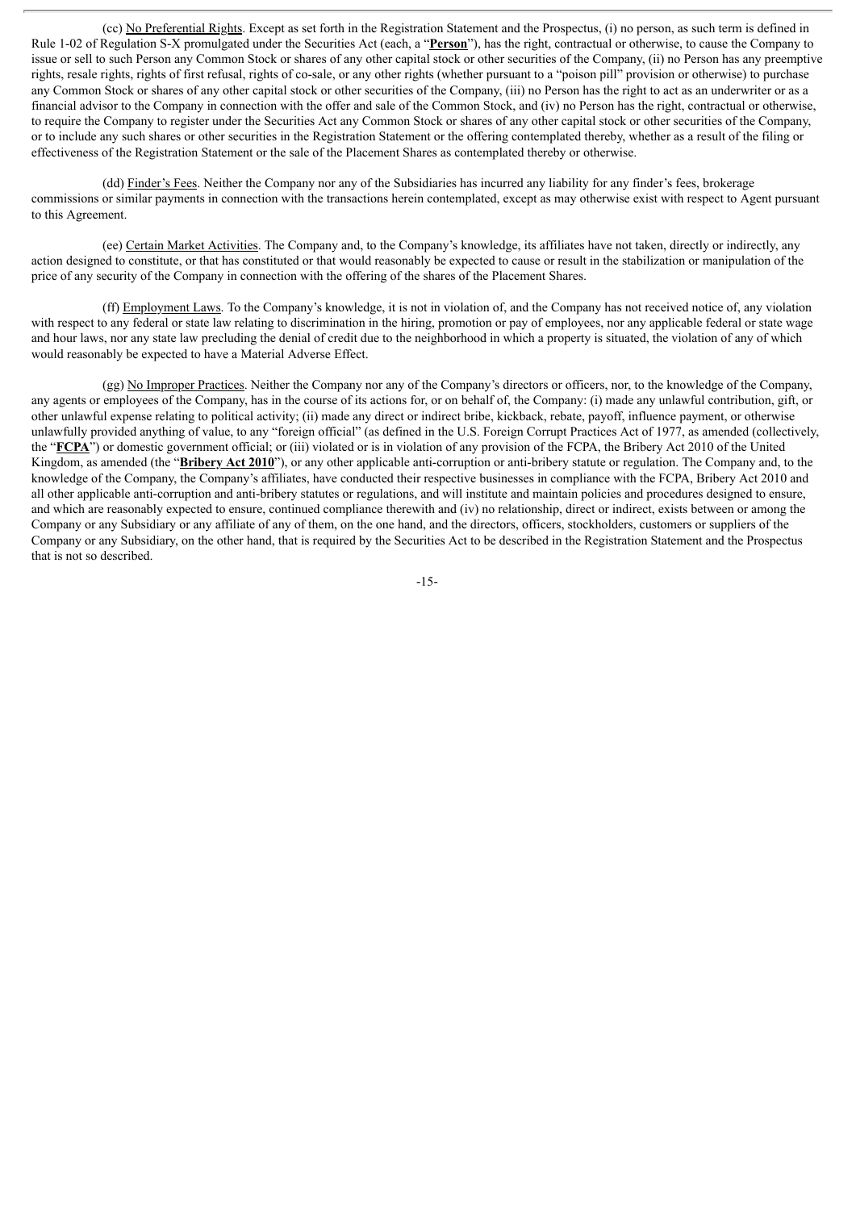(cc) <u>No Preferential Rights</u>. Except as set forth in the Registration Statement and the Prospectus, (i) no person, as such term is defined in Rule 1-02 of Regulation S-X promulgated under the Securities Act (each, a "**<u>Person</u>**"), has the right, contractual or otherwise, to cause the Company to issue or sell to such Person any Common Stock or shares of any other capital stock or other securities of the Company, (ii) no Person has any preemptive rights, resale rights, rights of first refusal, rights of co-sale, or any other rights (whether pursuant to a "poison pill" provision or otherwise) to purchase any Common Stock or shares of any other capital stock or other securities of the Company, (iii) no Person has the right to act as an underwriter or as a financial advisor to the Company in connection with the offer and sale of the Common Stock, and (iv) no Person has the right, contractual or otherwise, to require the Company to register under the Securities Act any Common Stock or shares of any other capital stock or other securities of the Company, or to include any such shares or other securities in the Registration Statement or the offering contemplated thereby, whether as a result of the filing or effectiveness of the Registration Statement or the sale of the Placement Shares as contemplated thereby or otherwise.

(dd) <u>Finder's Fees</u>. Neither the Company nor any of the Subsidiaries has incurred any liability for any finder's fees, brokerage commissions or similar payments in connection with the transactions herein contemplated, except as may otherwise exist with respect to Agent pursuant to this Agreement.

(ee) <u>Certain Market Activities</u>. The Company and, to the Company's knowledge, its affiliates have not taken, directly or indirectly, any action designed to constitute, or that has constituted or that would reasonably be expected to cause or result in the stabilization or manipulation of the price of any security of the Company in connection with the offering of the shares of the Placement Shares.

(ff) <u>Employment Laws</u>. To the Company's knowledge, it is not in violation of, and the Company has not received notice of, any violation with respect to any federal or state law relating to discrimination in the hiring, promotion or pay of employees, nor any applicable federal or state wage and hour laws, nor any state law precluding the denial of credit due to the neighborhood in which a property is situated, the violation of any of which would reasonably be expected to have a Material Adverse Effect.

(gg) <u>No Improper Practices</u>. Neither the Company nor any of the Company's directors or officers, nor, to the knowledge of the Company, any agents or employees of the Company, has in the course of its actions for, or on behalf of, the Company: (i) made any unlawful contribution, gift, or other unlawful expense relating to political activity; (ii) made any direct or indirect bribe, kickback, rebate, payoff, influence payment, or otherwise unlawfully provided anything of value, to any "foreign official" (as defined in the U.S. Foreign Corrupt Practices Act of 1977, as amended (collectively, the "**<u>FCPA</u>**") or domestic government official; or (iii) violated or is in violation of any provision of the FCPA, the Bribery Act 2010 of the United Kingdom, as amended (the "**<u>Bribery Act 2010</u>**"), or any other applicable anti-corruption or anti-bribery statute or regulation. The Company and, to the knowledge of the Company, the Company's affiliates, have conducted their respective businesses in compliance with the FCPA, Bribery Act 2010 and all other applicable anti-corruption and anti-bribery statutes or regulations, and will institute and maintain policies and procedures designed to ensure, and which are reasonably expected to ensure, continued compliance therewith and (iv) no relationship, direct or indirect, exists between or among the Company or any Subsidiary or any affiliate of any of them, on the one hand, and the directors, officers, stockholders, customers or suppliers of the Company or any Subsidiary, on the other hand, that is required by the Securities Act to be described in the Registration Statement and the Prospectus that is not so described.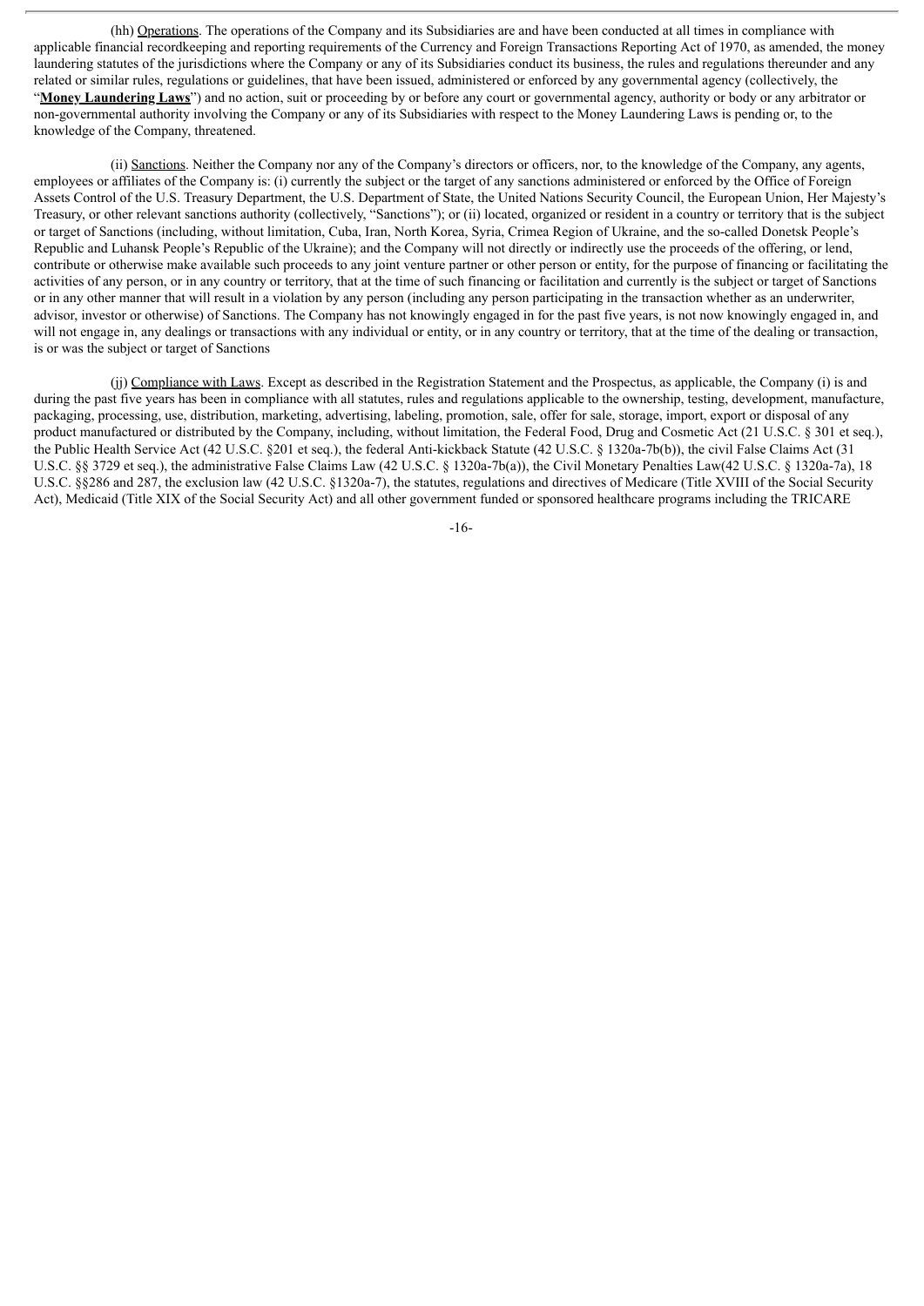(hh) Operations. The operations of the Company and its Subsidiaries are and have been conducted at all times in compliance with applicable financial recordkeeping and reporting requirements of the Currency and Foreign Transactions Reporting Act of 1970, as amended, the money laundering statutes of the jurisdictions where the Company or any of its Subsidiaries conduct its business, the rules and regulations thereunder and any related or similar rules, regulations or guidelines, that have been issued, administered or enforced by any governmental agency (collectively, the "**Money Laundering Laws**") and no action, suit or proceeding by or before any court or governmental agency, authority or body or any arbitrator or non-governmental authority involving the Company or any of its Subsidiaries with respect to the Money Laundering Laws is pending or, to the knowledge of the Company, threatened.

(ii) Sanctions. Neither the Company nor any of the Company's directors or officers, nor, to the knowledge of the Company, any agents, employees or affiliates of the Company is: (i) currently the subject or the target of any sanctions administered or enforced by the Office of Foreign Assets Control of the U.S. Treasury Department, the U.S. Department of State, the United Nations Security Council, the European Union, Her Majesty's Treasury, or other relevant sanctions authority (collectively, "Sanctions"); or (ii) located, organized or resident in a country or territory that is the subject or target of Sanctions (including, without limitation, Cuba, Iran, North Korea, Syria, Crimea Region of Ukraine, and the so-called Donetsk People's Republic and Luhansk People's Republic of the Ukraine); and the Company will not directly or indirectly use the proceeds of the offering, or lend, contribute or otherwise make available such proceeds to any joint venture partner or other person or entity, for the purpose of financing or facilitating the activities of any person, or in any country or territory, that at the time of such financing or facilitation and currently is the subject or target of Sanctions or in any other manner that will result in a violation by any person (including any person participating in the transaction whether as an underwriter, advisor, investor or otherwise) of Sanctions. The Company has not knowingly engaged in for the past five years, is not now knowingly engaged in, and will not engage in, any dealings or transactions with any individual or entity, or in any country or territory, that at the time of the dealing or transaction, is or was the subject or target of Sanctions

(jj) Compliance with Laws. Except as described in the Registration Statement and the Prospectus, as applicable, the Company (i) is and during the past five years has been in compliance with all statutes, rules and regulations applicable to the ownership, testing, development, manufacture, packaging, processing, use, distribution, marketing, advertising, labeling, promotion, sale, offer for sale, storage, import, export or disposal of any product manufactured or distributed by the Company, including, without limitation, the Federal Food, Drug and Cosmetic Act (21 U.S.C. § 301 et seq.), the Public Health Service Act (42 U.S.C. §201 et seq.), the federal Anti-kickback Statute (42 U.S.C. § 1320a-7b(b)), the civil False Claims Act (31 U.S.C. §§ 3729 et seq.), the administrative False Claims Law (42 U.S.C. § 1320a-7b(a)), the Civil Monetary Penalties Law(42 U.S.C. § 1320a-7a), 18 U.S.C. §§286 and 287, the exclusion law (42 U.S.C. §1320a-7), the statutes, regulations and directives of Medicare (Title XVIII of the Social Security Act), Medicaid (Title XIX of the Social Security Act) and all other government funded or sponsored healthcare programs including the TRICARE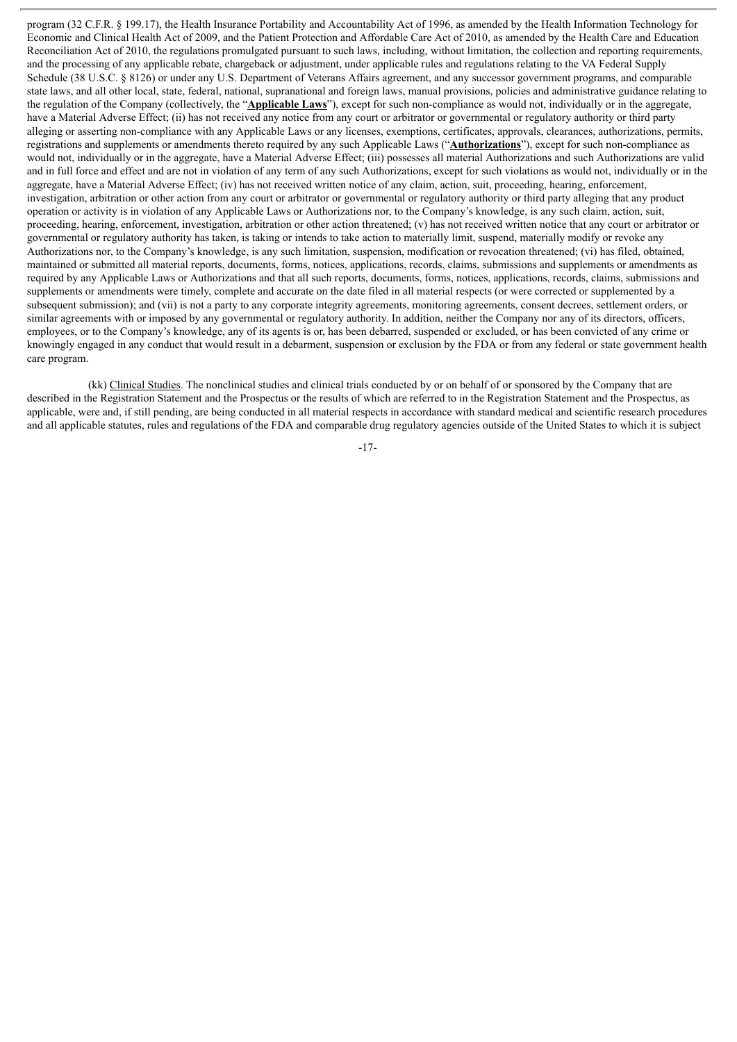program (32 C.F.R. § 199.17), the Health Insurance Portability and Accountability Act of 1996, as amended by the Health Information Technology for Economic and Clinical Health Act of 2009, and the Patient Protection and Affordable Care Act of 2010, as amended by the Health Care and Education Reconciliation Act of 2010, the regulations promulgated pursuant to such laws, including, without limitation, the collection and reporting requirements, and the processing of any applicable rebate, chargeback or adjustment, under applicable rules and regulations relating to the VA Federal Supply Schedule (38 U.S.C. § 8126) or under any U.S. Department of Veterans Affairs agreement, and any successor government programs, and comparable state laws, and all other local, state, federal, national, supranational and foreign laws, manual provisions, policies and administrative guidance relating to the regulation of the Company (collectively, the "**Applicable Laws**"), except for such non-compliance as would not, individually or in the aggregate, have a Material Adverse Effect; (ii) has not received any notice from any court or arbitrator or governmental or regulatory authority or third party alleging or asserting non-compliance with any Applicable Laws or any licenses, exemptions, certificates, approvals, clearances, authorizations, permits, registrations and supplements or amendments thereto required by any such Applicable Laws ("**Authorizations**"), except for such non-compliance as would not, individually or in the aggregate, have a Material Adverse Effect; (iii) possesses all material Authorizations and such Authorizations are valid and in full force and effect and are not in violation of any term of any such Authorizations, except for such violations as would not, individually or in the aggregate, have a Material Adverse Effect; (iv) has not received written notice of any claim, action, suit, proceeding, hearing, enforcement, investigation, arbitration or other action from any court or arbitrator or governmental or regulatory authority or third party alleging that any product operation or activity is in violation of any Applicable Laws or Authorizations nor, to the Company's knowledge, is any such claim, action, suit, proceeding, hearing, enforcement, investigation, arbitration or other action threatened; (v) has not received written notice that any court or arbitrator or governmental or regulatory authority has taken, is taking or intends to take action to materially limit, suspend, materially modify or revoke any Authorizations nor, to the Company's knowledge, is any such limitation, suspension, modification or revocation threatened; (vi) has filed, obtained, maintained or submitted all material reports, documents, forms, notices, applications, records, claims, submissions and supplements or amendments as required by any Applicable Laws or Authorizations and that all such reports, documents, forms, notices, applications, records, claims, submissions and supplements or amendments were timely, complete and accurate on the date filed in all material respects (or were corrected or supplemented by a subsequent submission); and (vii) is not a party to any corporate integrity agreements, monitoring agreements, consent decrees, settlement orders, or similar agreements with or imposed by any governmental or regulatory authority. In addition, neither the Company nor any of its directors, officers, employees, or to the Company's knowledge, any of its agents is or, has been debarred, suspended or excluded, or has been convicted of any crime or knowingly engaged in any conduct that would result in a debarment, suspension or exclusion by the FDA or from any federal or state government health care program.

(kk) Clinical Studies. The nonclinical studies and clinical trials conducted by or on behalf of or sponsored by the Company that are described in the Registration Statement and the Prospectus or the results of which are referred to in the Registration Statement and the Prospectus, as applicable, were and, if still pending, are being conducted in all material respects in accordance with standard medical and scientific research procedures and all applicable statutes, rules and regulations of the FDA and comparable drug regulatory agencies outside of the United States to which it is subject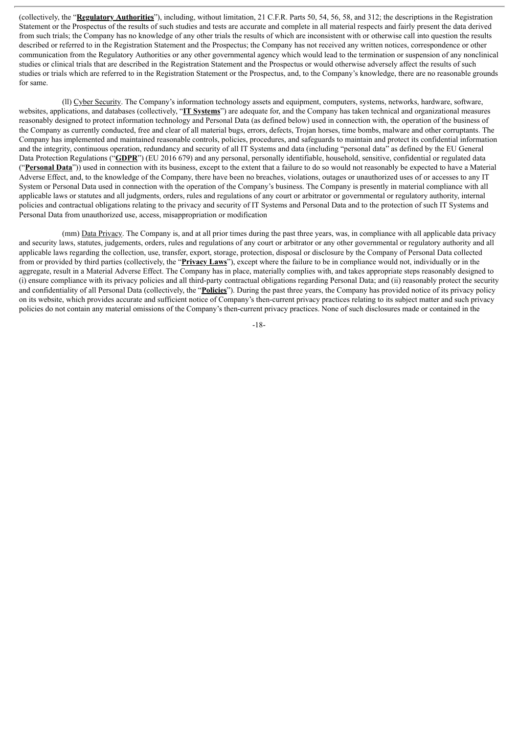(collectively, the "**Regulatory Authorities**"), including, without limitation, 21 C.F.R. Parts 50, 54, 56, 58, and 312; the descriptions in the Registration Statement or the Prospectus of the results of such studies and tests are accurate and complete in all material respects and fairly present the data derived from such trials; the Company has no knowledge of any other trials the results of which are inconsistent with or otherwise call into question the results described or referred to in the Registration Statement and the Prospectus; the Company has not received any written notices, correspondence or other communication from the Regulatory Authorities or any other governmental agency which would lead to the termination or suspension of any nonclinical studies or clinical trials that are described in the Registration Statement and the Prospectus or would otherwise adversely affect the results of such studies or trials which are referred to in the Registration Statement or the Prospectus, and, to the Company's knowledge, there are no reasonable grounds for same.

(ll) Cyber Security. The Company's information technology assets and equipment, computers, systems, networks, hardware, software, websites, applications, and databases (collectively, "**IT Systems**") are adequate for, and the Company has taken technical and organizational measures reasonably designed to protect information technology and Personal Data (as defined below) used in connection with, the operation of the business of the Company as currently conducted, free and clear of all material bugs, errors, defects, Trojan horses, time bombs, malware and other corruptants. The Company has implemented and maintained reasonable controls, policies, procedures, and safeguards to maintain and protect its confidential information and the integrity, continuous operation, redundancy and security of all IT Systems and data (including "personal data" as defined by the EU General Data Protection Regulations ("**GDPR**") (EU 2016 679) and any personal, personally identifiable, household, sensitive, confidential or regulated data ("**Personal Data**")) used in connection with its business, except to the extent that a failure to do so would not reasonably be expected to have a Material Adverse Effect, and, to the knowledge of the Company, there have been no breaches, violations, outages or unauthorized uses of or accesses to any IT System or Personal Data used in connection with the operation of the Company's business. The Company is presently in material compliance with all applicable laws or statutes and all judgments, orders, rules and regulations of any court or arbitrator or governmental or regulatory authority, internal policies and contractual obligations relating to the privacy and security of IT Systems and Personal Data and to the protection of such IT Systems and Personal Data from unauthorized use, access, misappropriation or modification

(mm) Data Privacy. The Company is, and at all prior times during the past three years, was, in compliance with all applicable data privacy and security laws, statutes, judgements, orders, rules and regulations of any court or arbitrator or any other governmental or regulatory authority and all applicable laws regarding the collection, use, transfer, export, storage, protection, disposal or disclosure by the Company of Personal Data collected from or provided by third parties (collectively, the "**Privacy Laws**"), except where the failure to be in compliance would not, individually or in the aggregate, result in a Material Adverse Effect. The Company has in place, materially complies with, and takes appropriate steps reasonably designed to (i) ensure compliance with its privacy policies and all third-party contractual obligations regarding Personal Data; and (ii) reasonably protect the security and confidentiality of all Personal Data (collectively, the "**Policies**"). During the past three years, the Company has provided notice of its privacy policy on its website, which provides accurate and sufficient notice of Company's then-current privacy practices relating to its subject matter and such privacy policies do not contain any material omissions of the Company's then-current privacy practices. None of such disclosures made or contained in the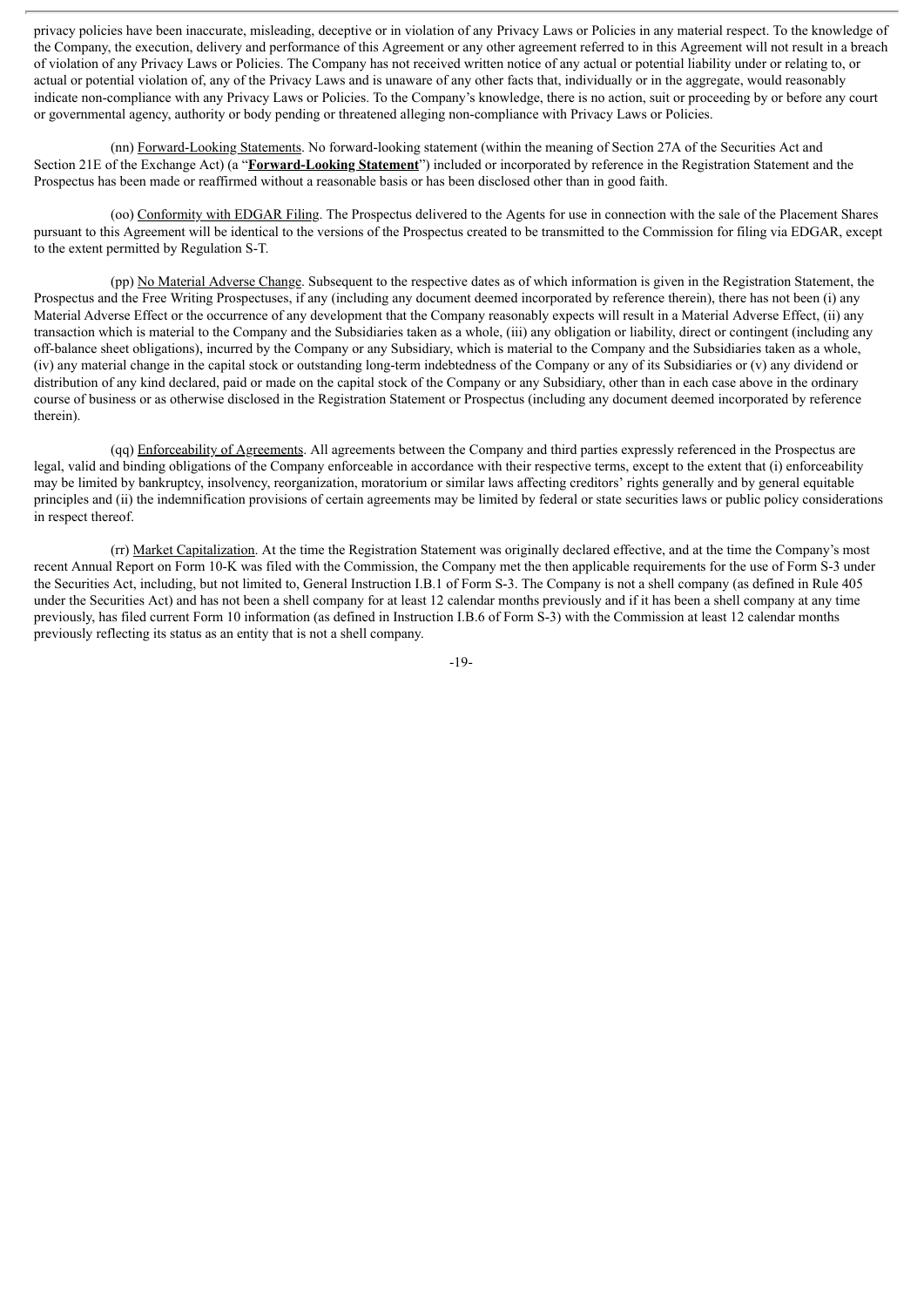privacy policies have been inaccurate, misleading, deceptive or in violation of any Privacy Laws or Policies in any material respect. To the knowledge of the Company, the execution, delivery and performance of this Agreement or any other agreement referred to in this Agreement will not result in a breach of violation of any Privacy Laws or Policies. The Company has not received written notice of any actual or potential liability under or relating to, or actual or potential violation of, any of the Privacy Laws and is unaware of any other facts that, individually or in the aggregate, would reasonably indicate non-compliance with any Privacy Laws or Policies. To the Company's knowledge, there is no action, suit or proceeding by or before any court or governmental agency, authority or body pending or threatened alleging non-compliance with Privacy Laws or Policies.

(nn) Forward-Looking Statements. No forward-looking statement (within the meaning of Section 27A of the Securities Act and Section 21E of the Exchange Act) (a "**Forward-Looking Statement**") included or incorporated by reference in the Registration Statement and the Prospectus has been made or reaffirmed without a reasonable basis or has been disclosed other than in good faith.

(oo) Conformity with EDGAR Filing. The Prospectus delivered to the Agents for use in connection with the sale of the Placement Shares pursuant to this Agreement will be identical to the versions of the Prospectus created to be transmitted to the Commission for filing via EDGAR, except to the extent permitted by Regulation S-T.

(pp) No Material Adverse Change. Subsequent to the respective dates as of which information is given in the Registration Statement, the Prospectus and the Free Writing Prospectuses, if any (including any document deemed incorporated by reference therein), there has not been (i) any Material Adverse Effect or the occurrence of any development that the Company reasonably expects will result in a Material Adverse Effect, (ii) any transaction which is material to the Company and the Subsidiaries taken as a whole, (iii) any obligation or liability, direct or contingent (including any off-balance sheet obligations), incurred by the Company or any Subsidiary, which is material to the Company and the Subsidiaries taken as a whole, (iv) any material change in the capital stock or outstanding long-term indebtedness of the Company or any of its Subsidiaries or (v) any dividend or distribution of any kind declared, paid or made on the capital stock of the Company or any Subsidiary, other than in each case above in the ordinary course of business or as otherwise disclosed in the Registration Statement or Prospectus (including any document deemed incorporated by reference therein).

(qq) Enforceability of Agreements. All agreements between the Company and third parties expressly referenced in the Prospectus are legal, valid and binding obligations of the Company enforceable in accordance with their respective terms, except to the extent that (i) enforceability may be limited by bankruptcy, insolvency, reorganization, moratorium or similar laws affecting creditors' rights generally and by general equitable principles and (ii) the indemnification provisions of certain agreements may be limited by federal or state securities laws or public policy considerations in respect thereof.

(rr) Market Capitalization. At the time the Registration Statement was originally declared effective, and at the time the Company's most recent Annual Report on Form 10-K was filed with the Commission, the Company met the then applicable requirements for the use of Form S-3 under the Securities Act, including, but not limited to, General Instruction I.B.1 of Form S-3. The Company is not a shell company (as defined in Rule 405 under the Securities Act) and has not been a shell company for at least 12 calendar months previously and if it has been a shell company at any time previously, has filed current Form 10 information (as defined in Instruction I.B.6 of Form S-3) with the Commission at least 12 calendar months previously reflecting its status as an entity that is not a shell company.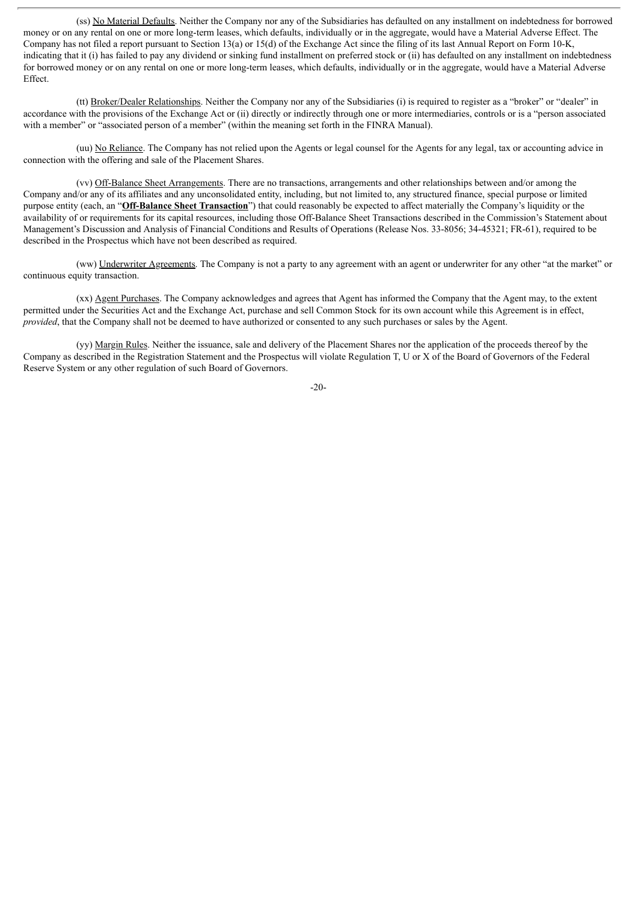(ss) No Material Defaults. Neither the Company nor any of the Subsidiaries has defaulted on any installment on indebtedness for borrowed money or on any rental on one or more long-term leases, which defaults, individually or in the aggregate, would have a Material Adverse Effect. The Company has not filed a report pursuant to Section 13(a) or 15(d) of the Exchange Act since the filing of its last Annual Report on Form 10-K, indicating that it (i) has failed to pay any dividend or sinking fund installment on preferred stock or (ii) has defaulted on any installment on indebtedness for borrowed money or on any rental on one or more long-term leases, which defaults, individually or in the aggregate, would have a Material Adverse Effect.

(tt) Broker/Dealer Relationships. Neither the Company nor any of the Subsidiaries (i) is required to register as a "broker" or "dealer" in accordance with the provisions of the Exchange Act or (ii) directly or indirectly through one or more intermediaries, controls or is a "person associated with a member" or "associated person of a member" (within the meaning set forth in the FINRA Manual).

(uu) No Reliance. The Company has not relied upon the Agents or legal counsel for the Agents for any legal, tax or accounting advice in connection with the offering and sale of the Placement Shares.

(vv) Off-Balance Sheet Arrangements. There are no transactions, arrangements and other relationships between and/or among the Company and/or any of its affiliates and any unconsolidated entity, including, but not limited to, any structured finance, special purpose or limited purpose entity (each, an "**Off-Balance Sheet Transaction**") that could reasonably be expected to affect materially the Company's liquidity or the availability of or requirements for its capital resources, including those Off-Balance Sheet Transactions described in the Commission's Statement about Management's Discussion and Analysis of Financial Conditions and Results of Operations (Release Nos. 33-8056; 34-45321; FR-61), required to be described in the Prospectus which have not been described as required.

(ww) Underwriter Agreements. The Company is not a party to any agreement with an agent or underwriter for any other "at the market" or continuous equity transaction.

(xx) Agent Purchases. The Company acknowledges and agrees that Agent has informed the Company that the Agent may, to the extent permitted under the Securities Act and the Exchange Act, purchase and sell Common Stock for its own account while this Agreement is in effect, *provided*, that the Company shall not be deemed to have authorized or consented to any such purchases or sales by the Agent.

(yy) Margin Rules. Neither the issuance, sale and delivery of the Placement Shares nor the application of the proceeds thereof by the Company as described in the Registration Statement and the Prospectus will violate Regulation T, U or X of the Board of Governors of the Federal Reserve System or any other regulation of such Board of Governors.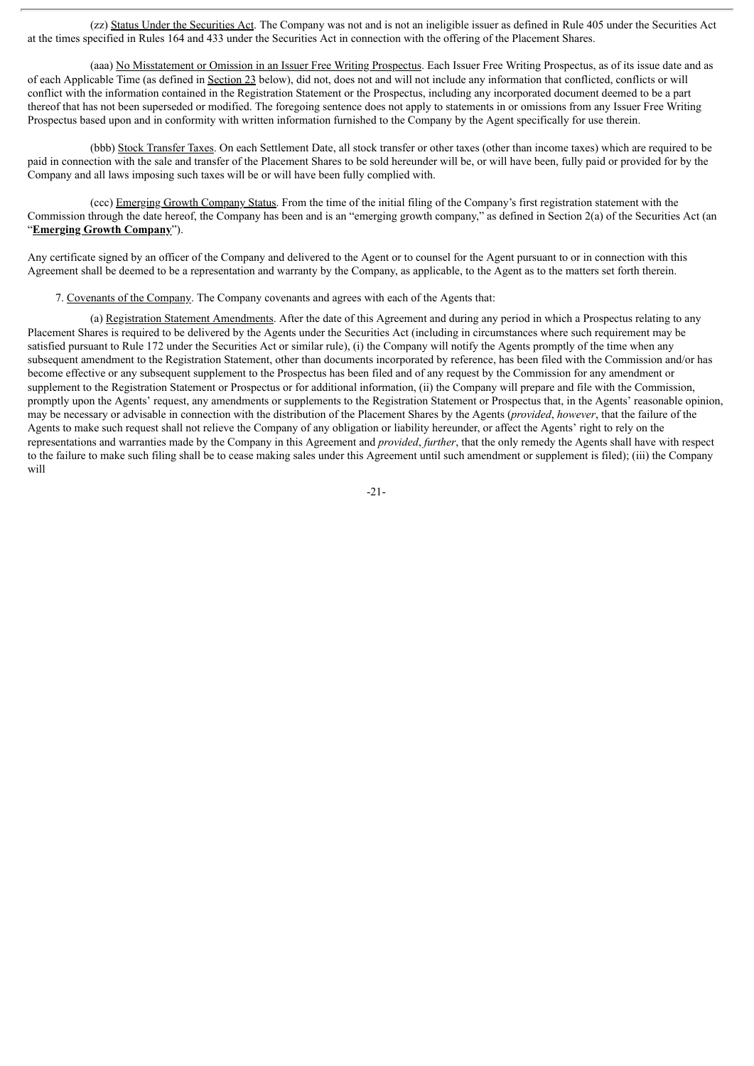(zz) Status Under the Securities Act. The Company was not and is not an ineligible issuer as defined in Rule 405 under the Securities Act at the times specified in Rules 164 and 433 under the Securities Act in connection with the offering of the Placement Shares.

(aaa) No Misstatement or Omission in an Issuer Free Writing Prospectus. Each Issuer Free Writing Prospectus, as of its issue date and as of each Applicable Time (as defined in Section 23 below), did not, does not and will not include any information that conflicted, conflicts or will conflict with the information contained in the Registration Statement or the Prospectus, including any incorporated document deemed to be a part thereof that has not been superseded or modified. The foregoing sentence does not apply to statements in or omissions from any Issuer Free Writing Prospectus based upon and in conformity with written information furnished to the Company by the Agent specifically for use therein.

(bbb) Stock Transfer Taxes. On each Settlement Date, all stock transfer or other taxes (other than income taxes) which are required to be paid in connection with the sale and transfer of the Placement Shares to be sold hereunder will be, or will have been, fully paid or provided for by the Company and all laws imposing such taxes will be or will have been fully complied with.

(ccc) Emerging Growth Company Status. From the time of the initial filing of the Company's first registration statement with the Commission through the date hereof, the Company has been and is an "emerging growth company," as defined in Section 2(a) of the Securities Act (an "**Emerging Growth Company**").

Any certificate signed by an officer of the Company and delivered to the Agent or to counsel for the Agent pursuant to or in connection with this Agreement shall be deemed to be a representation and warranty by the Company, as applicable, to the Agent as to the matters set forth therein.

7. Covenants of the Company. The Company covenants and agrees with each of the Agents that:

(a) Registration Statement Amendments. After the date of this Agreement and during any period in which a Prospectus relating to any Placement Shares is required to be delivered by the Agents under the Securities Act (including in circumstances where such requirement may be satisfied pursuant to Rule 172 under the Securities Act or similar rule), (i) the Company will notify the Agents promptly of the time when any subsequent amendment to the Registration Statement, other than documents incorporated by reference, has been filed with the Commission and/or has become effective or any subsequent supplement to the Prospectus has been filed and of any request by the Commission for any amendment or supplement to the Registration Statement or Prospectus or for additional information, (ii) the Company will prepare and file with the Commission, promptly upon the Agents' request, any amendments or supplements to the Registration Statement or Prospectus that, in the Agents' reasonable opinion, may be necessary or advisable in connection with the distribution of the Placement Shares by the Agents (*provided*, *however*, that the failure of the Agents to make such request shall not relieve the Company of any obligation or liability hereunder, or affect the Agents' right to rely on the representations and warranties made by the Company in this Agreement and *provided*, *further*, that the only remedy the Agents shall have with respect to the failure to make such filing shall be to cease making sales under this Agreement until such amendment or supplement is filed); (iii) the Company will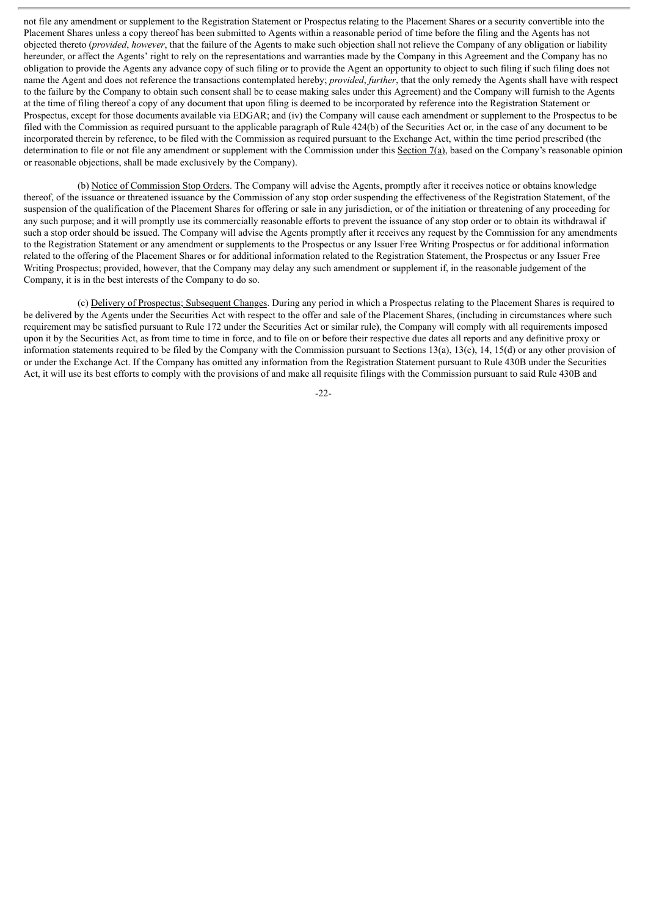not file any amendment or supplement to the Registration Statement or Prospectus relating to the Placement Shares or a security convertible into the Placement Shares unless a copy thereof has been submitted to Agents within a reasonable period of time before the filing and the Agents has not objected thereto (*provided*, *however*, that the failure of the Agents to make such objection shall not relieve the Company of any obligation or liability hereunder, or affect the Agents' right to rely on the representations and warranties made by the Company in this Agreement and the Company has no obligation to provide the Agents any advance copy of such filing or to provide the Agent an opportunity to object to such filing if such filing does not name the Agent and does not reference the transactions contemplated hereby; *provided*, *further*, that the only remedy the Agents shall have with respect to the failure by the Company to obtain such consent shall be to cease making sales under this Agreement) and the Company will furnish to the Agents at the time of filing thereof a copy of any document that upon filing is deemed to be incorporated by reference into the Registration Statement or Prospectus, except for those documents available via EDGAR; and (iv) the Company will cause each amendment or supplement to the Prospectus to be filed with the Commission as required pursuant to the applicable paragraph of Rule 424(b) of the Securities Act or, in the case of any document to be incorporated therein by reference, to be filed with the Commission as required pursuant to the Exchange Act, within the time period prescribed (the determination to file or not file any amendment or supplement with the Commission under this Section 7(a), based on the Company's reasonable opinion or reasonable objections, shall be made exclusively by the Company).

(b) Notice of Commission Stop Orders. The Company will advise the Agents, promptly after it receives notice or obtains knowledge thereof, of the issuance or threatened issuance by the Commission of any stop order suspending the effectiveness of the Registration Statement, of the suspension of the qualification of the Placement Shares for offering or sale in any jurisdiction, or of the initiation or threatening of any proceeding for any such purpose; and it will promptly use its commercially reasonable efforts to prevent the issuance of any stop order or to obtain its withdrawal if such a stop order should be issued. The Company will advise the Agents promptly after it receives any request by the Commission for any amendments to the Registration Statement or any amendment or supplements to the Prospectus or any Issuer Free Writing Prospectus or for additional information related to the offering of the Placement Shares or for additional information related to the Registration Statement, the Prospectus or any Issuer Free Writing Prospectus; provided, however, that the Company may delay any such amendment or supplement if, in the reasonable judgement of the Company, it is in the best interests of the Company to do so.

(c) Delivery of Prospectus; Subsequent Changes. During any period in which a Prospectus relating to the Placement Shares is required to be delivered by the Agents under the Securities Act with respect to the offer and sale of the Placement Shares, (including in circumstances where such requirement may be satisfied pursuant to Rule 172 under the Securities Act or similar rule), the Company will comply with all requirements imposed upon it by the Securities Act, as from time to time in force, and to file on or before their respective due dates all reports and any definitive proxy or information statements required to be filed by the Company with the Commission pursuant to Sections 13(a), 13(c), 14, 15(d) or any other provision of or under the Exchange Act. If the Company has omitted any information from the Registration Statement pursuant to Rule 430B under the Securities Act, it will use its best efforts to comply with the provisions of and make all requisite filings with the Commission pursuant to said Rule 430B and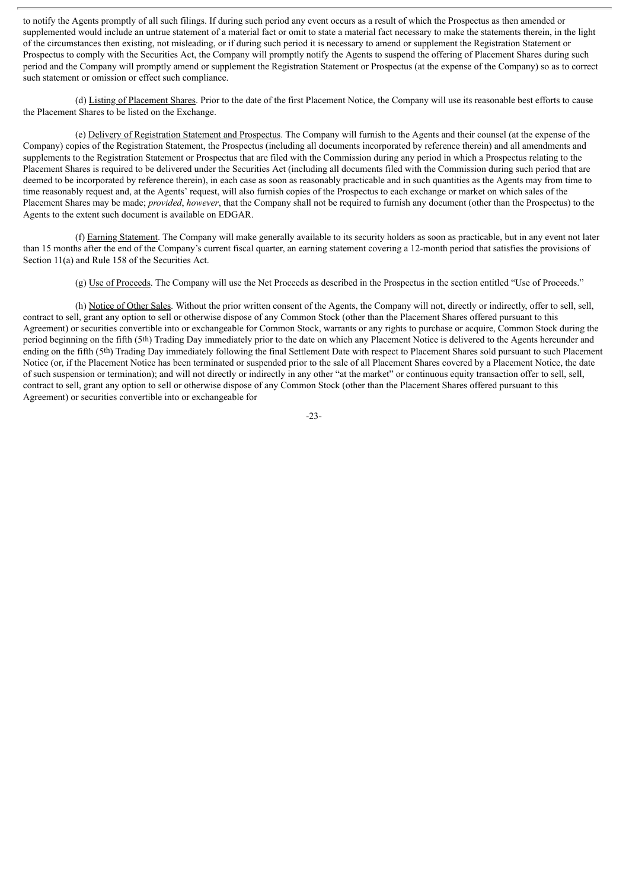to notify the Agents promptly of all such filings. If during such period any event occurs as a result of which the Prospectus as then amended or supplemented would include an untrue statement of a material fact or omit to state a material fact necessary to make the statements therein, in the light of the circumstances then existing, not misleading, or if during such period it is necessary to amend or supplement the Registration Statement or Prospectus to comply with the Securities Act, the Company will promptly notify the Agents to suspend the offering of Placement Shares during such period and the Company will promptly amend or supplement the Registration Statement or Prospectus (at the expense of the Company) so as to correct such statement or omission or effect such compliance.

(d) Listing of Placement Shares. Prior to the date of the first Placement Notice, the Company will use its reasonable best efforts to cause the Placement Shares to be listed on the Exchange.

(e) Delivery of Registration Statement and Prospectus. The Company will furnish to the Agents and their counsel (at the expense of the Company) copies of the Registration Statement, the Prospectus (including all documents incorporated by reference therein) and all amendments and supplements to the Registration Statement or Prospectus that are filed with the Commission during any period in which a Prospectus relating to the Placement Shares is required to be delivered under the Securities Act (including all documents filed with the Commission during such period that are deemed to be incorporated by reference therein), in each case as soon as reasonably practicable and in such quantities as the Agents may from time to time reasonably request and, at the Agents' request, will also furnish copies of the Prospectus to each exchange or market on which sales of the Placement Shares may be made; *provided*, *however*, that the Company shall not be required to furnish any document (other than the Prospectus) to the Agents to the extent such document is available on EDGAR.

(f) Earning Statement. The Company will make generally available to its security holders as soon as practicable, but in any event not later than 15 months after the end of the Company's current fiscal quarter, an earning statement covering a 12-month period that satisfies the provisions of Section 11(a) and Rule 158 of the Securities Act.

(g) Use of Proceeds. The Company will use the Net Proceeds as described in the Prospectus in the section entitled "Use of Proceeds."

(h) Notice of Other Sales. Without the prior written consent of the Agents, the Company will not, directly or indirectly, offer to sell, sell, contract to sell, grant any option to sell or otherwise dispose of any Common Stock (other than the Placement Shares offered pursuant to this Agreement) or securities convertible into or exchangeable for Common Stock, warrants or any rights to purchase or acquire, Common Stock during the period beginning on the fifth (5th) Trading Day immediately prior to the date on which any Placement Notice is delivered to the Agents hereunder and ending on the fifth (5th) Trading Day immediately following the final Settlement Date with respect to Placement Shares sold pursuant to such Placement Notice (or, if the Placement Notice has been terminated or suspended prior to the sale of all Placement Shares covered by a Placement Notice, the date of such suspension or termination); and will not directly or indirectly in any other "at the market" or continuous equity transaction offer to sell, sell, contract to sell, grant any option to sell or otherwise dispose of any Common Stock (other than the Placement Shares offered pursuant to this Agreement) or securities convertible into or exchangeable for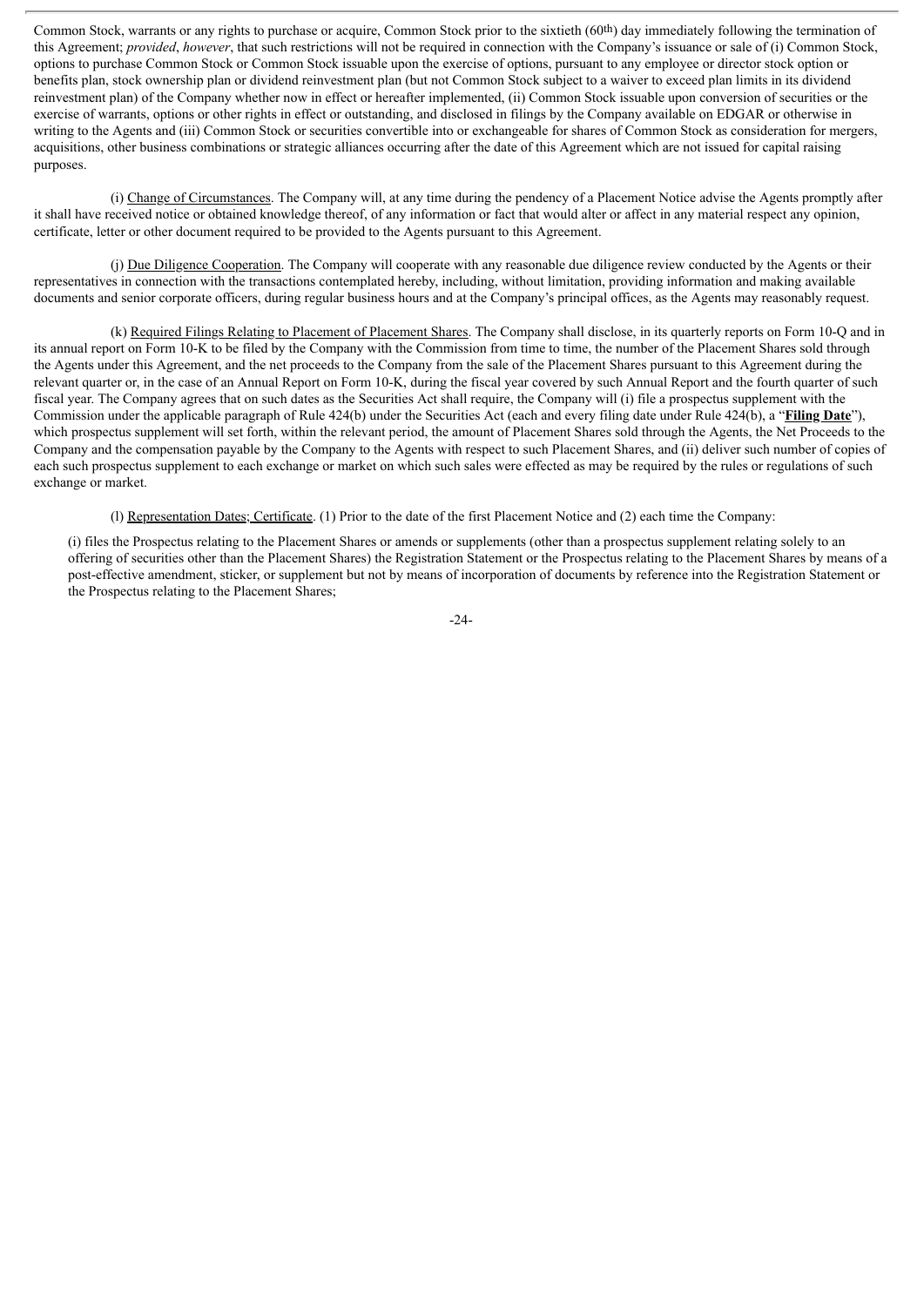Common Stock, warrants or any rights to purchase or acquire, Common Stock prior to the sixtieth (60th) day immediately following the termination of this Agreement; *provided*, *however*, that such restrictions will not be required in connection with the Company's issuance or sale of (i) Common Stock, options to purchase Common Stock or Common Stock issuable upon the exercise of options, pursuant to any employee or director stock option or benefits plan, stock ownership plan or dividend reinvestment plan (but not Common Stock subject to a waiver to exceed plan limits in its dividend reinvestment plan) of the Company whether now in effect or hereafter implemented, (ii) Common Stock issuable upon conversion of securities or the exercise of warrants, options or other rights in effect or outstanding, and disclosed in filings by the Company available on EDGAR or otherwise in writing to the Agents and (iii) Common Stock or securities convertible into or exchangeable for shares of Common Stock as consideration for mergers, acquisitions, other business combinations or strategic alliances occurring after the date of this Agreement which are not issued for capital raising purposes.

(i) Change of Circumstances. The Company will, at any time during the pendency of a Placement Notice advise the Agents promptly after it shall have received notice or obtained knowledge thereof, of any information or fact that would alter or affect in any material respect any opinion, certificate, letter or other document required to be provided to the Agents pursuant to this Agreement.

(j) Due Diligence Cooperation. The Company will cooperate with any reasonable due diligence review conducted by the Agents or their representatives in connection with the transactions contemplated hereby, including, without limitation, providing information and making available documents and senior corporate officers, during regular business hours and at the Company's principal offices, as the Agents may reasonably request.

(k) Required Filings Relating to Placement of Placement Shares. The Company shall disclose, in its quarterly reports on Form 10-Q and in its annual report on Form 10-K to be filed by the Company with the Commission from time to time, the number of the Placement Shares sold through the Agents under this Agreement, and the net proceeds to the Company from the sale of the Placement Shares pursuant to this Agreement during the relevant quarter or, in the case of an Annual Report on Form 10-K, during the fiscal year covered by such Annual Report and the fourth quarter of such fiscal year. The Company agrees that on such dates as the Securities Act shall require, the Company will (i) file a prospectus supplement with the Commission under the applicable paragraph of Rule 424(b) under the Securities Act (each and every filing date under Rule 424(b), a "**Filing Date**"), which prospectus supplement will set forth, within the relevant period, the amount of Placement Shares sold through the Agents, the Net Proceeds to the Company and the compensation payable by the Company to the Agents with respect to such Placement Shares, and (ii) deliver such number of copies of each such prospectus supplement to each exchange or market on which such sales were effected as may be required by the rules or regulations of such exchange or market.

(l) Representation Dates; Certificate. (1) Prior to the date of the first Placement Notice and (2) each time the Company:

(i) files the Prospectus relating to the Placement Shares or amends or supplements (other than a prospectus supplement relating solely to an offering of securities other than the Placement Shares) the Registration Statement or the Prospectus relating to the Placement Shares by means of a post-effective amendment, sticker, or supplement but not by means of incorporation of documents by reference into the Registration Statement or the Prospectus relating to the Placement Shares;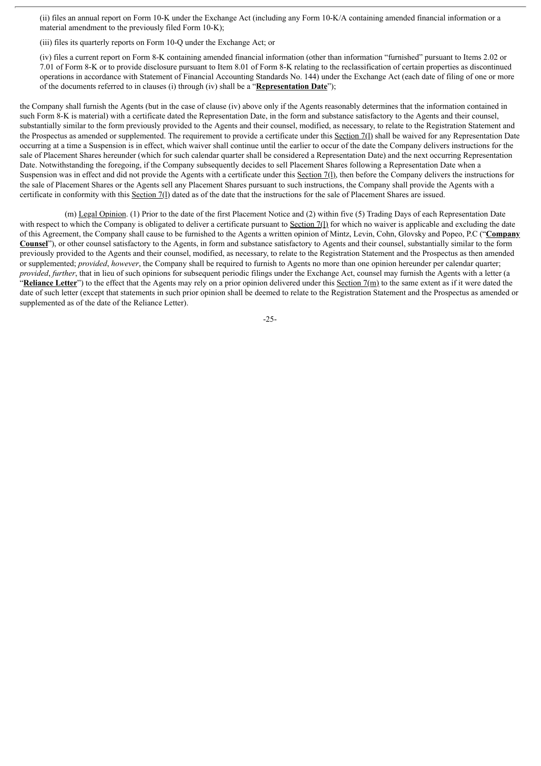(ii) files an annual report on Form 10-K under the Exchange Act (including any Form 10-K/A containing amended financial information or a material amendment to the previously filed Form 10-K);

(iii) files its quarterly reports on Form 10-Q under the Exchange Act; or

(iv) files a current report on Form 8-K containing amended financial information (other than information "furnished" pursuant to Items 2.02 or 7.01 of Form 8-K or to provide disclosure pursuant to Item 8.01 of Form 8-K relating to the reclassification of certain properties as discontinued operations in accordance with Statement of Financial Accounting Standards No. 144) under the Exchange Act (each date of filing of one or more of the documents referred to in clauses (i) through (iv) shall be a "**Representation Date**");

the Company shall furnish the Agents (but in the case of clause (iv) above only if the Agents reasonably determines that the information contained in such Form 8-K is material) with a certificate dated the Representation Date, in the form and substance satisfactory to the Agents and their counsel, substantially similar to the form previously provided to the Agents and their counsel, modified, as necessary, to relate to the Registration Statement and the Prospectus as amended or supplemented. The requirement to provide a certificate under this Section 7(l) shall be waived for any Representation Date occurring at a time a Suspension is in effect, which waiver shall continue until the earlier to occur of the date the Company delivers instructions for the sale of Placement Shares hereunder (which for such calendar quarter shall be considered a Representation Date) and the next occurring Representation Date. Notwithstanding the foregoing, if the Company subsequently decides to sell Placement Shares following a Representation Date when a Suspension was in effect and did not provide the Agents with a certificate under this Section 7(l), then before the Company delivers the instructions for the sale of Placement Shares or the Agents sell any Placement Shares pursuant to such instructions, the Company shall provide the Agents with a certificate in conformity with this Section 7(l) dated as of the date that the instructions for the sale of Placement Shares are issued.

(m) Legal Opinion. (1) Prior to the date of the first Placement Notice and (2) within five (5) Trading Days of each Representation Date with respect to which the Company is obligated to deliver a certificate pursuant to Section 7(l) for which no waiver is applicable and excluding the date of this Agreement, the Company shall cause to be furnished to the Agents a written opinion of Mintz, Levin, Cohn, Glovsky and Popeo, P.C ("**Company Counsel**"), or other counsel satisfactory to the Agents, in form and substance satisfactory to Agents and their counsel, substantially similar to the form previously provided to the Agents and their counsel, modified, as necessary, to relate to the Registration Statement and the Prospectus as then amended or supplemented; *provided*, *however*, the Company shall be required to furnish to Agents no more than one opinion hereunder per calendar quarter; *provided*, *further*, that in lieu of such opinions for subsequent periodic filings under the Exchange Act, counsel may furnish the Agents with a letter (a "**Reliance Letter**") to the effect that the Agents may rely on a prior opinion delivered under this Section 7(m) to the same extent as if it were dated the date of such letter (except that statements in such prior opinion shall be deemed to relate to the Registration Statement and the Prospectus as amended or supplemented as of the date of the Reliance Letter).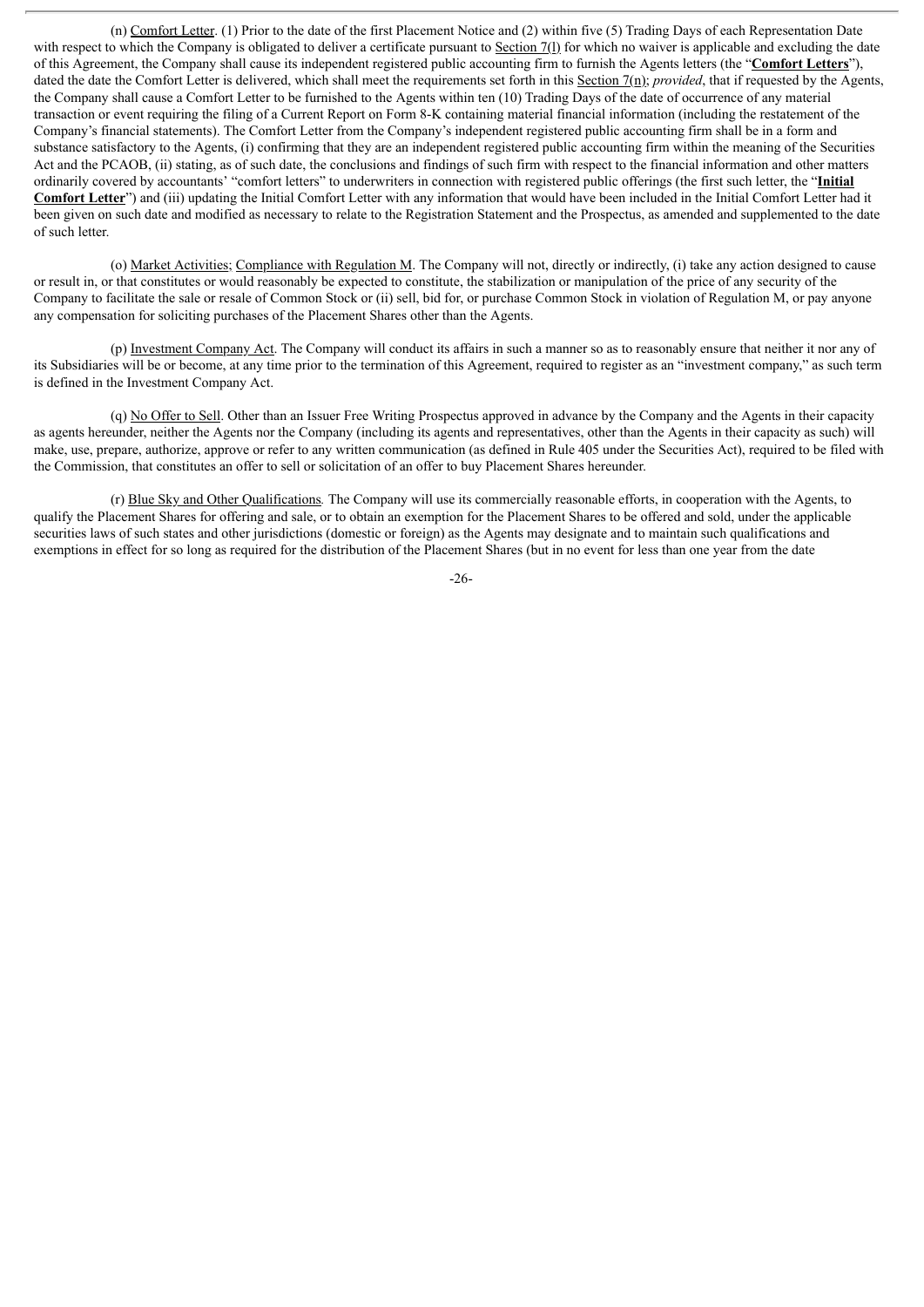(n) Comfort Letter. (1) Prior to the date of the first Placement Notice and (2) within five (5) Trading Days of each Representation Date with respect to which the Company is obligated to deliver a certificate pursuant to Section 7(l) for which no waiver is applicable and excluding the date of this Agreement, the Company shall cause its independent registered public accounting firm to furnish the Agents letters (the "**Comfort Letters**"), dated the date the Comfort Letter is delivered, which shall meet the requirements set forth in this Section 7(n); *provided*, that if requested by the Agents, the Company shall cause a Comfort Letter to be furnished to the Agents within ten (10) Trading Days of the date of occurrence of any material transaction or event requiring the filing of a Current Report on Form 8-K containing material financial information (including the restatement of the Company's financial statements). The Comfort Letter from the Company's independent registered public accounting firm shall be in a form and substance satisfactory to the Agents, (i) confirming that they are an independent registered public accounting firm within the meaning of the Securities Act and the PCAOB, (ii) stating, as of such date, the conclusions and findings of such firm with respect to the financial information and other matters ordinarily covered by accountants' "comfort letters" to underwriters in connection with registered public offerings (the first such letter, the "**Initial Comfort Letter**") and (iii) updating the Initial Comfort Letter with any information that would have been included in the Initial Comfort Letter had it been given on such date and modified as necessary to relate to the Registration Statement and the Prospectus, as amended and supplemented to the date of such letter.

(o) Market Activities; Compliance with Regulation M. The Company will not, directly or indirectly, (i) take any action designed to cause or result in, or that constitutes or would reasonably be expected to constitute, the stabilization or manipulation of the price of any security of the Company to facilitate the sale or resale of Common Stock or (ii) sell, bid for, or purchase Common Stock in violation of Regulation M, or pay anyone any compensation for soliciting purchases of the Placement Shares other than the Agents.

(p) Investment Company Act. The Company will conduct its affairs in such a manner so as to reasonably ensure that neither it nor any of its Subsidiaries will be or become, at any time prior to the termination of this Agreement, required to register as an "investment company," as such term is defined in the Investment Company Act.

(q) No Offer to Sell. Other than an Issuer Free Writing Prospectus approved in advance by the Company and the Agents in their capacity as agents hereunder, neither the Agents nor the Company (including its agents and representatives, other than the Agents in their capacity as such) will make, use, prepare, authorize, approve or refer to any written communication (as defined in Rule 405 under the Securities Act), required to be filed with the Commission, that constitutes an offer to sell or solicitation of an offer to buy Placement Shares hereunder.

(r) Blue Sky and Other Qualifications*.* The Company will use its commercially reasonable efforts, in cooperation with the Agents, to qualify the Placement Shares for offering and sale, or to obtain an exemption for the Placement Shares to be offered and sold, under the applicable securities laws of such states and other jurisdictions (domestic or foreign) as the Agents may designate and to maintain such qualifications and exemptions in effect for so long as required for the distribution of the Placement Shares (but in no event for less than one year from the date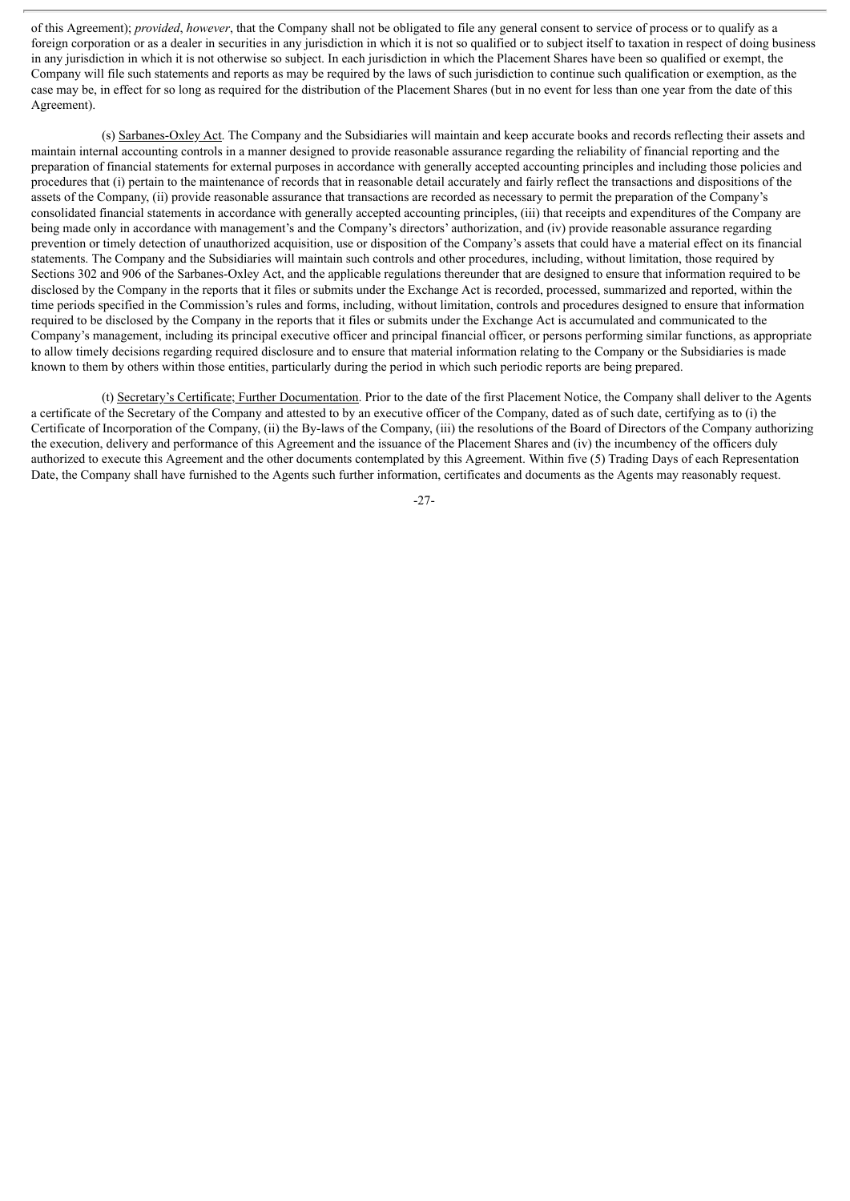of this Agreement); *provided*, *however*, that the Company shall not be obligated to file any general consent to service of process or to qualify as a foreign corporation or as a dealer in securities in any jurisdiction in which it is not so qualified or to subject itself to taxation in respect of doing business in any jurisdiction in which it is not otherwise so subject. In each jurisdiction in which the Placement Shares have been so qualified or exempt, the Company will file such statements and reports as may be required by the laws of such jurisdiction to continue such qualification or exemption, as the case may be, in effect for so long as required for the distribution of the Placement Shares (but in no event for less than one year from the date of this Agreement).

(s) Sarbanes-Oxley Act. The Company and the Subsidiaries will maintain and keep accurate books and records reflecting their assets and maintain internal accounting controls in a manner designed to provide reasonable assurance regarding the reliability of financial reporting and the preparation of financial statements for external purposes in accordance with generally accepted accounting principles and including those policies and procedures that (i) pertain to the maintenance of records that in reasonable detail accurately and fairly reflect the transactions and dispositions of the assets of the Company, (ii) provide reasonable assurance that transactions are recorded as necessary to permit the preparation of the Company's consolidated financial statements in accordance with generally accepted accounting principles, (iii) that receipts and expenditures of the Company are being made only in accordance with management's and the Company's directors' authorization, and (iv) provide reasonable assurance regarding prevention or timely detection of unauthorized acquisition, use or disposition of the Company's assets that could have a material effect on its financial statements. The Company and the Subsidiaries will maintain such controls and other procedures, including, without limitation, those required by Sections 302 and 906 of the Sarbanes-Oxley Act, and the applicable regulations thereunder that are designed to ensure that information required to be disclosed by the Company in the reports that it files or submits under the Exchange Act is recorded, processed, summarized and reported, within the time periods specified in the Commission's rules and forms, including, without limitation, controls and procedures designed to ensure that information required to be disclosed by the Company in the reports that it files or submits under the Exchange Act is accumulated and communicated to the Company's management, including its principal executive officer and principal financial officer, or persons performing similar functions, as appropriate to allow timely decisions regarding required disclosure and to ensure that material information relating to the Company or the Subsidiaries is made known to them by others within those entities, particularly during the period in which such periodic reports are being prepared.

(t) Secretary's Certificate; Further Documentation. Prior to the date of the first Placement Notice, the Company shall deliver to the Agents a certificate of the Secretary of the Company and attested to by an executive officer of the Company, dated as of such date, certifying as to (i) the Certificate of Incorporation of the Company, (ii) the By-laws of the Company, (iii) the resolutions of the Board of Directors of the Company authorizing the execution, delivery and performance of this Agreement and the issuance of the Placement Shares and (iv) the incumbency of the officers duly authorized to execute this Agreement and the other documents contemplated by this Agreement. Within five (5) Trading Days of each Representation Date, the Company shall have furnished to the Agents such further information, certificates and documents as the Agents may reasonably request.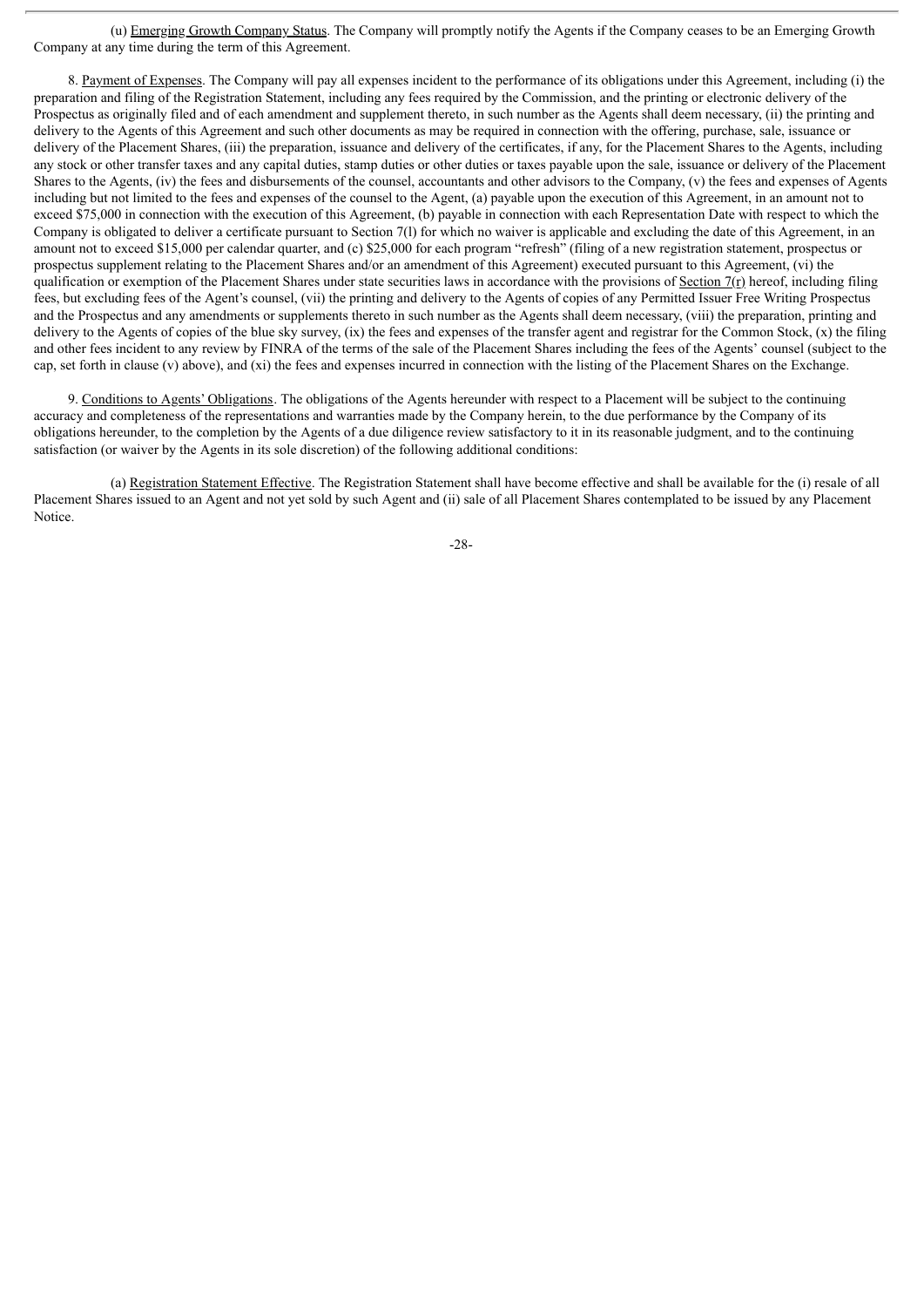(u) Emerging Growth Company Status. The Company will promptly notify the Agents if the Company ceases to be an Emerging Growth Company at any time during the term of this Agreement.

8. Payment of Expenses. The Company will pay all expenses incident to the performance of its obligations under this Agreement, including (i) the preparation and filing of the Registration Statement, including any fees required by the Commission, and the printing or electronic delivery of the Prospectus as originally filed and of each amendment and supplement thereto, in such number as the Agents shall deem necessary, (ii) the printing and delivery to the Agents of this Agreement and such other documents as may be required in connection with the offering, purchase, sale, issuance or delivery of the Placement Shares, (iii) the preparation, issuance and delivery of the certificates, if any, for the Placement Shares to the Agents, including any stock or other transfer taxes and any capital duties, stamp duties or other duties or taxes payable upon the sale, issuance or delivery of the Placement Shares to the Agents, (iv) the fees and disbursements of the counsel, accountants and other advisors to the Company, (v) the fees and expenses of Agents including but not limited to the fees and expenses of the counsel to the Agent, (a) payable upon the execution of this Agreement, in an amount not to exceed $75,000 in connection with the execution of this Agreement, (b) payable in connection with each Representation Date with respect to which the Company is obligated to deliver a certificate pursuant to Section 7(l) for which no waiver is applicable and excluding the date of this Agreement, in an amount not to exceed $15,000 per calendar quarter, and (c) $25,000 for each program "refresh" (filing of a new registration statement, prospectus or prospectus supplement relating to the Placement Shares and/or an amendment of this Agreement) executed pursuant to this Agreement, (vi) the qualification or exemption of the Placement Shares under state securities laws in accordance with the provisions of Section 7(r) hereof, including filing fees, but excluding fees of the Agent's counsel, (vii) the printing and delivery to the Agents of copies of any Permitted Issuer Free Writing Prospectus and the Prospectus and any amendments or supplements thereto in such number as the Agents shall deem necessary, (viii) the preparation, printing and delivery to the Agents of copies of the blue sky survey, (ix) the fees and expenses of the transfer agent and registrar for the Common Stock, (x) the filing and other fees incident to any review by FINRA of the terms of the sale of the Placement Shares including the fees of the Agents' counsel (subject to the cap, set forth in clause (v) above), and (xi) the fees and expenses incurred in connection with the listing of the Placement Shares on the Exchange.

9. Conditions to Agents' Obligations. The obligations of the Agents hereunder with respect to a Placement will be subject to the continuing accuracy and completeness of the representations and warranties made by the Company herein, to the due performance by the Company of its obligations hereunder, to the completion by the Agents of a due diligence review satisfactory to it in its reasonable judgment, and to the continuing satisfaction (or waiver by the Agents in its sole discretion) of the following additional conditions:

(a) Registration Statement Effective. The Registration Statement shall have become effective and shall be available for the (i) resale of all Placement Shares issued to an Agent and not yet sold by such Agent and (ii) sale of all Placement Shares contemplated to be issued by any Placement Notice.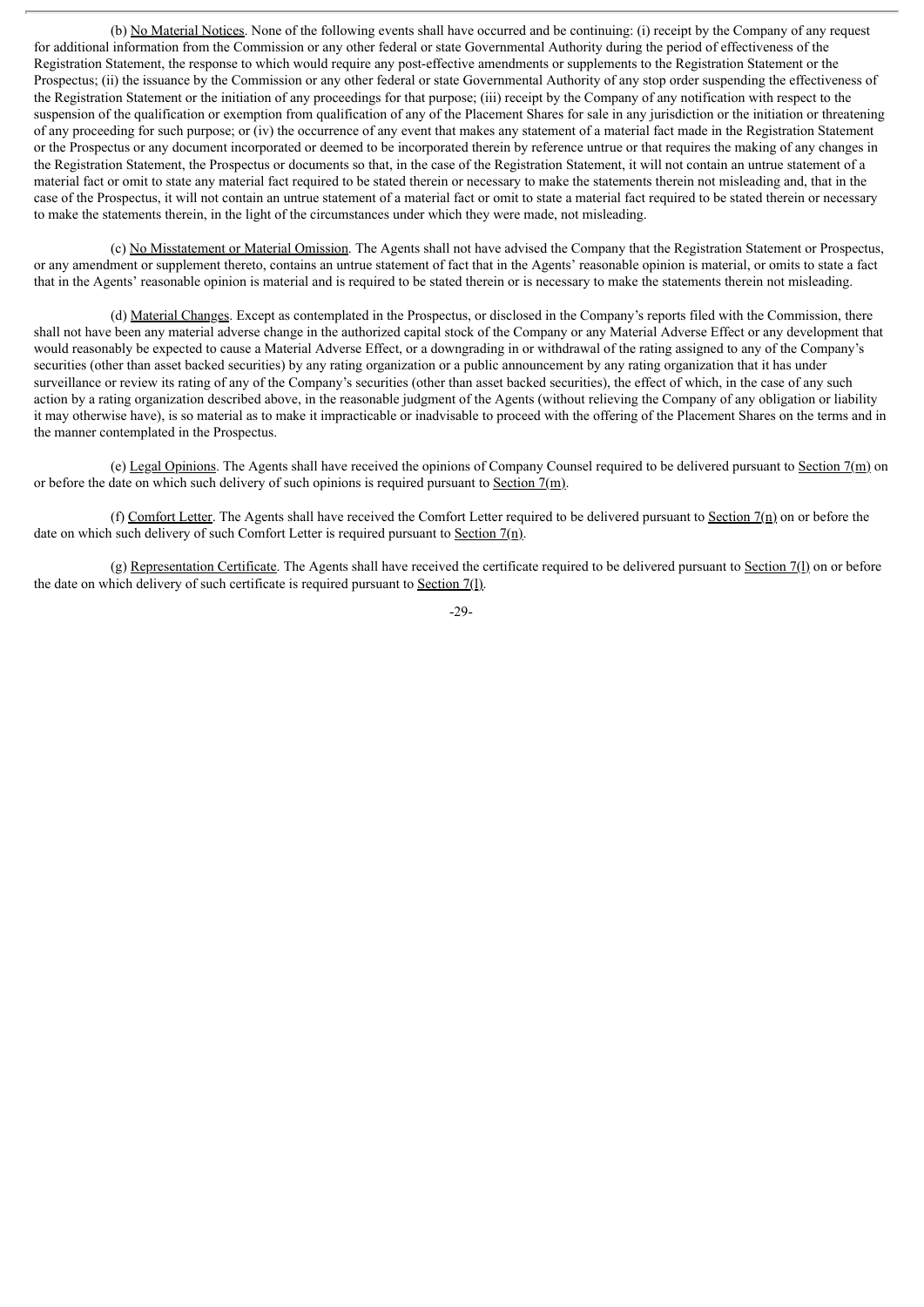(b) No Material Notices. None of the following events shall have occurred and be continuing: (i) receipt by the Company of any request for additional information from the Commission or any other federal or state Governmental Authority during the period of effectiveness of the Registration Statement, the response to which would require any post-effective amendments or supplements to the Registration Statement or the Prospectus; (ii) the issuance by the Commission or any other federal or state Governmental Authority of any stop order suspending the effectiveness of the Registration Statement or the initiation of any proceedings for that purpose; (iii) receipt by the Company of any notification with respect to the suspension of the qualification or exemption from qualification of any of the Placement Shares for sale in any jurisdiction or the initiation or threatening of any proceeding for such purpose; or (iv) the occurrence of any event that makes any statement of a material fact made in the Registration Statement or the Prospectus or any document incorporated or deemed to be incorporated therein by reference untrue or that requires the making of any changes in the Registration Statement, the Prospectus or documents so that, in the case of the Registration Statement, it will not contain an untrue statement of a material fact or omit to state any material fact required to be stated therein or necessary to make the statements therein not misleading and, that in the case of the Prospectus, it will not contain an untrue statement of a material fact or omit to state a material fact required to be stated therein or necessary to make the statements therein, in the light of the circumstances under which they were made, not misleading.

(c) No Misstatement or Material Omission. The Agents shall not have advised the Company that the Registration Statement or Prospectus, or any amendment or supplement thereto, contains an untrue statement of fact that in the Agents' reasonable opinion is material, or omits to state a fact that in the Agents' reasonable opinion is material and is required to be stated therein or is necessary to make the statements therein not misleading.

(d) Material Changes. Except as contemplated in the Prospectus, or disclosed in the Company's reports filed with the Commission, there shall not have been any material adverse change in the authorized capital stock of the Company or any Material Adverse Effect or any development that would reasonably be expected to cause a Material Adverse Effect, or a downgrading in or withdrawal of the rating assigned to any of the Company's securities (other than asset backed securities) by any rating organization or a public announcement by any rating organization that it has under surveillance or review its rating of any of the Company's securities (other than asset backed securities), the effect of which, in the case of any such action by a rating organization described above, in the reasonable judgment of the Agents (without relieving the Company of any obligation or liability it may otherwise have), is so material as to make it impracticable or inadvisable to proceed with the offering of the Placement Shares on the terms and in the manner contemplated in the Prospectus.

(e) Legal Opinions. The Agents shall have received the opinions of Company Counsel required to be delivered pursuant to Section 7(m) on or before the date on which such delivery of such opinions is required pursuant to Section 7(m).

(f) Comfort Letter. The Agents shall have received the Comfort Letter required to be delivered pursuant to Section 7(n) on or before the date on which such delivery of such Comfort Letter is required pursuant to Section 7(n).

(g) Representation Certificate. The Agents shall have received the certificate required to be delivered pursuant to Section 7(l) on or before the date on which delivery of such certificate is required pursuant to Section 7(l).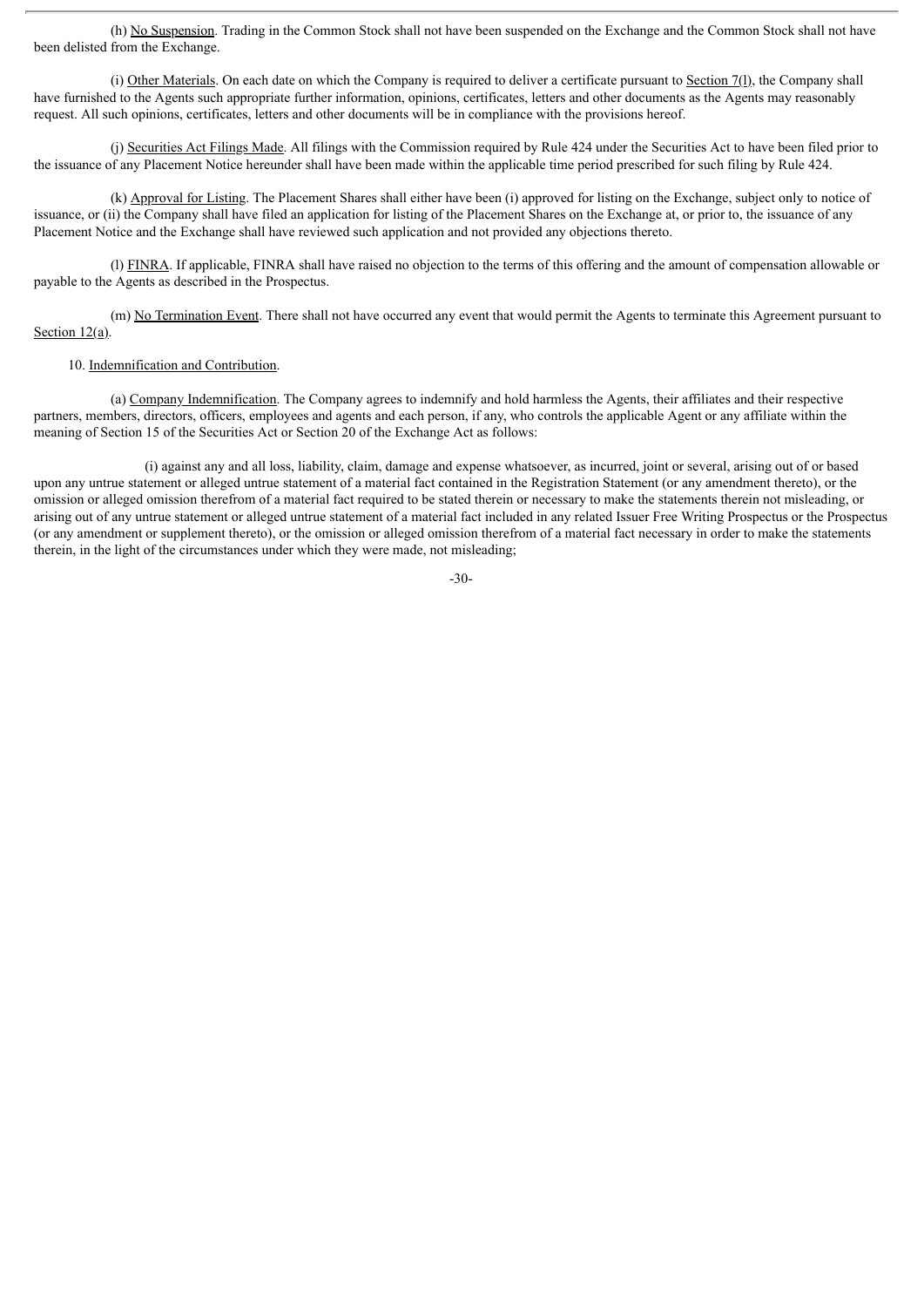(h) No Suspension. Trading in the Common Stock shall not have been suspended on the Exchange and the Common Stock shall not have been delisted from the Exchange.

(i) Other Materials. On each date on which the Company is required to deliver a certificate pursuant to Section 7(l), the Company shall have furnished to the Agents such appropriate further information, opinions, certificates, letters and other documents as the Agents may reasonably request. All such opinions, certificates, letters and other documents will be in compliance with the provisions hereof.

(j) Securities Act Filings Made. All filings with the Commission required by Rule 424 under the Securities Act to have been filed prior to the issuance of any Placement Notice hereunder shall have been made within the applicable time period prescribed for such filing by Rule 424.

(k) Approval for Listing. The Placement Shares shall either have been (i) approved for listing on the Exchange, subject only to notice of issuance, or (ii) the Company shall have filed an application for listing of the Placement Shares on the Exchange at, or prior to, the issuance of any Placement Notice and the Exchange shall have reviewed such application and not provided any objections thereto.

(l) FINRA. If applicable, FINRA shall have raised no objection to the terms of this offering and the amount of compensation allowable or payable to the Agents as described in the Prospectus.

(m) No Termination Event. There shall not have occurred any event that would permit the Agents to terminate this Agreement pursuant to Section 12(a).

10. Indemnification and Contribution.

(a) Company Indemnification. The Company agrees to indemnify and hold harmless the Agents, their affiliates and their respective partners, members, directors, officers, employees and agents and each person, if any, who controls the applicable Agent or any affiliate within the meaning of Section 15 of the Securities Act or Section 20 of the Exchange Act as follows:

(i) against any and all loss, liability, claim, damage and expense whatsoever, as incurred, joint or several, arising out of or based upon any untrue statement or alleged untrue statement of a material fact contained in the Registration Statement (or any amendment thereto), or the omission or alleged omission therefrom of a material fact required to be stated therein or necessary to make the statements therein not misleading, or arising out of any untrue statement or alleged untrue statement of a material fact included in any related Issuer Free Writing Prospectus or the Prospectus (or any amendment or supplement thereto), or the omission or alleged omission therefrom of a material fact necessary in order to make the statements therein, in the light of the circumstances under which they were made, not misleading;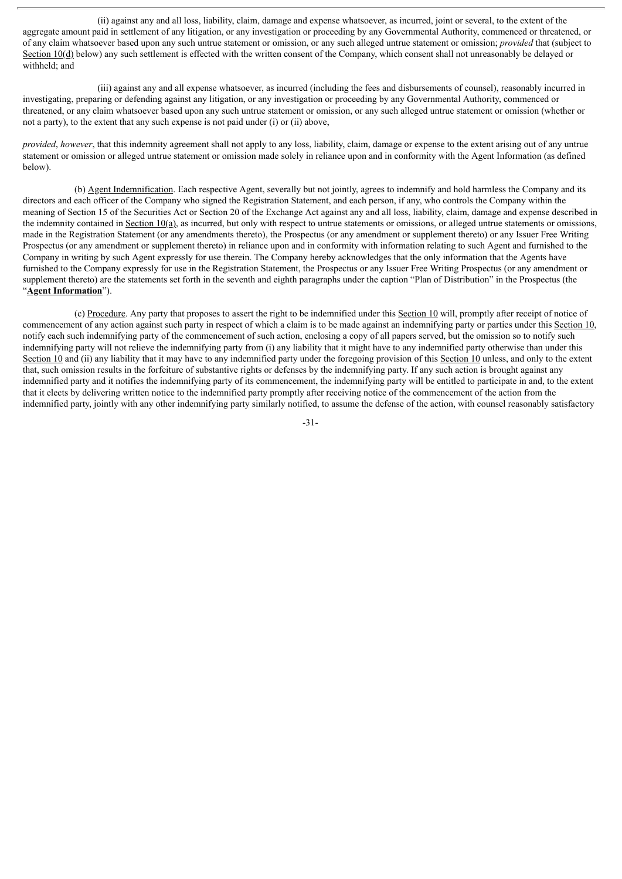(ii) against any and all loss, liability, claim, damage and expense whatsoever, as incurred, joint or several, to the extent of the aggregate amount paid in settlement of any litigation, or any investigation or proceeding by any Governmental Authority, commenced or threatened, or of any claim whatsoever based upon any such untrue statement or omission, or any such alleged untrue statement or omission; *provided* that (subject to Section 10(d) below) any such settlement is effected with the written consent of the Company, which consent shall not unreasonably be delayed or withheld; and

(iii) against any and all expense whatsoever, as incurred (including the fees and disbursements of counsel), reasonably incurred in investigating, preparing or defending against any litigation, or any investigation or proceeding by any Governmental Authority, commenced or threatened, or any claim whatsoever based upon any such untrue statement or omission, or any such alleged untrue statement or omission (whether or not a party), to the extent that any such expense is not paid under (i) or (ii) above,

*provided*, *however*, that this indemnity agreement shall not apply to any loss, liability, claim, damage or expense to the extent arising out of any untrue statement or omission or alleged untrue statement or omission made solely in reliance upon and in conformity with the Agent Information (as defined below).

(b) Agent Indemnification. Each respective Agent, severally but not jointly, agrees to indemnify and hold harmless the Company and its directors and each officer of the Company who signed the Registration Statement, and each person, if any, who controls the Company within the meaning of Section 15 of the Securities Act or Section 20 of the Exchange Act against any and all loss, liability, claim, damage and expense described in the indemnity contained in Section 10(a), as incurred, but only with respect to untrue statements or omissions, or alleged untrue statements or omissions, made in the Registration Statement (or any amendments thereto), the Prospectus (or any amendment or supplement thereto) or any Issuer Free Writing Prospectus (or any amendment or supplement thereto) in reliance upon and in conformity with information relating to such Agent and furnished to the Company in writing by such Agent expressly for use therein. The Company hereby acknowledges that the only information that the Agents have furnished to the Company expressly for use in the Registration Statement, the Prospectus or any Issuer Free Writing Prospectus (or any amendment or supplement thereto) are the statements set forth in the seventh and eighth paragraphs under the caption "Plan of Distribution" in the Prospectus (the "**Agent Information**").

(c) Procedure. Any party that proposes to assert the right to be indemnified under this Section 10 will, promptly after receipt of notice of commencement of any action against such party in respect of which a claim is to be made against an indemnifying party or parties under this Section 10, notify each such indemnifying party of the commencement of such action, enclosing a copy of all papers served, but the omission so to notify such indemnifying party will not relieve the indemnifying party from (i) any liability that it might have to any indemnified party otherwise than under this Section 10 and (ii) any liability that it may have to any indemnified party under the foregoing provision of this Section 10 unless, and only to the extent that, such omission results in the forfeiture of substantive rights or defenses by the indemnifying party. If any such action is brought against any indemnified party and it notifies the indemnifying party of its commencement, the indemnifying party will be entitled to participate in and, to the extent that it elects by delivering written notice to the indemnified party promptly after receiving notice of the commencement of the action from the indemnified party, jointly with any other indemnifying party similarly notified, to assume the defense of the action, with counsel reasonably satisfactory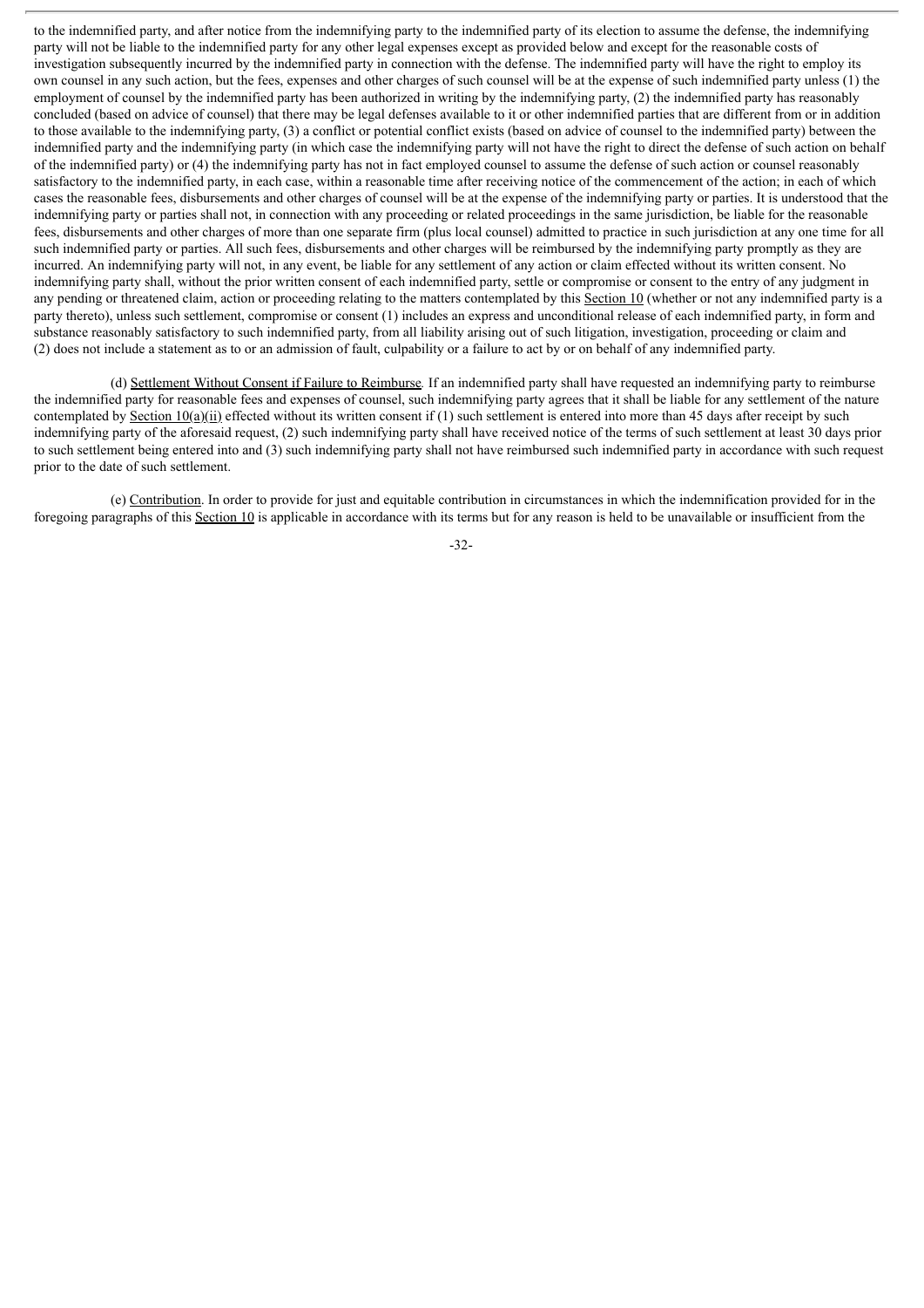to the indemnified party, and after notice from the indemnifying party to the indemnified party of its election to assume the defense, the indemnifying party will not be liable to the indemnified party for any other legal expenses except as provided below and except for the reasonable costs of investigation subsequently incurred by the indemnified party in connection with the defense. The indemnified party will have the right to employ its own counsel in any such action, but the fees, expenses and other charges of such counsel will be at the expense of such indemnified party unless (1) the employment of counsel by the indemnified party has been authorized in writing by the indemnifying party, (2) the indemnified party has reasonably concluded (based on advice of counsel) that there may be legal defenses available to it or other indemnified parties that are different from or in addition to those available to the indemnifying party, (3) a conflict or potential conflict exists (based on advice of counsel to the indemnified party) between the indemnified party and the indemnifying party (in which case the indemnifying party will not have the right to direct the defense of such action on behalf of the indemnified party) or (4) the indemnifying party has not in fact employed counsel to assume the defense of such action or counsel reasonably satisfactory to the indemnified party, in each case, within a reasonable time after receiving notice of the commencement of the action; in each of which cases the reasonable fees, disbursements and other charges of counsel will be at the expense of the indemnifying party or parties. It is understood that the indemnifying party or parties shall not, in connection with any proceeding or related proceedings in the same jurisdiction, be liable for the reasonable fees, disbursements and other charges of more than one separate firm (plus local counsel) admitted to practice in such jurisdiction at any one time for all such indemnified party or parties. All such fees, disbursements and other charges will be reimbursed by the indemnifying party promptly as they are incurred. An indemnifying party will not, in any event, be liable for any settlement of any action or claim effected without its written consent. No indemnifying party shall, without the prior written consent of each indemnified party, settle or compromise or consent to the entry of any judgment in any pending or threatened claim, action or proceeding relating to the matters contemplated by this Section 10 (whether or not any indemnified party is a party thereto), unless such settlement, compromise or consent (1) includes an express and unconditional release of each indemnified party, in form and substance reasonably satisfactory to such indemnified party, from all liability arising out of such litigation, investigation, proceeding or claim and (2) does not include a statement as to or an admission of fault, culpability or a failure to act by or on behalf of any indemnified party.

(d) Settlement Without Consent if Failure to Reimburse. If an indemnified party shall have requested an indemnifying party to reimburse the indemnified party for reasonable fees and expenses of counsel, such indemnifying party agrees that it shall be liable for any settlement of the nature contemplated by Section 10(a)(ii) effected without its written consent if (1) such settlement is entered into more than 45 days after receipt by such indemnifying party of the aforesaid request, (2) such indemnifying party shall have received notice of the terms of such settlement at least 30 days prior to such settlement being entered into and (3) such indemnifying party shall not have reimbursed such indemnified party in accordance with such request prior to the date of such settlement.

(e) Contribution. In order to provide for just and equitable contribution in circumstances in which the indemnification provided for in the foregoing paragraphs of this Section 10 is applicable in accordance with its terms but for any reason is held to be unavailable or insufficient from the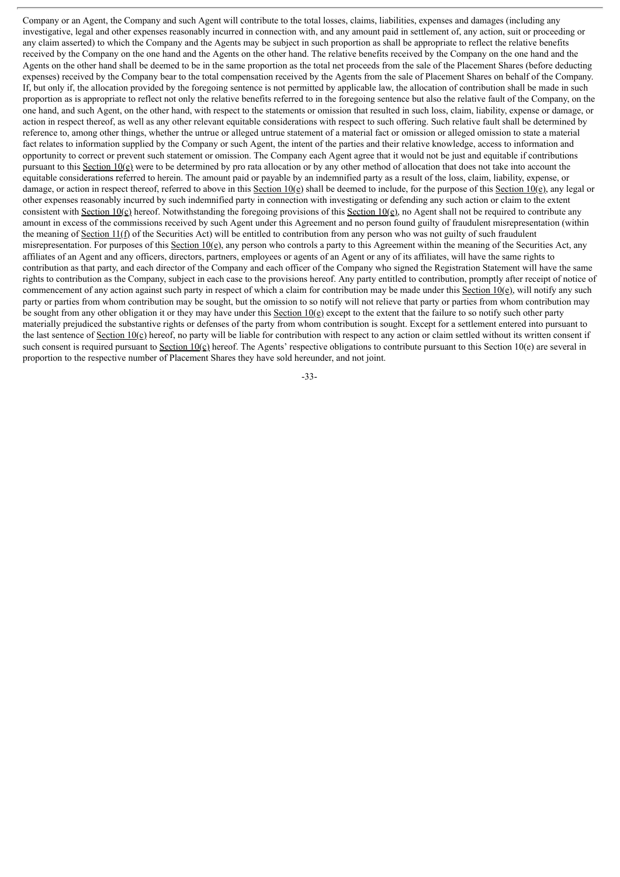Company or an Agent, the Company and such Agent will contribute to the total losses, claims, liabilities, expenses and damages (including any investigative, legal and other expenses reasonably incurred in connection with, and any amount paid in settlement of, any action, suit or proceeding or any claim asserted) to which the Company and the Agents may be subject in such proportion as shall be appropriate to reflect the relative benefits received by the Company on the one hand and the Agents on the other hand. The relative benefits received by the Company on the one hand and the Agents on the other hand shall be deemed to be in the same proportion as the total net proceeds from the sale of the Placement Shares (before deducting expenses) received by the Company bear to the total compensation received by the Agents from the sale of Placement Shares on behalf of the Company. If, but only if, the allocation provided by the foregoing sentence is not permitted by applicable law, the allocation of contribution shall be made in such proportion as is appropriate to reflect not only the relative benefits referred to in the foregoing sentence but also the relative fault of the Company, on the one hand, and such Agent, on the other hand, with respect to the statements or omission that resulted in such loss, claim, liability, expense or damage, or action in respect thereof, as well as any other relevant equitable considerations with respect to such offering. Such relative fault shall be determined by reference to, among other things, whether the untrue or alleged untrue statement of a material fact or omission or alleged omission to state a material fact relates to information supplied by the Company or such Agent, the intent of the parties and their relative knowledge, access to information and opportunity to correct or prevent such statement or omission. The Company each Agent agree that it would not be just and equitable if contributions pursuant to this Section 10(e) were to be determined by pro rata allocation or by any other method of allocation that does not take into account the equitable considerations referred to herein. The amount paid or payable by an indemnified party as a result of the loss, claim, liability, expense, or damage, or action in respect thereof, referred to above in this Section 10(e) shall be deemed to include, for the purpose of this Section 10(e), any legal or other expenses reasonably incurred by such indemnified party in connection with investigating or defending any such action or claim to the extent consistent with Section 10(c) hereof. Notwithstanding the foregoing provisions of this Section 10(e), no Agent shall not be required to contribute any amount in excess of the commissions received by such Agent under this Agreement and no person found guilty of fraudulent misrepresentation (within the meaning of Section 11(f) of the Securities Act) will be entitled to contribution from any person who was not guilty of such fraudulent misrepresentation. For purposes of this Section 10(e), any person who controls a party to this Agreement within the meaning of the Securities Act, any affiliates of an Agent and any officers, directors, partners, employees or agents of an Agent or any of its affiliates, will have the same rights to contribution as that party, and each director of the Company and each officer of the Company who signed the Registration Statement will have the same rights to contribution as the Company, subject in each case to the provisions hereof. Any party entitled to contribution, promptly after receipt of notice of commencement of any action against such party in respect of which a claim for contribution may be made under this Section 10(e), will notify any such party or parties from whom contribution may be sought, but the omission to so notify will not relieve that party or parties from whom contribution may be sought from any other obligation it or they may have under this Section 10(e) except to the extent that the failure to so notify such other party materially prejudiced the substantive rights or defenses of the party from whom contribution is sought. Except for a settlement entered into pursuant to the last sentence of Section 10(c) hereof, no party will be liable for contribution with respect to any action or claim settled without its written consent if such consent is required pursuant to Section 10(c) hereof. The Agents' respective obligations to contribute pursuant to this Section 10(e) are several in proportion to the respective number of Placement Shares they have sold hereunder, and not joint.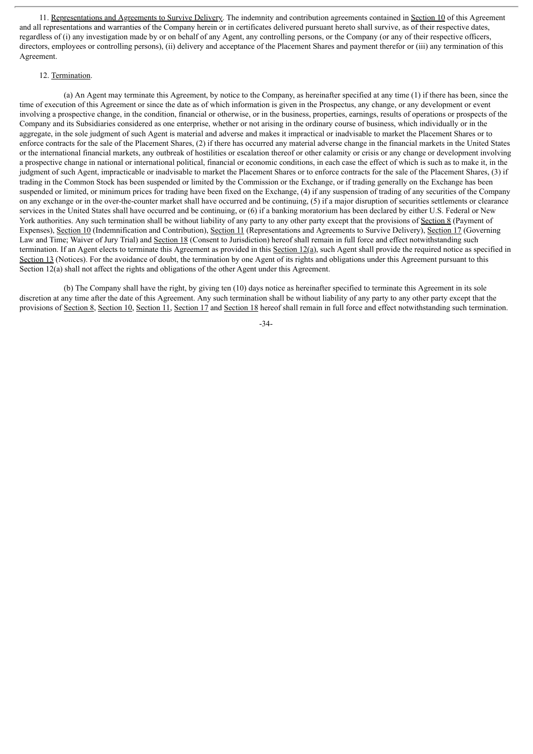11. Representations and Agreements to Survive Delivery. The indemnity and contribution agreements contained in Section 10 of this Agreement and all representations and warranties of the Company herein or in certificates delivered pursuant hereto shall survive, as of their respective dates, regardless of (i) any investigation made by or on behalf of any Agent, any controlling persons, or the Company (or any of their respective officers, directors, employees or controlling persons), (ii) delivery and acceptance of the Placement Shares and payment therefor or (iii) any termination of this Agreement.

12. Termination.

(a) An Agent may terminate this Agreement, by notice to the Company, as hereinafter specified at any time (1) if there has been, since the time of execution of this Agreement or since the date as of which information is given in the Prospectus, any change, or any development or event involving a prospective change, in the condition, financial or otherwise, or in the business, properties, earnings, results of operations or prospects of the Company and its Subsidiaries considered as one enterprise, whether or not arising in the ordinary course of business, which individually or in the aggregate, in the sole judgment of such Agent is material and adverse and makes it impractical or inadvisable to market the Placement Shares or to enforce contracts for the sale of the Placement Shares, (2) if there has occurred any material adverse change in the financial markets in the United States or the international financial markets, any outbreak of hostilities or escalation thereof or other calamity or crisis or any change or development involving a prospective change in national or international political, financial or economic conditions, in each case the effect of which is such as to make it, in the judgment of such Agent, impracticable or inadvisable to market the Placement Shares or to enforce contracts for the sale of the Placement Shares, (3) if trading in the Common Stock has been suspended or limited by the Commission or the Exchange, or if trading generally on the Exchange has been suspended or limited, or minimum prices for trading have been fixed on the Exchange, (4) if any suspension of trading of any securities of the Company on any exchange or in the over-the-counter market shall have occurred and be continuing, (5) if a major disruption of securities settlements or clearance services in the United States shall have occurred and be continuing, or (6) if a banking moratorium has been declared by either U.S. Federal or New York authorities. Any such termination shall be without liability of any party to any other party except that the provisions of Section 8 (Payment of Expenses), Section 10 (Indemnification and Contribution), Section 11 (Representations and Agreements to Survive Delivery), Section 17 (Governing Law and Time; Waiver of Jury Trial) and Section 18 (Consent to Jurisdiction) hereof shall remain in full force and effect notwithstanding such termination. If an Agent elects to terminate this Agreement as provided in this Section 12(a), such Agent shall provide the required notice as specified in Section 13 (Notices). For the avoidance of doubt, the termination by one Agent of its rights and obligations under this Agreement pursuant to this Section 12(a) shall not affect the rights and obligations of the other Agent under this Agreement.

(b) The Company shall have the right, by giving ten (10) days notice as hereinafter specified to terminate this Agreement in its sole discretion at any time after the date of this Agreement. Any such termination shall be without liability of any party to any other party except that the provisions of Section 8, Section 10, Section 11, Section 17 and Section 18 hereof shall remain in full force and effect notwithstanding such termination.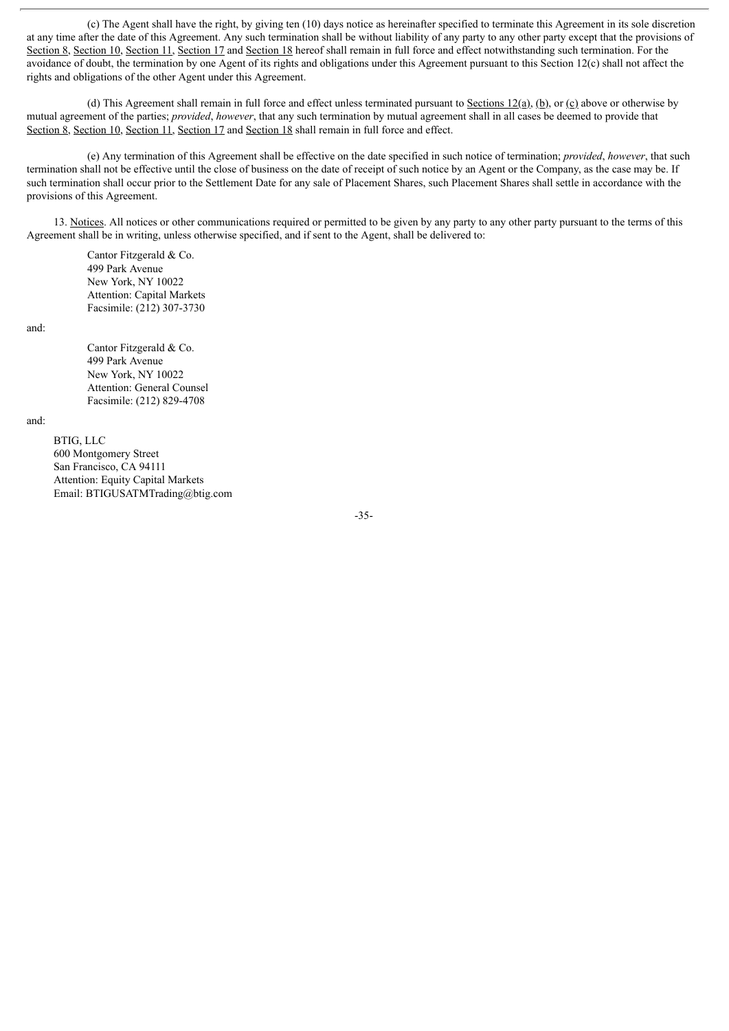(c) The Agent shall have the right, by giving ten (10) days notice as hereinafter specified to terminate this Agreement in its sole discretion at any time after the date of this Agreement. Any such termination shall be without liability of any party to any other party except that the provisions of Section 8, Section 10, Section 11, Section 17 and Section 18 hereof shall remain in full force and effect notwithstanding such termination. For the avoidance of doubt, the termination by one Agent of its rights and obligations under this Agreement pursuant to this Section 12(c) shall not affect the rights and obligations of the other Agent under this Agreement.

(d) This Agreement shall remain in full force and effect unless terminated pursuant to Sections 12(a), (b), or (c) above or otherwise by mutual agreement of the parties; *provided*, *however*, that any such termination by mutual agreement shall in all cases be deemed to provide that Section 8, Section 10, Section 11, Section 17 and Section 18 shall remain in full force and effect.

(e) Any termination of this Agreement shall be effective on the date specified in such notice of termination; *provided*, *however*, that such termination shall not be effective until the close of business on the date of receipt of such notice by an Agent or the Company, as the case may be. If such termination shall occur prior to the Settlement Date for any sale of Placement Shares, such Placement Shares shall settle in accordance with the provisions of this Agreement.

13. Notices. All notices or other communications required or permitted to be given by any party to any other party pursuant to the terms of this Agreement shall be in writing, unless otherwise specified, and if sent to the Agent, shall be delivered to:

Cantor Fitzgerald & Co.
499 Park Avenue
New York, NY 10022
Attention: Capital Markets
Facsimile: (212) 307-3730

and:

Cantor Fitzgerald & Co.
499 Park Avenue
New York, NY 10022
Attention: General Counsel
Facsimile: (212) 829-4708

and:

BTIG, LLC
600 Montgomery Street
San Francisco, CA 94111
Attention: Equity Capital Markets
Email: BTIGUSATMTrading@btig.com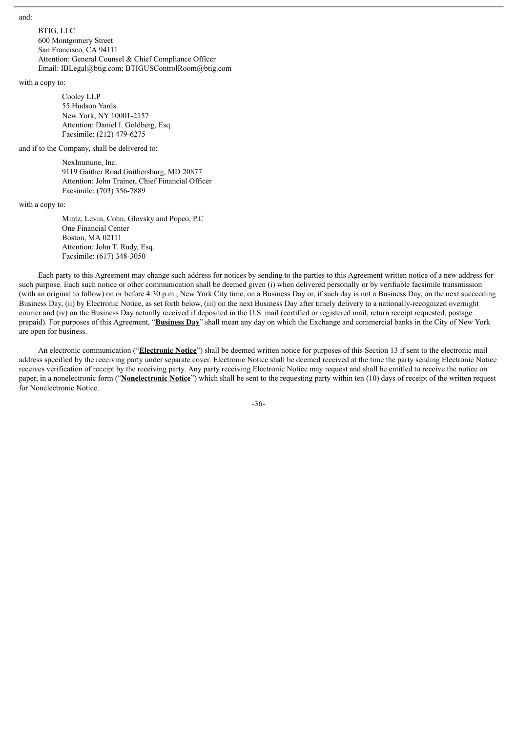and:

BTIG, LLC
600 Montgomery Street
San Francisco, CA 94111
Attention: General Counsel & Chief Compliance Officer
Email: IBLegal@btig.com; BTIGUSControlRoom@btig.com

with a copy to:

Cooley LLP
55 Hudson Yards
New York, NY 10001-2157
Attention: Daniel I. Goldberg, Esq.
Facsimile: (212) 479-6275

and if to the Company, shall be delivered to:

NexImmune, Inc.
9119 Gaither Road Gaithersburg, MD 20877
Attention: John Trainer, Chief Financial Officer
Facsimile: (703) 356-7889

with a copy to:

Mintz, Levin, Cohn, Glovsky and Popeo, P.C
One Financial Center
Boston, MA 02111
Attention: John T. Rudy, Esq.
Facsimile: (617) 348-3050

Each party to this Agreement may change such address for notices by sending to the parties to this Agreement written notice of a new address for such purpose. Each such notice or other communication shall be deemed given (i) when delivered personally or by verifiable facsimile transmission (with an original to follow) on or before 4:30 p.m., New York City time, on a Business Day or, if such day is not a Business Day, on the next succeeding Business Day, (ii) by Electronic Notice, as set forth below, (iii) on the next Business Day after timely delivery to a nationally-recognized overnight courier and (iv) on the Business Day actually received if deposited in the U.S. mail (certified or registered mail, return receipt requested, postage prepaid). For purposes of this Agreement, "**Business Day**" shall mean any day on which the Exchange and commercial banks in the City of New York are open for business.

An electronic communication ("**Electronic Notice**") shall be deemed written notice for purposes of this Section 13 if sent to the electronic mail address specified by the receiving party under separate cover. Electronic Notice shall be deemed received at the time the party sending Electronic Notice receives verification of receipt by the receiving party. Any party receiving Electronic Notice may request and shall be entitled to receive the notice on paper, in a nonelectronic form ("**Nonelectronic Notice**") which shall be sent to the requesting party within ten (10) days of receipt of the written request for Nonelectronic Notice.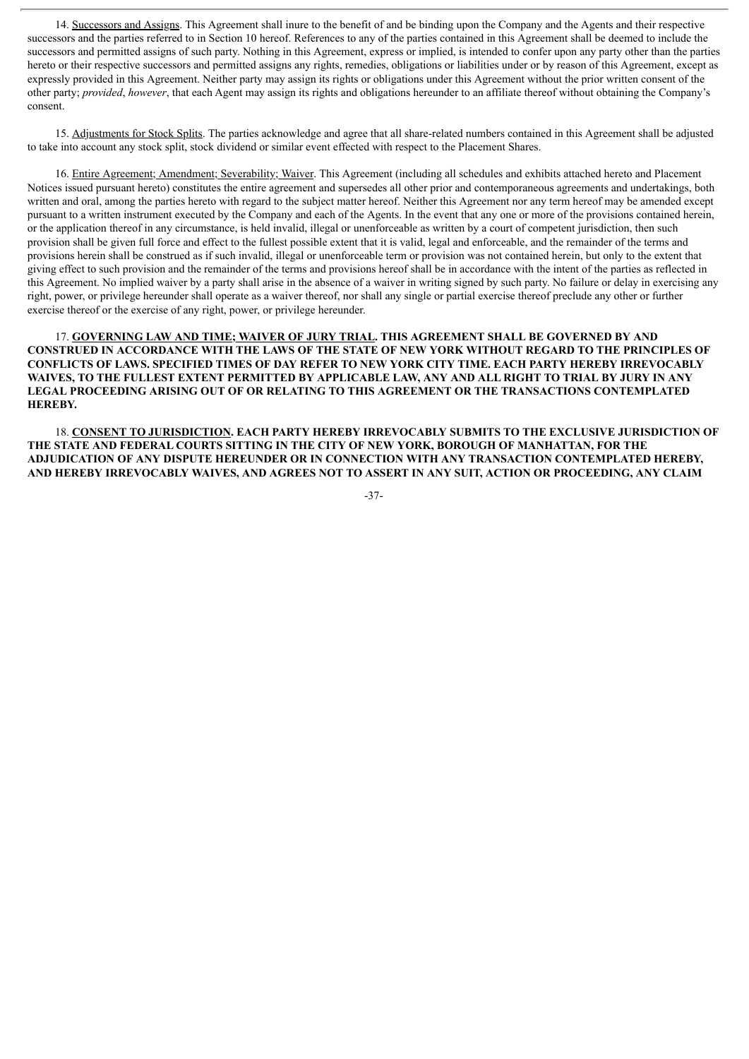14. Successors and Assigns. This Agreement shall inure to the benefit of and be binding upon the Company and the Agents and their respective successors and the parties referred to in Section 10 hereof. References to any of the parties contained in this Agreement shall be deemed to include the successors and permitted assigns of such party. Nothing in this Agreement, express or implied, is intended to confer upon any party other than the parties hereto or their respective successors and permitted assigns any rights, remedies, obligations or liabilities under or by reason of this Agreement, except as expressly provided in this Agreement. Neither party may assign its rights or obligations under this Agreement without the prior written consent of the other party; *provided*, *however*, that each Agent may assign its rights and obligations hereunder to an affiliate thereof without obtaining the Company's consent.

15. Adjustments for Stock Splits. The parties acknowledge and agree that all share-related numbers contained in this Agreement shall be adjusted to take into account any stock split, stock dividend or similar event effected with respect to the Placement Shares.

16. Entire Agreement; Amendment; Severability; Waiver. This Agreement (including all schedules and exhibits attached hereto and Placement Notices issued pursuant hereto) constitutes the entire agreement and supersedes all other prior and contemporaneous agreements and undertakings, both written and oral, among the parties hereto with regard to the subject matter hereof. Neither this Agreement nor any term hereof may be amended except pursuant to a written instrument executed by the Company and each of the Agents. In the event that any one or more of the provisions contained herein, or the application thereof in any circumstance, is held invalid, illegal or unenforceable as written by a court of competent jurisdiction, then such provision shall be given full force and effect to the fullest possible extent that it is valid, legal and enforceable, and the remainder of the terms and provisions herein shall be construed as if such invalid, illegal or unenforceable term or provision was not contained herein, but only to the extent that giving effect to such provision and the remainder of the terms and provisions hereof shall be in accordance with the intent of the parties as reflected in this Agreement. No implied waiver by a party shall arise in the absence of a waiver in writing signed by such party. No failure or delay in exercising any right, power, or privilege hereunder shall operate as a waiver thereof, nor shall any single or partial exercise thereof preclude any other or further exercise thereof or the exercise of any right, power, or privilege hereunder.

**17. GOVERNING LAW AND TIME; WAIVER OF JURY TRIAL. THIS AGREEMENT SHALL BE GOVERNED BY AND CONSTRUED IN ACCORDANCE WITH THE LAWS OF THE STATE OF NEW YORK WITHOUT REGARD TO THE PRINCIPLES OF CONFLICTS OF LAWS. SPECIFIED TIMES OF DAY REFER TO NEW YORK CITY TIME. EACH PARTY HEREBY IRREVOCABLY WAIVES, TO THE FULLEST EXTENT PERMITTED BY APPLICABLE LAW, ANY AND ALL RIGHT TO TRIAL BY JURY IN ANY LEGAL PROCEEDING ARISING OUT OF OR RELATING TO THIS AGREEMENT OR THE TRANSACTIONS CONTEMPLATED HEREBY.**

**18. CONSENT TO JURISDICTION. EACH PARTY HEREBY IRREVOCABLY SUBMITS TO THE EXCLUSIVE JURISDICTION OF THE STATE AND FEDERAL COURTS SITTING IN THE CITY OF NEW YORK, BOROUGH OF MANHATTAN, FOR THE ADJUDICATION OF ANY DISPUTE HEREUNDER OR IN CONNECTION WITH ANY TRANSACTION CONTEMPLATED HEREBY, AND HEREBY IRREVOCABLY WAIVES, AND AGREES NOT TO ASSERT IN ANY SUIT, ACTION OR PROCEEDING, ANY CLAIM**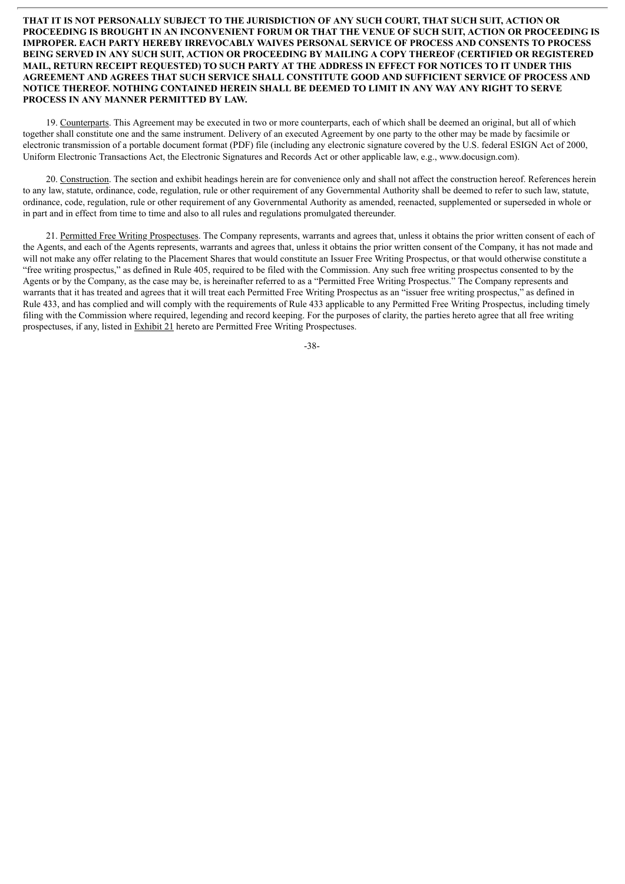**THAT IT IS NOT PERSONALLY SUBJECT TO THE JURISDICTION OF ANY SUCH COURT, THAT SUCH SUIT, ACTION OR PROCEEDING IS BROUGHT IN AN INCONVENIENT FORUM OR THAT THE VENUE OF SUCH SUIT, ACTION OR PROCEEDING IS IMPROPER. EACH PARTY HEREBY IRREVOCABLY WAIVES PERSONAL SERVICE OF PROCESS AND CONSENTS TO PROCESS BEING SERVED IN ANY SUCH SUIT, ACTION OR PROCEEDING BY MAILING A COPY THEREOF (CERTIFIED OR REGISTERED MAIL, RETURN RECEIPT REQUESTED) TO SUCH PARTY AT THE ADDRESS IN EFFECT FOR NOTICES TO IT UNDER THIS AGREEMENT AND AGREES THAT SUCH SERVICE SHALL CONSTITUTE GOOD AND SUFFICIENT SERVICE OF PROCESS AND NOTICE THEREOF. NOTHING CONTAINED HEREIN SHALL BE DEEMED TO LIMIT IN ANY WAY ANY RIGHT TO SERVE PROCESS IN ANY MANNER PERMITTED BY LAW.**

19. Counterparts. This Agreement may be executed in two or more counterparts, each of which shall be deemed an original, but all of which together shall constitute one and the same instrument. Delivery of an executed Agreement by one party to the other may be made by facsimile or electronic transmission of a portable document format (PDF) file (including any electronic signature covered by the U.S. federal ESIGN Act of 2000, Uniform Electronic Transactions Act, the Electronic Signatures and Records Act or other applicable law, e.g., www.docusign.com).

20. Construction. The section and exhibit headings herein are for convenience only and shall not affect the construction hereof. References herein to any law, statute, ordinance, code, regulation, rule or other requirement of any Governmental Authority shall be deemed to refer to such law, statute, ordinance, code, regulation, rule or other requirement of any Governmental Authority as amended, reenacted, supplemented or superseded in whole or in part and in effect from time to time and also to all rules and regulations promulgated thereunder.

21. Permitted Free Writing Prospectuses. The Company represents, warrants and agrees that, unless it obtains the prior written consent of each of the Agents, and each of the Agents represents, warrants and agrees that, unless it obtains the prior written consent of the Company, it has not made and will not make any offer relating to the Placement Shares that would constitute an Issuer Free Writing Prospectus, or that would otherwise constitute a "free writing prospectus," as defined in Rule 405, required to be filed with the Commission. Any such free writing prospectus consented to by the Agents or by the Company, as the case may be, is hereinafter referred to as a "Permitted Free Writing Prospectus." The Company represents and warrants that it has treated and agrees that it will treat each Permitted Free Writing Prospectus as an "issuer free writing prospectus," as defined in Rule 433, and has complied and will comply with the requirements of Rule 433 applicable to any Permitted Free Writing Prospectus, including timely filing with the Commission where required, legending and record keeping. For the purposes of clarity, the parties hereto agree that all free writing prospectuses, if any, listed in Exhibit 21 hereto are Permitted Free Writing Prospectuses.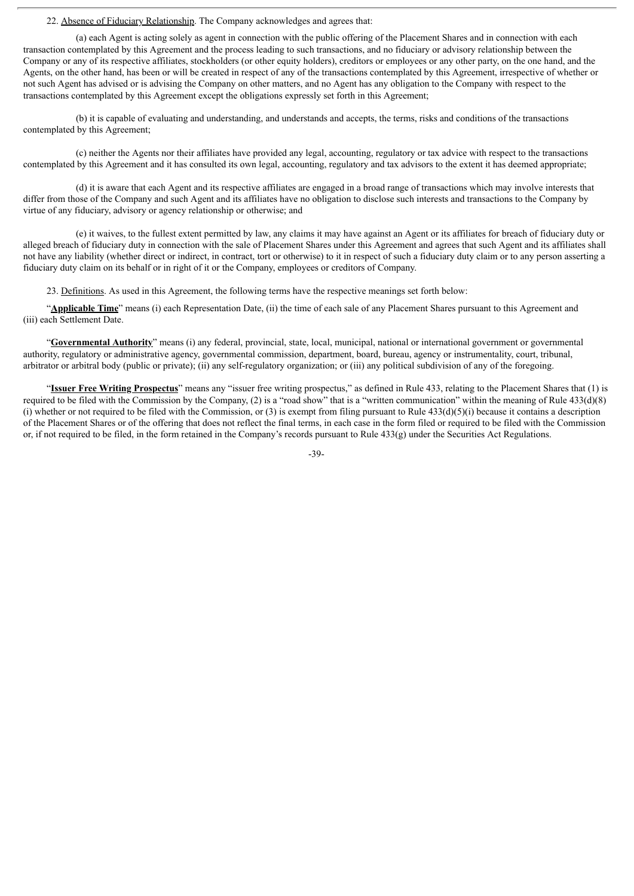22. Absence of Fiduciary Relationship. The Company acknowledges and agrees that:

(a) each Agent is acting solely as agent in connection with the public offering of the Placement Shares and in connection with each transaction contemplated by this Agreement and the process leading to such transactions, and no fiduciary or advisory relationship between the Company or any of its respective affiliates, stockholders (or other equity holders), creditors or employees or any other party, on the one hand, and the Agents, on the other hand, has been or will be created in respect of any of the transactions contemplated by this Agreement, irrespective of whether or not such Agent has advised or is advising the Company on other matters, and no Agent has any obligation to the Company with respect to the transactions contemplated by this Agreement except the obligations expressly set forth in this Agreement;

(b) it is capable of evaluating and understanding, and understands and accepts, the terms, risks and conditions of the transactions contemplated by this Agreement;

(c) neither the Agents nor their affiliates have provided any legal, accounting, regulatory or tax advice with respect to the transactions contemplated by this Agreement and it has consulted its own legal, accounting, regulatory and tax advisors to the extent it has deemed appropriate;

(d) it is aware that each Agent and its respective affiliates are engaged in a broad range of transactions which may involve interests that differ from those of the Company and such Agent and its affiliates have no obligation to disclose such interests and transactions to the Company by virtue of any fiduciary, advisory or agency relationship or otherwise; and

(e) it waives, to the fullest extent permitted by law, any claims it may have against an Agent or its affiliates for breach of fiduciary duty or alleged breach of fiduciary duty in connection with the sale of Placement Shares under this Agreement and agrees that such Agent and its affiliates shall not have any liability (whether direct or indirect, in contract, tort or otherwise) to it in respect of such a fiduciary duty claim or to any person asserting a fiduciary duty claim on its behalf or in right of it or the Company, employees or creditors of Company.

23. Definitions. As used in this Agreement, the following terms have the respective meanings set forth below:

"**Applicable Time**" means (i) each Representation Date, (ii) the time of each sale of any Placement Shares pursuant to this Agreement and (iii) each Settlement Date.

"**Governmental Authority**" means (i) any federal, provincial, state, local, municipal, national or international government or governmental authority, regulatory or administrative agency, governmental commission, department, board, bureau, agency or instrumentality, court, tribunal, arbitrator or arbitral body (public or private); (ii) any self-regulatory organization; or (iii) any political subdivision of any of the foregoing.

"**Issuer Free Writing Prospectus**" means any "issuer free writing prospectus," as defined in Rule 433, relating to the Placement Shares that (1) is required to be filed with the Commission by the Company, (2) is a "road show" that is a "written communication" within the meaning of Rule 433(d)(8)(i) whether or not required to be filed with the Commission, or (3) is exempt from filing pursuant to Rule 433(d)(5)(i) because it contains a description of the Placement Shares or of the offering that does not reflect the final terms, in each case in the form filed or required to be filed with the Commission or, if not required to be filed, in the form retained in the Company's records pursuant to Rule 433(g) under the Securities Act Regulations.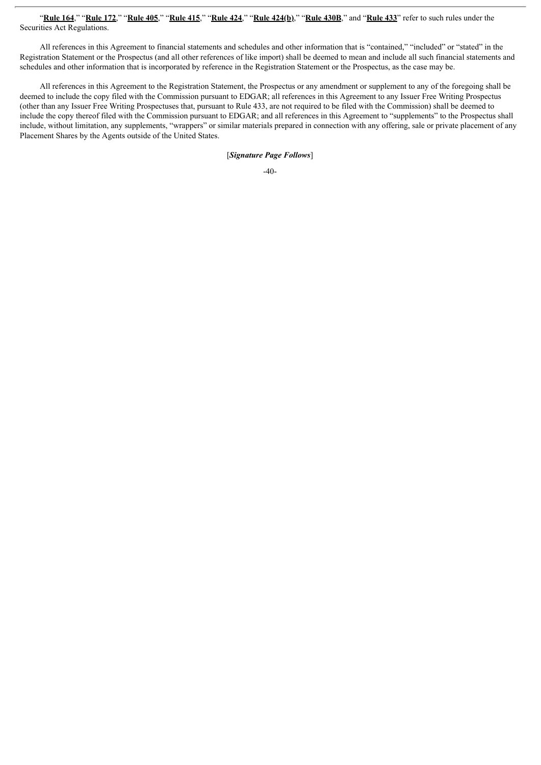"**Rule 164**," "**Rule 172**," "**Rule 405**," "**Rule 415**," "**Rule 424**," "**Rule 424(b)**," "**Rule 430B**," and "**Rule 433**" refer to such rules under the Securities Act Regulations.

All references in this Agreement to financial statements and schedules and other information that is "contained," "included" or "stated" in the Registration Statement or the Prospectus (and all other references of like import) shall be deemed to mean and include all such financial statements and schedules and other information that is incorporated by reference in the Registration Statement or the Prospectus, as the case may be.

All references in this Agreement to the Registration Statement, the Prospectus or any amendment or supplement to any of the foregoing shall be deemed to include the copy filed with the Commission pursuant to EDGAR; all references in this Agreement to any Issuer Free Writing Prospectus (other than any Issuer Free Writing Prospectuses that, pursuant to Rule 433, are not required to be filed with the Commission) shall be deemed to include the copy thereof filed with the Commission pursuant to EDGAR; and all references in this Agreement to "supplements" to the Prospectus shall include, without limitation, any supplements, "wrappers" or similar materials prepared in connection with any offering, sale or private placement of any Placement Shares by the Agents outside of the United States.

[*Signature Page Follows*]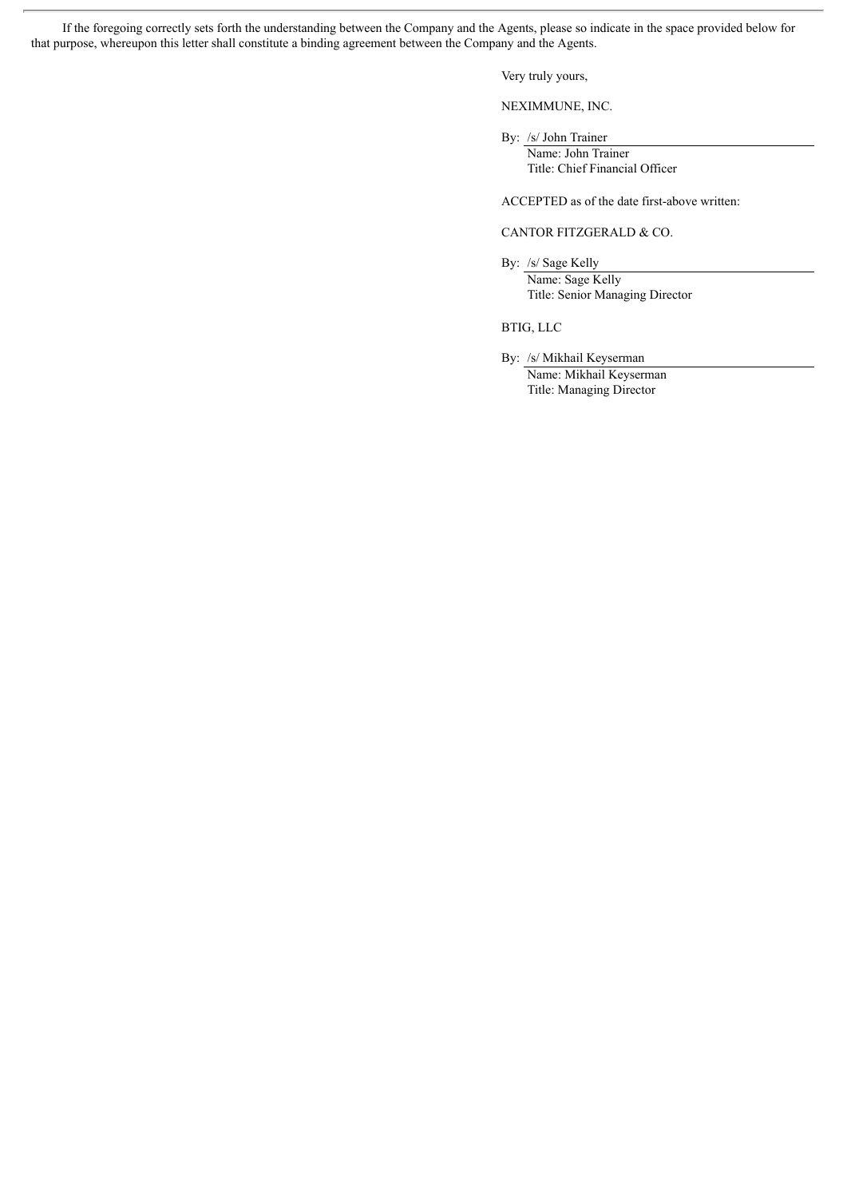If the foregoing correctly sets forth the understanding between the Company and the Agents, please so indicate in the space provided below for that purpose, whereupon this letter shall constitute a binding agreement between the Company and the Agents.

Very truly yours,

NEXIMMUNE, INC.

By: /s/ John Trainer
Name: John Trainer
Title: Chief Financial Officer

ACCEPTED as of the date first-above written:

CANTOR FITZGERALD & CO.

By: /s/ Sage Kelly
Name: Sage Kelly
Title: Senior Managing Director

BTIG, LLC

By: /s/ Mikhail Keyserman
Name: Mikhail Keyserman
Title: Managing Director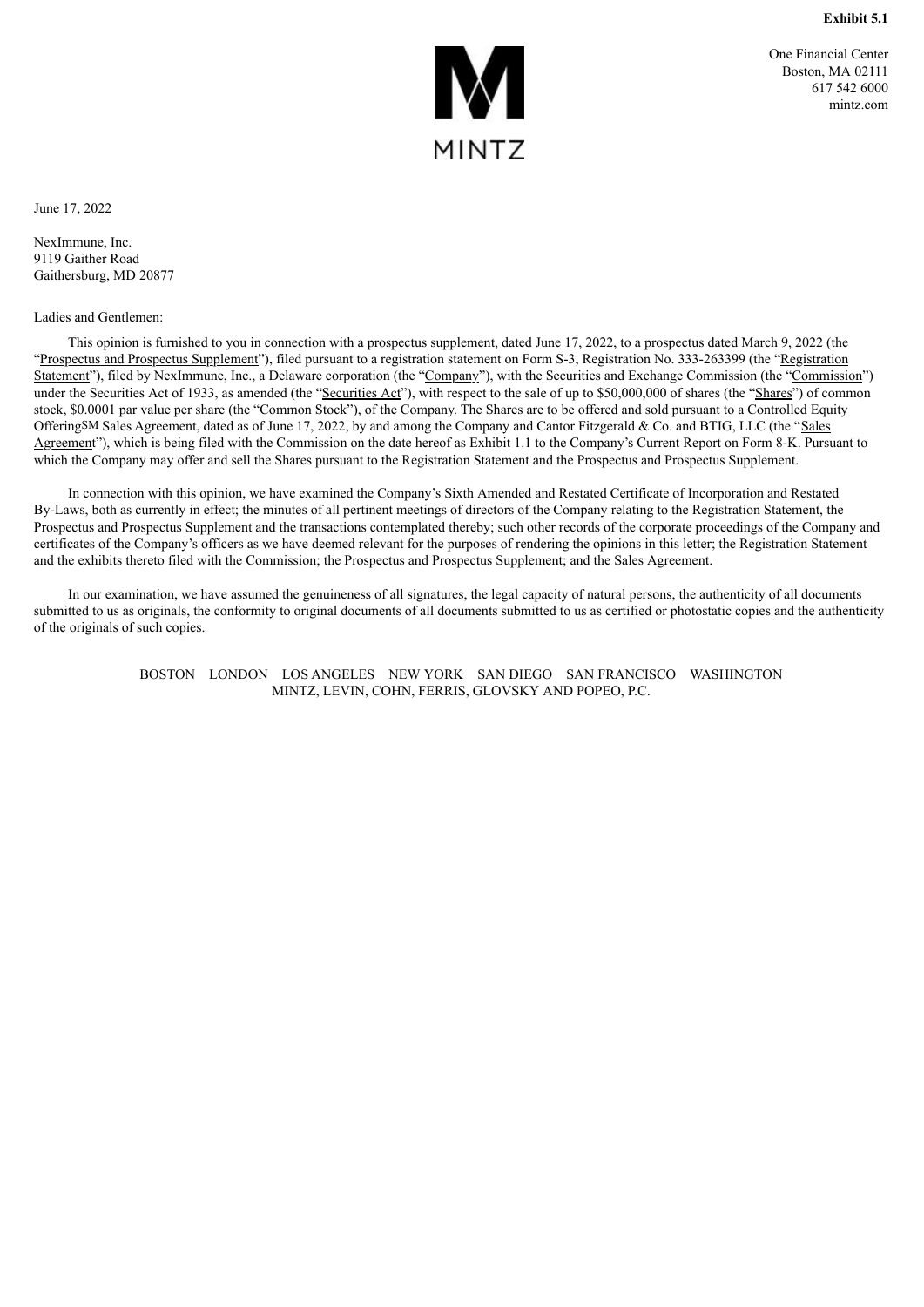**Exhibit 5.1**

One Financial Center
Boston, MA 02111
617 542 6000
mintz.com

MINTZ

June 17, 2022

NexImmune, Inc.
9119 Gaither Road
Gaithersburg, MD 20877

Ladies and Gentlemen:

This opinion is furnished to you in connection with a prospectus supplement, dated June 17, 2022, to a prospectus dated March 9, 2022 (the "Prospectus and Prospectus Supplement"), filed pursuant to a registration statement on Form S-3, Registration No. 333-263399 (the "Registration Statement"), filed by NexImmune, Inc., a Delaware corporation (the "Company"), with the Securities and Exchange Commission (the "Commission") under the Securities Act of 1933, as amended (the "Securities Act"), with respect to the sale of up to $50,000,000 of shares (the "Shares") of common stock, $0.0001 par value per share (the "Common Stock"), of the Company. The Shares are to be offered and sold pursuant to a Controlled Equity OfferingSM Sales Agreement, dated as of June 17, 2022, by and among the Company and Cantor Fitzgerald & Co. and BTIG, LLC (the "Sales Agreement"), which is being filed with the Commission on the date hereof as Exhibit 1.1 to the Company's Current Report on Form 8-K. Pursuant to which the Company may offer and sell the Shares pursuant to the Registration Statement and the Prospectus and Prospectus Supplement.

In connection with this opinion, we have examined the Company's Sixth Amended and Restated Certificate of Incorporation and Restated By-Laws, both as currently in effect; the minutes of all pertinent meetings of directors of the Company relating to the Registration Statement, the Prospectus and Prospectus Supplement and the transactions contemplated thereby; such other records of the corporate proceedings of the Company and certificates of the Company's officers as we have deemed relevant for the purposes of rendering the opinions in this letter; the Registration Statement and the exhibits thereto filed with the Commission; the Prospectus and Prospectus Supplement; and the Sales Agreement.

In our examination, we have assumed the genuineness of all signatures, the legal capacity of natural persons, the authenticity of all documents submitted to us as originals, the conformity to original documents of all documents submitted to us as certified or photostatic copies and the authenticity of the originals of such copies.

BOSTON LONDON LOS ANGELES NEW YORK SAN DIEGO SAN FRANCISCO WASHINGTON
MINTZ, LEVIN, COHN, FERRIS, GLOVSKY AND POPEO, P.C.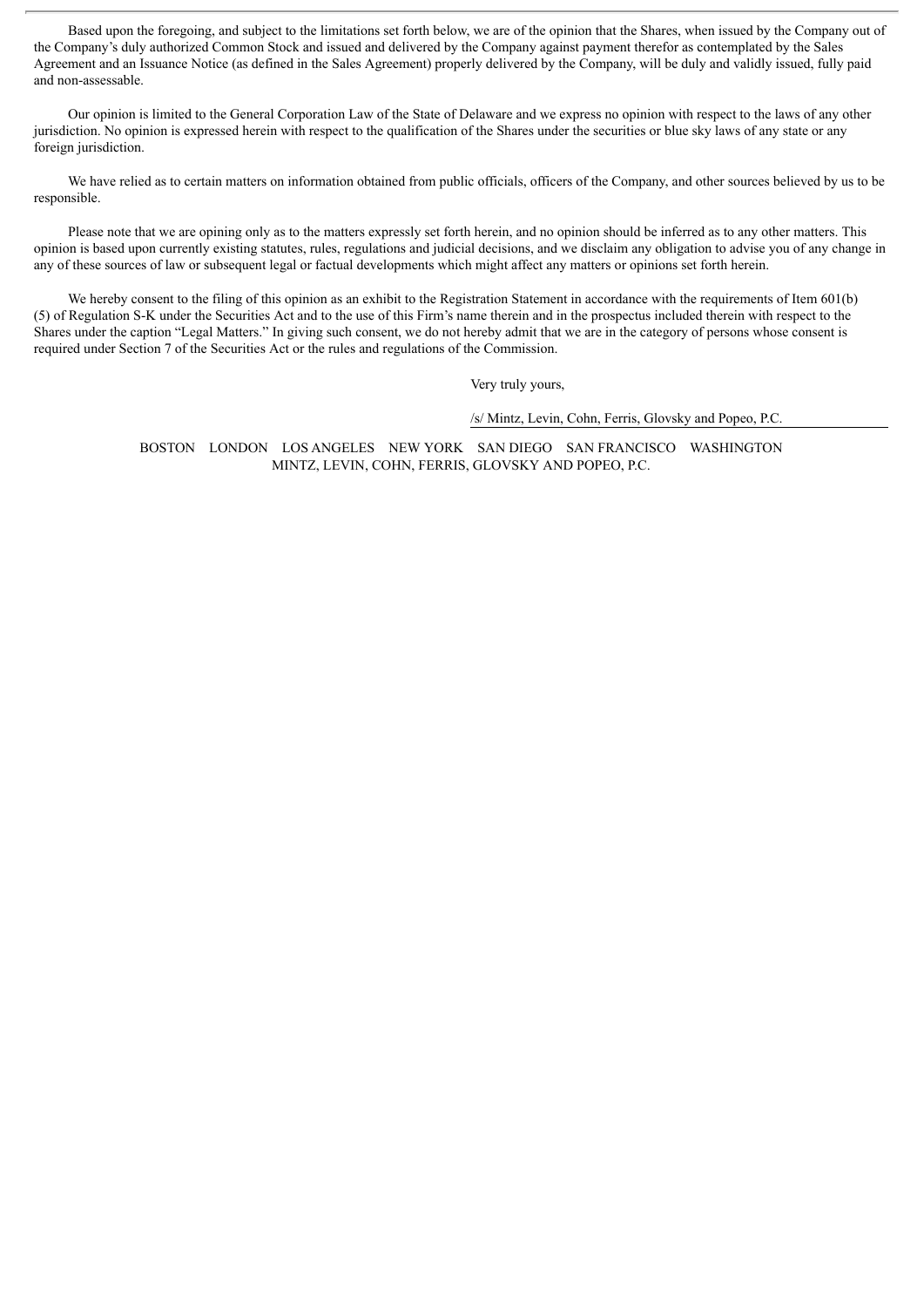Based upon the foregoing, and subject to the limitations set forth below, we are of the opinion that the Shares, when issued by the Company out of the Company's duly authorized Common Stock and issued and delivered by the Company against payment therefor as contemplated by the Sales Agreement and an Issuance Notice (as defined in the Sales Agreement) properly delivered by the Company, will be duly and validly issued, fully paid and non-assessable.

Our opinion is limited to the General Corporation Law of the State of Delaware and we express no opinion with respect to the laws of any other jurisdiction. No opinion is expressed herein with respect to the qualification of the Shares under the securities or blue sky laws of any state or any foreign jurisdiction.

We have relied as to certain matters on information obtained from public officials, officers of the Company, and other sources believed by us to be responsible.

Please note that we are opining only as to the matters expressly set forth herein, and no opinion should be inferred as to any other matters. This opinion is based upon currently existing statutes, rules, regulations and judicial decisions, and we disclaim any obligation to advise you of any change in any of these sources of law or subsequent legal or factual developments which might affect any matters or opinions set forth herein.

We hereby consent to the filing of this opinion as an exhibit to the Registration Statement in accordance with the requirements of Item 601(b)(5) of Regulation S-K under the Securities Act and to the use of this Firm's name therein and in the prospectus included therein with respect to the Shares under the caption "Legal Matters." In giving such consent, we do not hereby admit that we are in the category of persons whose consent is required under Section 7 of the Securities Act or the rules and regulations of the Commission.

Very truly yours,

/s/ Mintz, Levin, Cohn, Ferris, Glovsky and Popeo, P.C.

BOSTON LONDON LOS ANGELES NEW YORK SAN DIEGO SAN FRANCISCO WASHINGTON
MINTZ, LEVIN, COHN, FERRIS, GLOVSKY AND POPEO, P.C.